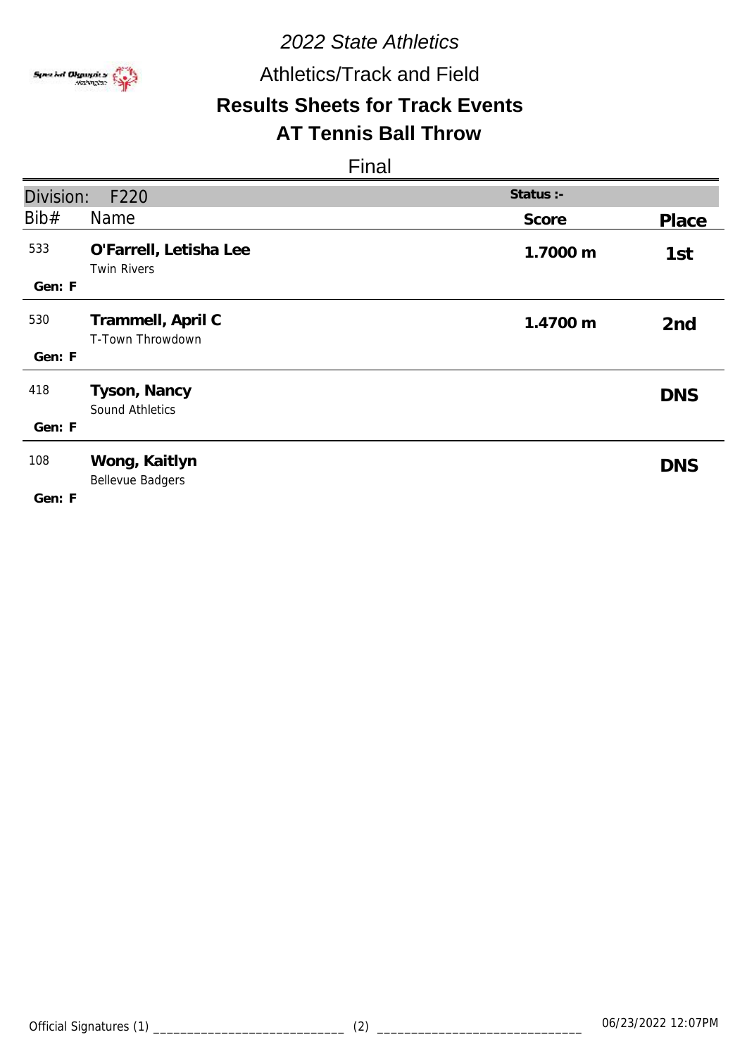# *2022 State Athletics*

## Athletics/Track and Field

## Results Sheets for Track Events

## AT Tennis Ball Throw

### Final

| Division: F220 | | Status :- | |
|---|---|---|---|
| Bib# | Name | Score | Place |
| 533<br>Gen: F | **O'Farrell, Letisha Lee**<br>Twin Rivers | **1.7000 m** | **1st** |
| 530<br>Gen: F | **Trammell, April C**<br>T-Town Throwdown | **1.4700 m** | **2nd** |
| 418<br>Gen: F | **Tyson, Nancy**<br>Sound Athletics | | **DNS** |
| 108<br>Gen: F | **Wong, Kaitlyn**<br>Bellevue Badgers | | **DNS** |

Official Signatures (1) ____________________________ (2) ______________________________ 06/23/2022 12:07PM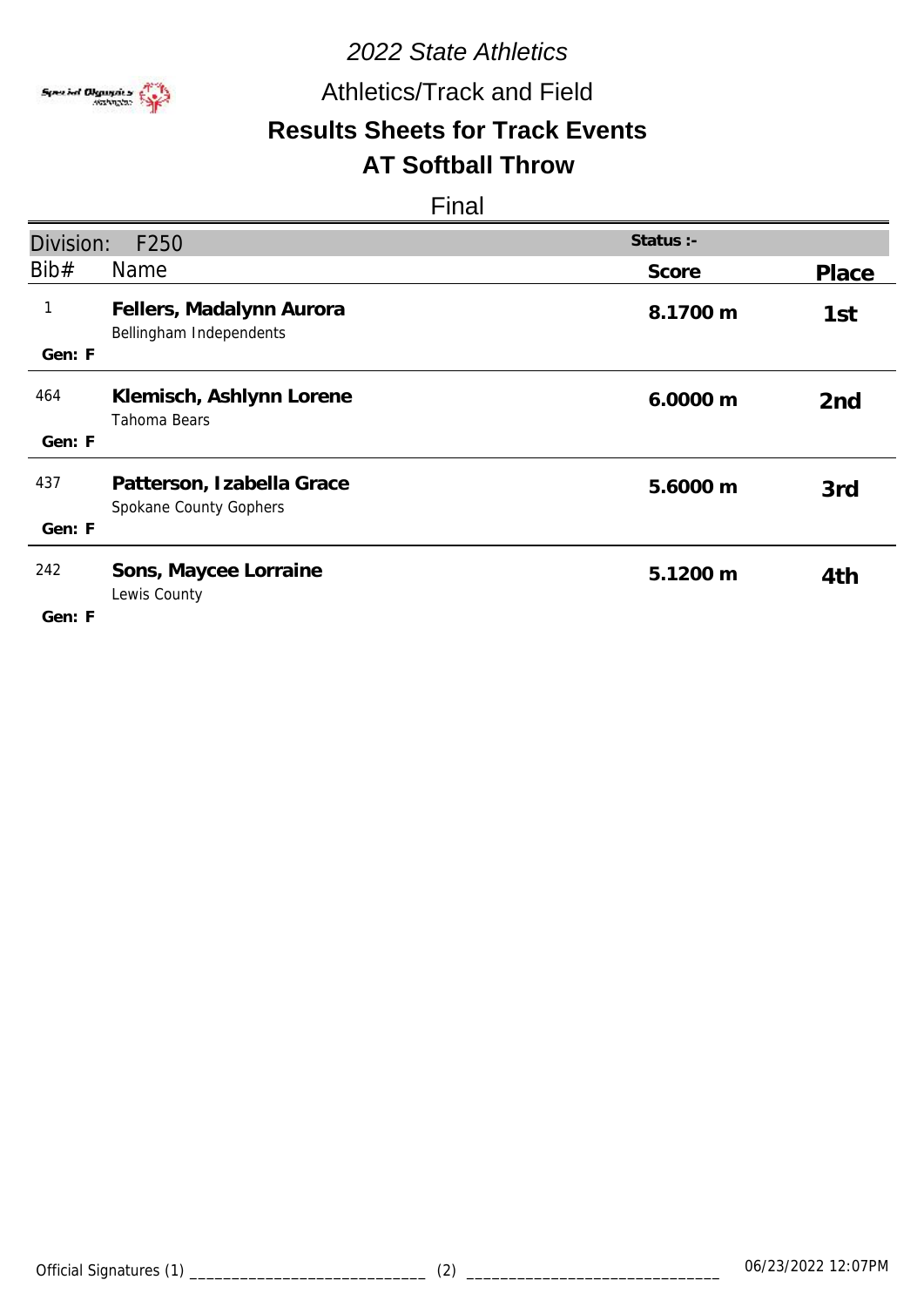*2022 State Athletics*

Athletics/Track and Field

## Results Sheets for Track Events

## AT Softball Throw

Final

| Division: F250 | | Status :- | |
|---|---|---|---|
| Bib# | Name | Score | Place |
| 1<br>Gen: F | **Fellers, Madalynn Aurora**<br>Bellingham Independents | **8.1700 m** | 1st |
| 464<br>Gen: F | **Klemisch, Ashlynn Lorene**<br>Tahoma Bears | **6.0000 m** | 2nd |
| 437<br>Gen: F | **Patterson, Izabella Grace**<br>Spokane County Gophers | **5.6000 m** | 3rd |
| 242<br>Gen: F | **Sons, Maycee Lorraine**<br>Lewis County | **5.1200 m** | 4th |

Official Signatures (1) ____________________________ (2) ______________________________ 06/23/2022 12:07PM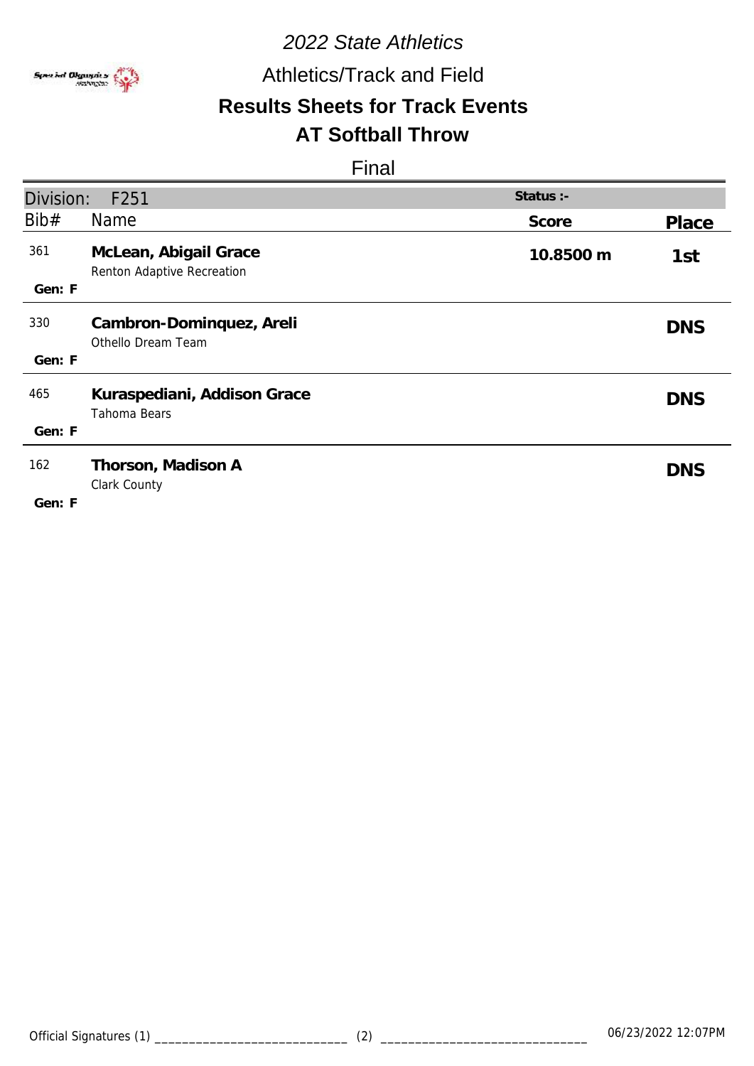*2022 State Athletics*

Athletics/Track and Field

## Results Sheets for Track Events

## AT Softball Throw

Final

| Division: F251 | | Status :- | |
|---|---|---|---|
| Bib# | Name | Score | Place |
| 361<br>Gen: F | **McLean, Abigail Grace**<br>Renton Adaptive Recreation | **10.8500 m** | **1st** |
| 330<br>Gen: F | **Cambron-Dominquez, Areli**<br>Othello Dream Team | | **DNS** |
| 465<br>Gen: F | **Kuraspediani, Addison Grace**<br>Tahoma Bears | | **DNS** |
| 162<br>Gen: F | **Thorson, Madison A**<br>Clark County | | **DNS** |

Official Signatures (1) ____________________________ (2) ______________________________ 06/23/2022 12:07PM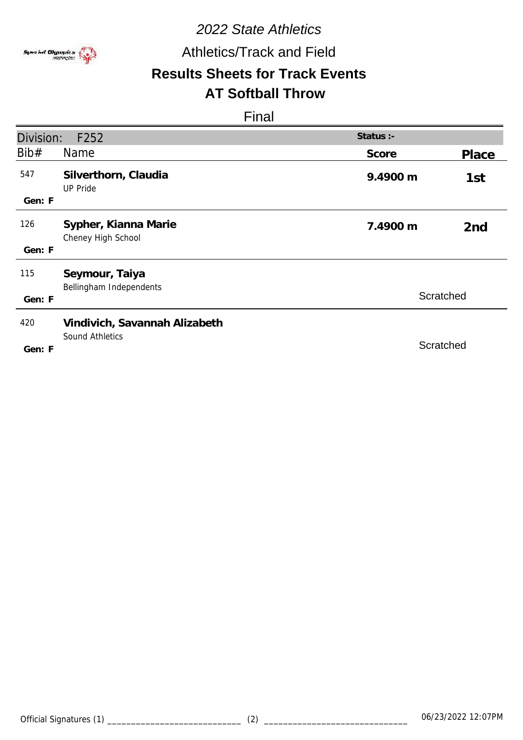*2022 State Athletics*

Athletics/Track and Field

## Results Sheets for Track Events

## AT Softball Throw

Final

| Division: F252 | | Status :- | |
|---|---|---|---|
| Bib# | Name | Score | Place |
| 547<br>Gen: F | **Silverthorn, Claudia**<br>UP Pride | **9.4900 m** | **1st** |
| 126<br>Gen: F | **Sypher, Kianna Marie**<br>Cheney High School | **7.4900 m** | **2nd** |
| 115<br>Gen: F | **Seymour, Taiya**<br>Bellingham Independents | Scratched | |
| 420<br>Gen: F | **Vindivich, Savannah Alizabeth**<br>Sound Athletics | Scratched | |

Official Signatures (1) ____________________________ (2) ______________________________ 06/23/2022 12:07PM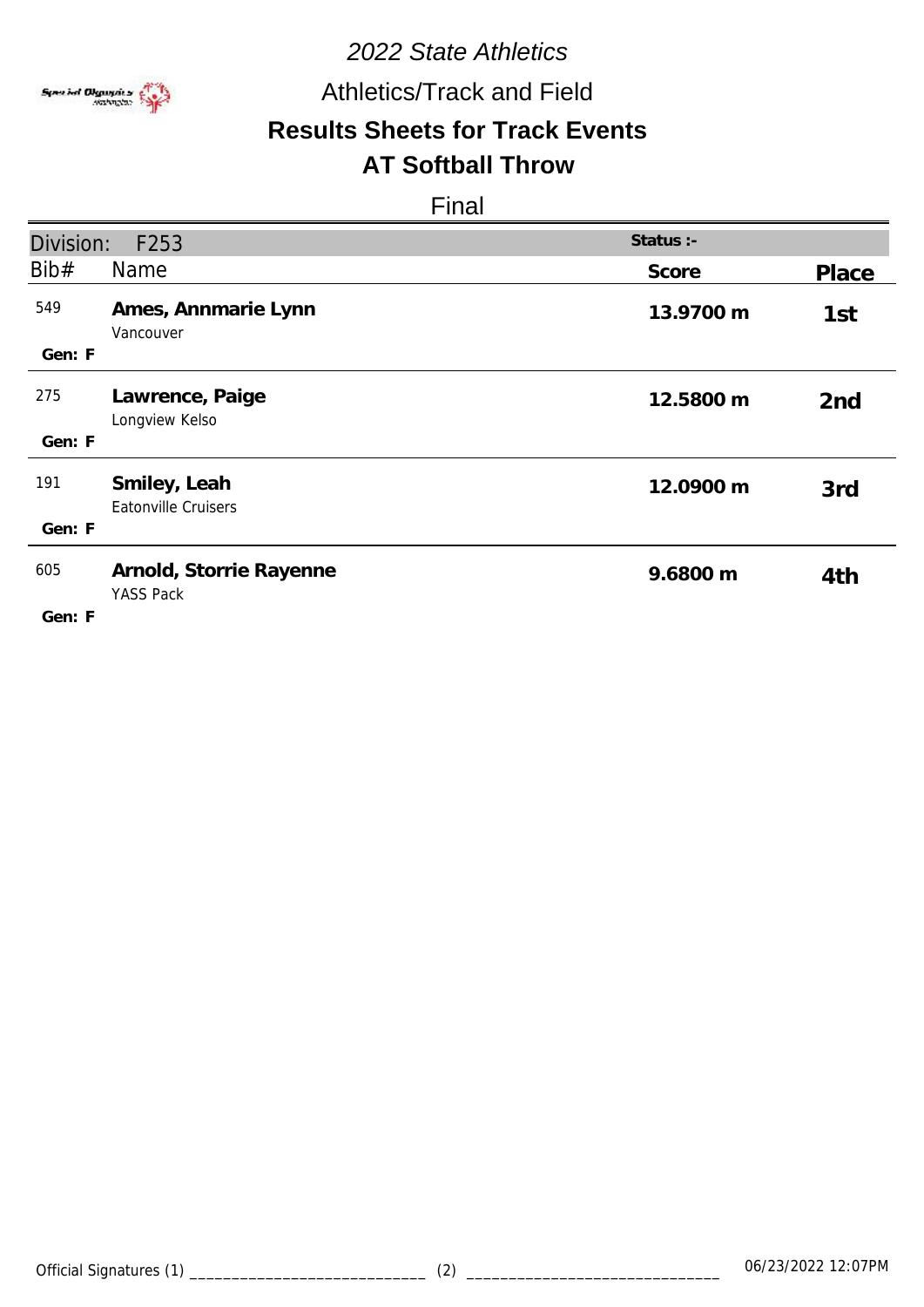*2022 State Athletics*

Athletics/Track and Field

**Results Sheets for Track Events**

**AT Softball Throw**

Final

| Division: F253 | | Status :- | |
|---|---|---|---|
| Bib# | Name | Score | Place |
| 549<br>Gen: F | **Ames, Annmarie Lynn**<br>Vancouver | **13.9700 m** | 1st |
| 275<br>Gen: F | **Lawrence, Paige**<br>Longview Kelso | **12.5800 m** | 2nd |
| 191<br>Gen: F | **Smiley, Leah**<br>Eatonville Cruisers | **12.0900 m** | 3rd |
| 605<br>Gen: F | **Arnold, Storrie Rayenne**<br>YASS Pack | **9.6800 m** | 4th |

Official Signatures (1) ____________________________ (2) ______________________________ 06/23/2022 12:07PM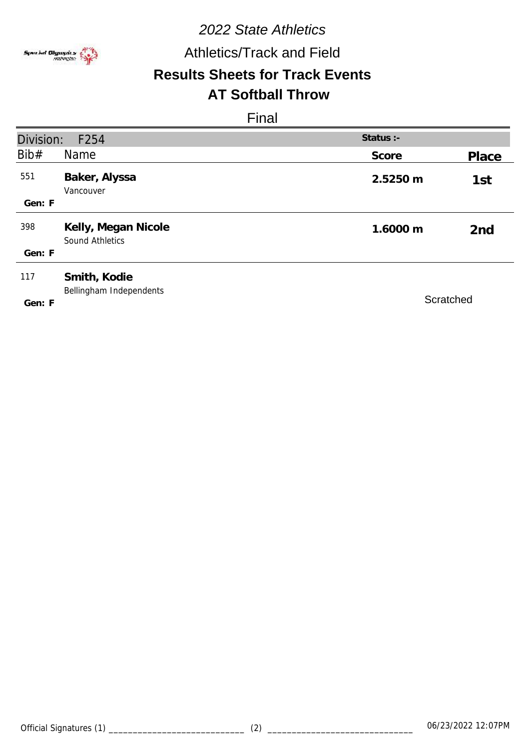*2022 State Athletics*

Athletics/Track and Field

## Results Sheets for Track Events

## AT Softball Throw

Final

Division: F254 | Status :-

| Bib# | Name | Score | Place |
|---|---|---|---|
| 551<br>Gen: F | **Baker, Alyssa**<br>Vancouver | **2.5250 m** | **1st** |
| 398<br>Gen: F | **Kelly, Megan Nicole**<br>Sound Athletics | **1.6000 m** | **2nd** |
| 117<br>Gen: F | **Smith, Kodie**<br>Bellingham Independents | | Scratched |

Official Signatures (1) ____________________________ (2) ______________________________ 06/23/2022 12:07PM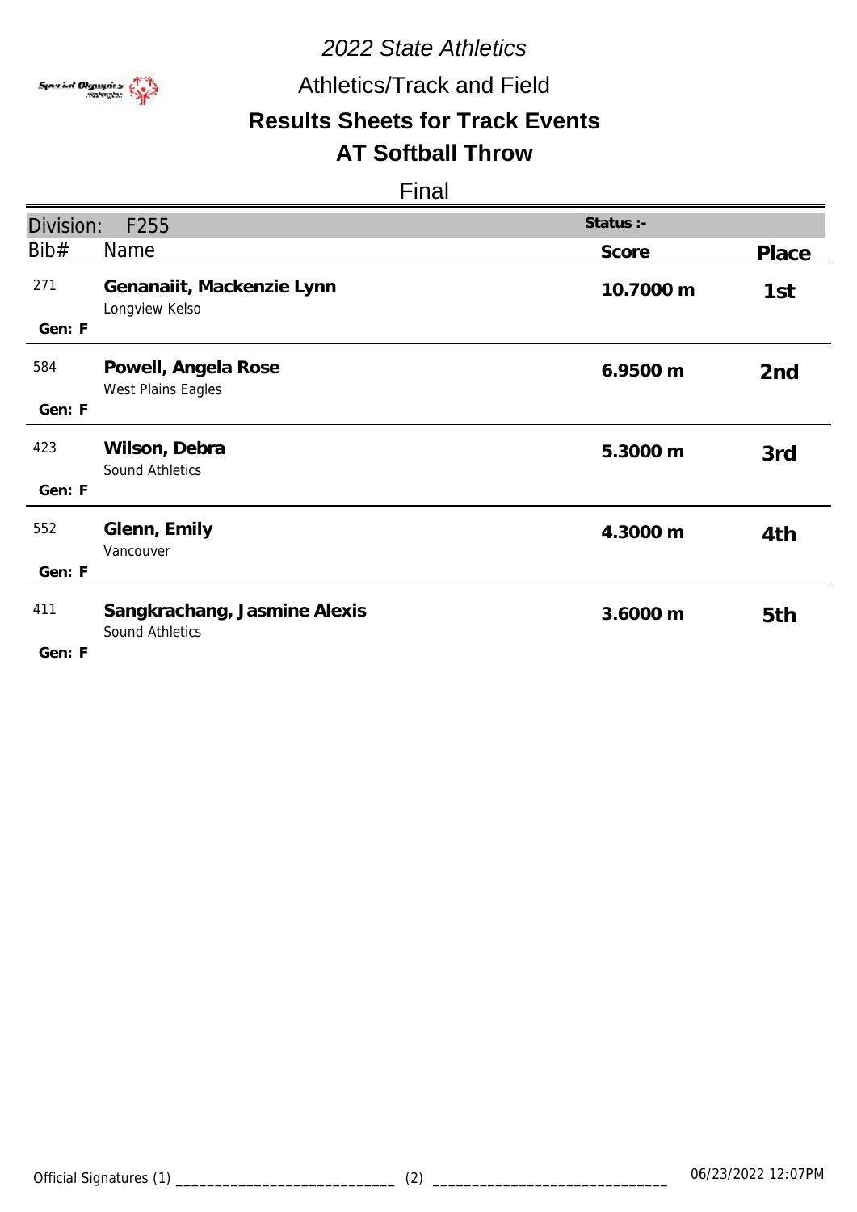*2022 State Athletics*

Athletics/Track and Field

## Results Sheets for Track Events

## AT Softball Throw

Final

| Division: F255 | | Status :- | |
|---|---|---|---|
| Bib# | Name | Score | Place |
| 271<br>Gen: F | **Genanaiit, Mackenzie Lynn**<br>Longview Kelso | **10.7000 m** | **1st** |
| 584<br>Gen: F | **Powell, Angela Rose**<br>West Plains Eagles | **6.9500 m** | **2nd** |
| 423<br>Gen: F | **Wilson, Debra**<br>Sound Athletics | **5.3000 m** | **3rd** |
| 552<br>Gen: F | **Glenn, Emily**<br>Vancouver | **4.3000 m** | **4th** |
| 411<br>Gen: F | **Sangkrachang, Jasmine Alexis**<br>Sound Athletics | **3.6000 m** | **5th** |

Official Signatures (1) ____________________________ (2) ______________________________ 06/23/2022 12:07PM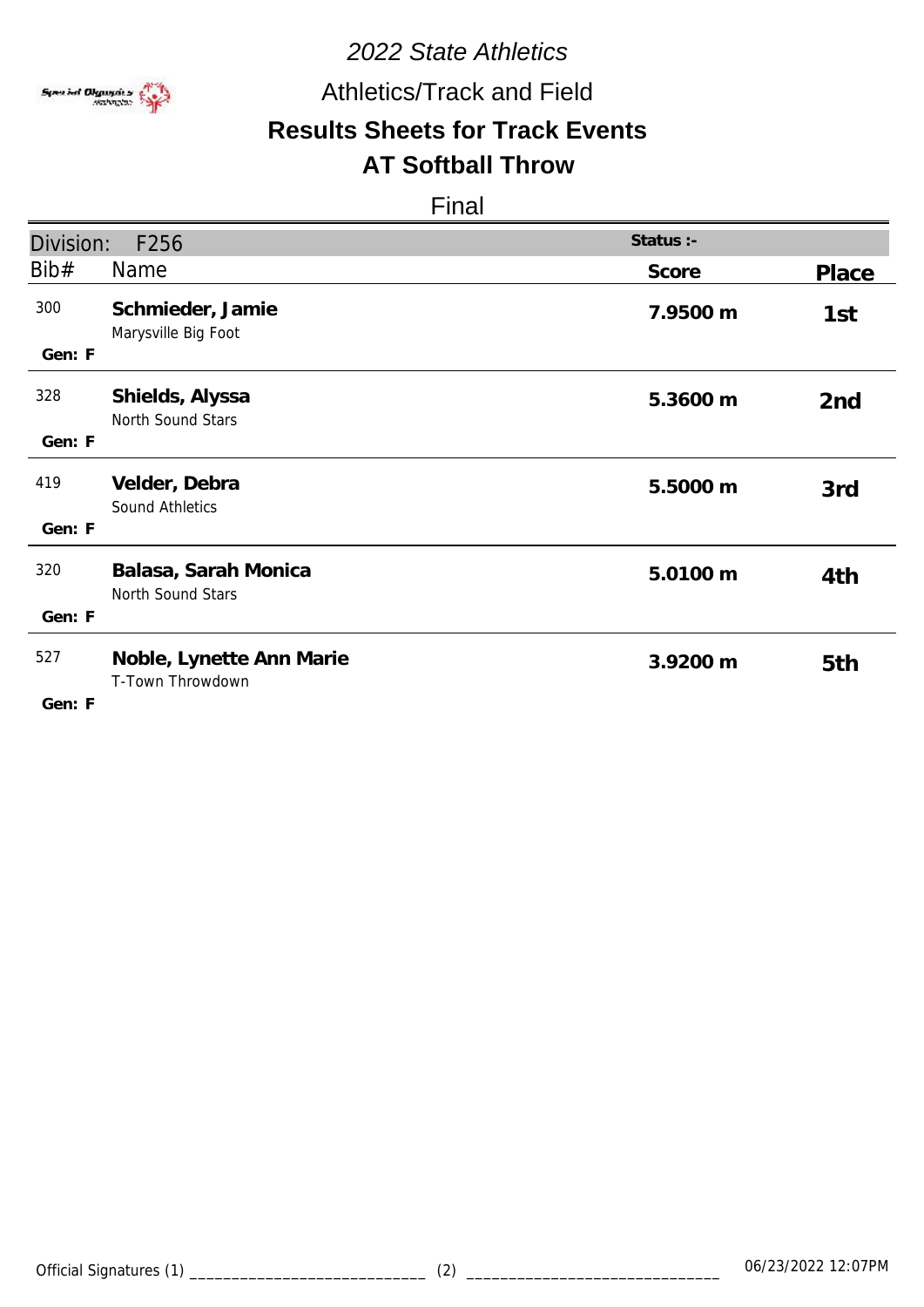*2022 State Athletics*

Athletics/Track and Field

## Results Sheets for Track Events

## AT Softball Throw

Final

| Division: F256 | | Status :- | |
|---|---|---|---|
| Bib# | Name | Score | Place |
| 300<br>Gen: F | **Schmieder, Jamie**<br>Marysville Big Foot | **7.9500 m** | 1st |
| 328<br>Gen: F | **Shields, Alyssa**<br>North Sound Stars | **5.3600 m** | 2nd |
| 419<br>Gen: F | **Velder, Debra**<br>Sound Athletics | **5.5000 m** | 3rd |
| 320<br>Gen: F | **Balasa, Sarah Monica**<br>North Sound Stars | **5.0100 m** | 4th |
| 527<br>Gen: F | **Noble, Lynette Ann Marie**<br>T-Town Throwdown | **3.9200 m** | 5th |

Official Signatures (1) ____________________________ (2) ______________________________ 06/23/2022 12:07PM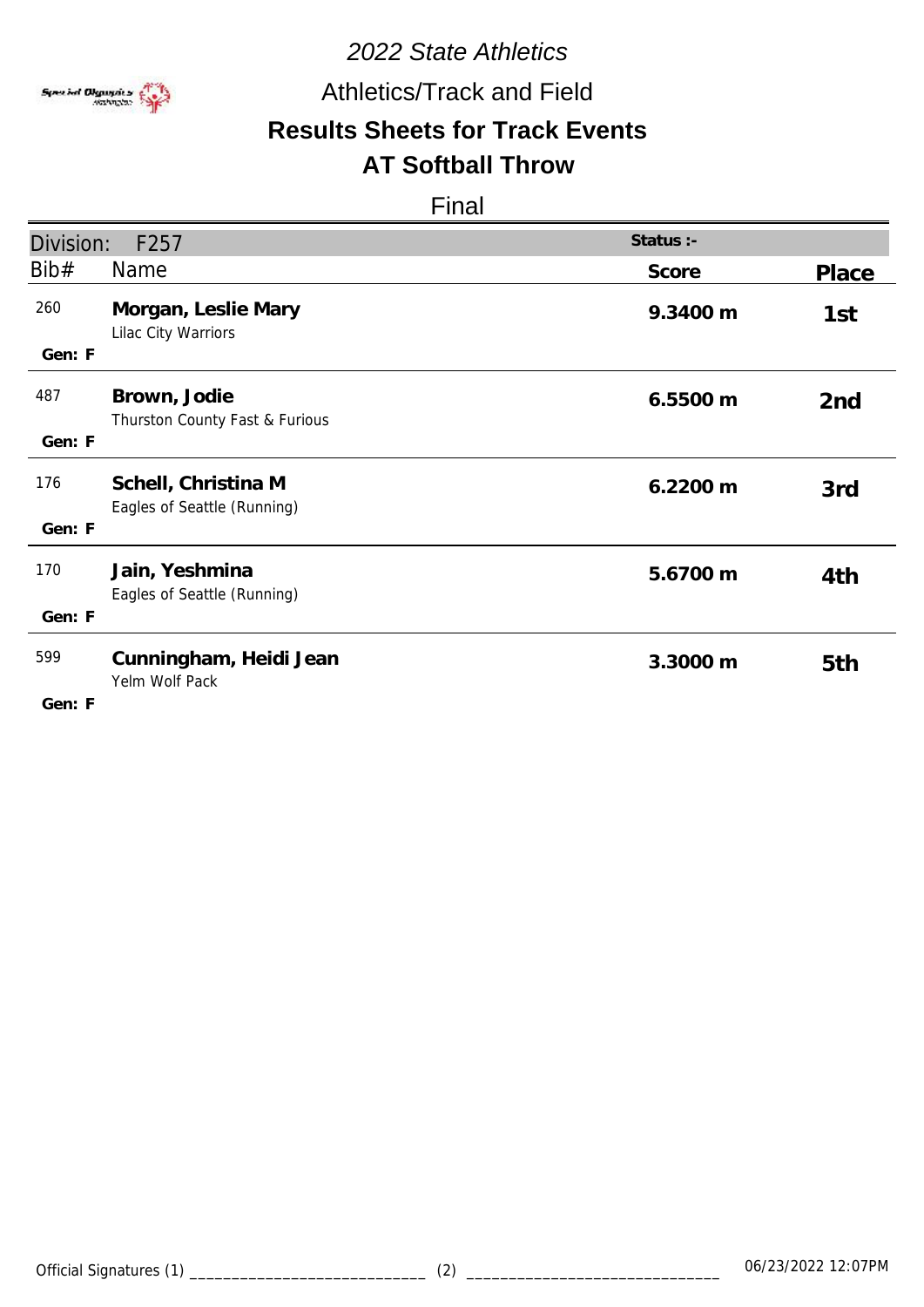# 2022 State Athletics

## Athletics/Track and Field

## Results Sheets for Track Events

## AT Softball Throw

### Final

**Division:** F257 | **Status :-**

| Bib# | Name | Score | Place |
|---|---|---|---|
| 260<br>Gen: F | **Morgan, Leslie Mary**<br>Lilac City Warriors | 9.3400 m | 1st |
| 487<br>Gen: F | **Brown, Jodie**<br>Thurston County Fast & Furious | 6.5500 m | 2nd |
| 176<br>Gen: F | **Schell, Christina M**<br>Eagles of Seattle (Running) | 6.2200 m | 3rd |
| 170<br>Gen: F | **Jain, Yeshmina**<br>Eagles of Seattle (Running) | 5.6700 m | 4th |
| 599<br>Gen: F | **Cunningham, Heidi Jean**<br>Yelm Wolf Pack | 3.3000 m | 5th |

Official Signatures (1) ____________________________ (2) ______________________________ 06/23/2022 12:07PM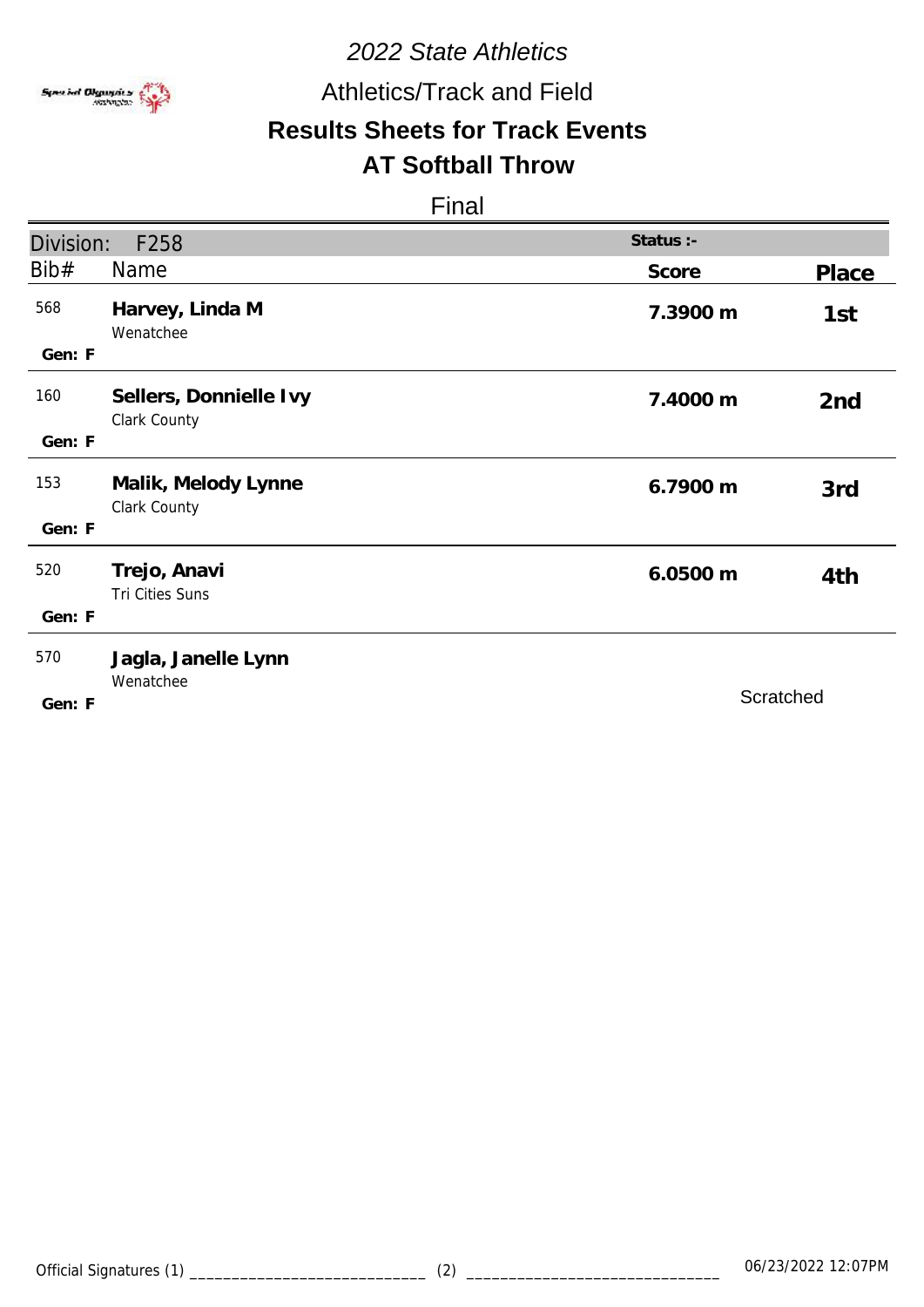# 2022 State Athletics

## Athletics/Track and Field

## Results Sheets for Track Events

## AT Softball Throw

Final

| Division: F258 | | Status :- | |
|---|---|---|---|
| **Bib#** | **Name** | **Score** | **Place** |
| 568 (Gen: F) | **Harvey, Linda M** Wenatchee | **7.3900 m** | **1st** |
| 160 (Gen: F) | **Sellers, Donnielle Ivy** Clark County | **7.4000 m** | **2nd** |
| 153 (Gen: F) | **Malik, Melody Lynne** Clark County | **6.7900 m** | **3rd** |
| 520 (Gen: F) | **Trejo, Anavi** Tri Cities Suns | **6.0500 m** | **4th** |
| 570 (Gen: F) | **Jagla, Janelle Lynn** Wenatchee | Scratched | |

Official Signatures (1) ____________________________ (2) ______________________________ 06/23/2022 12:07PM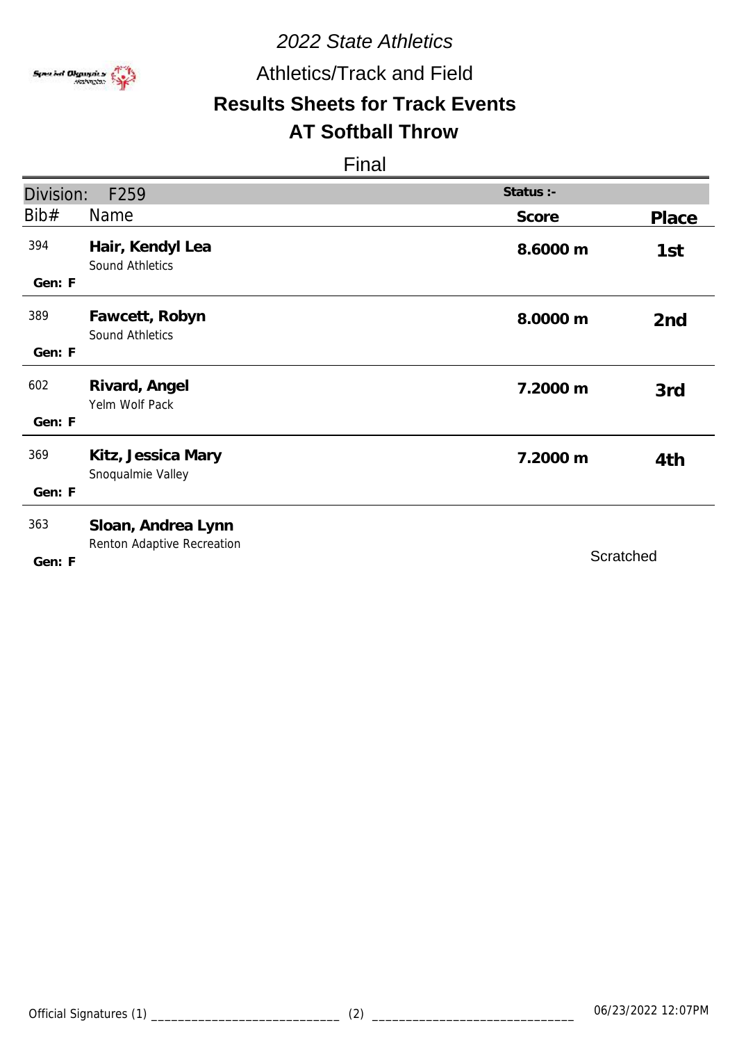*2022 State Athletics*

Athletics/Track and Field

## Results Sheets for Track Events

## AT Softball Throw

Final

| Division: F259 | | Status :- | |
|---|---|---|---|
| Bib# | Name | Score | Place |
| 394<br>Gen: F | **Hair, Kendyl Lea**<br>Sound Athletics | **8.6000 m** | **1st** |
| 389<br>Gen: F | **Fawcett, Robyn**<br>Sound Athletics | **8.0000 m** | **2nd** |
| 602<br>Gen: F | **Rivard, Angel**<br>Yelm Wolf Pack | **7.2000 m** | **3rd** |
| 369<br>Gen: F | **Kitz, Jessica Mary**<br>Snoqualmie Valley | **7.2000 m** | **4th** |
| 363<br>Gen: F | **Sloan, Andrea Lynn**<br>Renton Adaptive Recreation | Scratched | |

Official Signatures (1) ____________________________ (2) ______________________________ 06/23/2022 12:07PM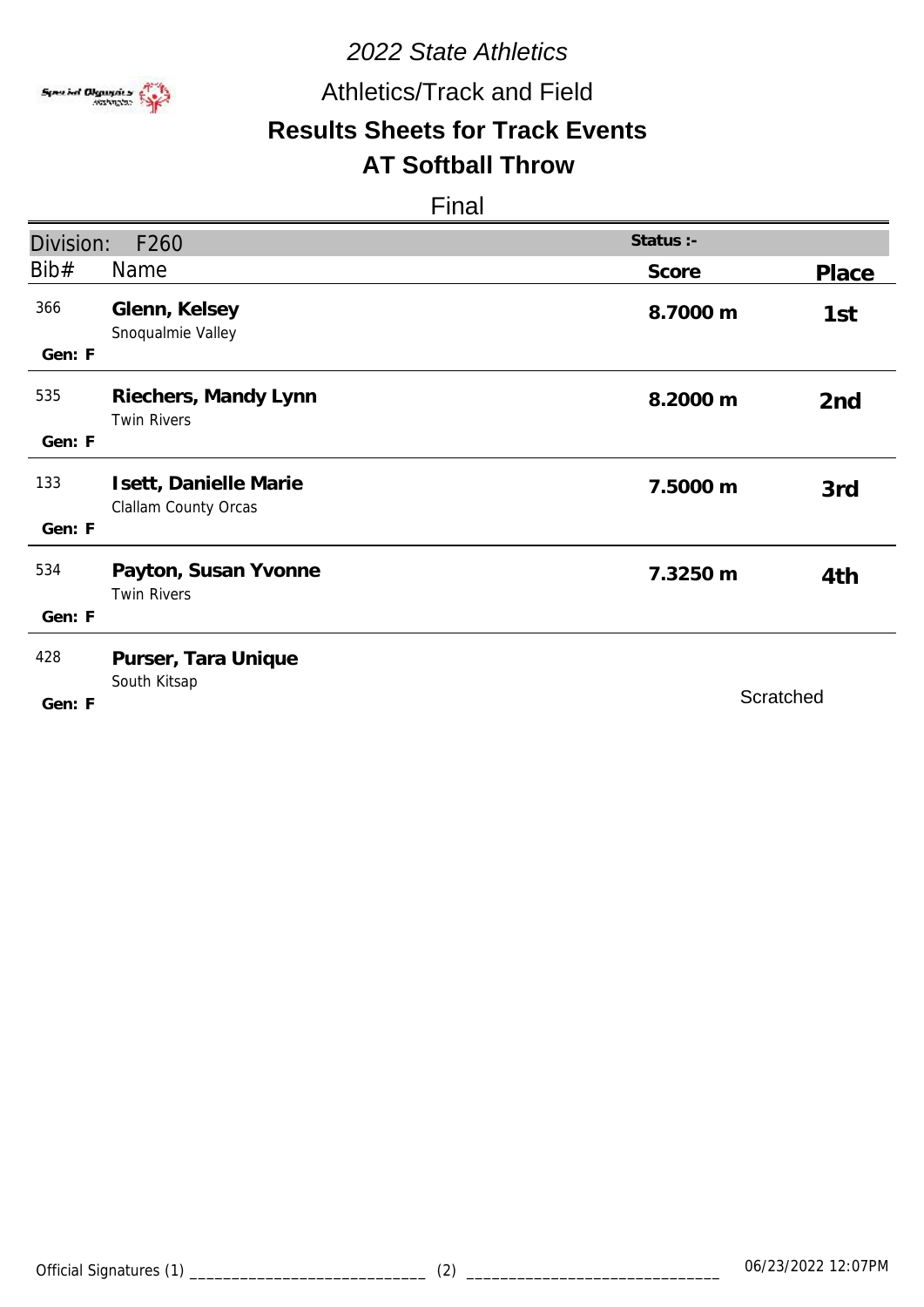*2022 State Athletics*

Athletics/Track and Field

## Results Sheets for Track Events

## AT Softball Throw

Final

| Division: F260 | | Status :- | |
|---|---|---|---|
| Bib# | Name | Score | Place |
| 366<br>Gen: F | **Glenn, Kelsey**<br>Snoqualmie Valley | **8.7000 m** | **1st** |
| 535<br>Gen: F | **Riechers, Mandy Lynn**<br>Twin Rivers | **8.2000 m** | **2nd** |
| 133<br>Gen: F | **Isett, Danielle Marie**<br>Clallam County Orcas | **7.5000 m** | **3rd** |
| 534<br>Gen: F | **Payton, Susan Yvonne**<br>Twin Rivers | **7.3250 m** | **4th** |
| 428<br>Gen: F | **Purser, Tara Unique**<br>South Kitsap | Scratched | |

Official Signatures (1) ____________________________ (2) ______________________________ 06/23/2022 12:07PM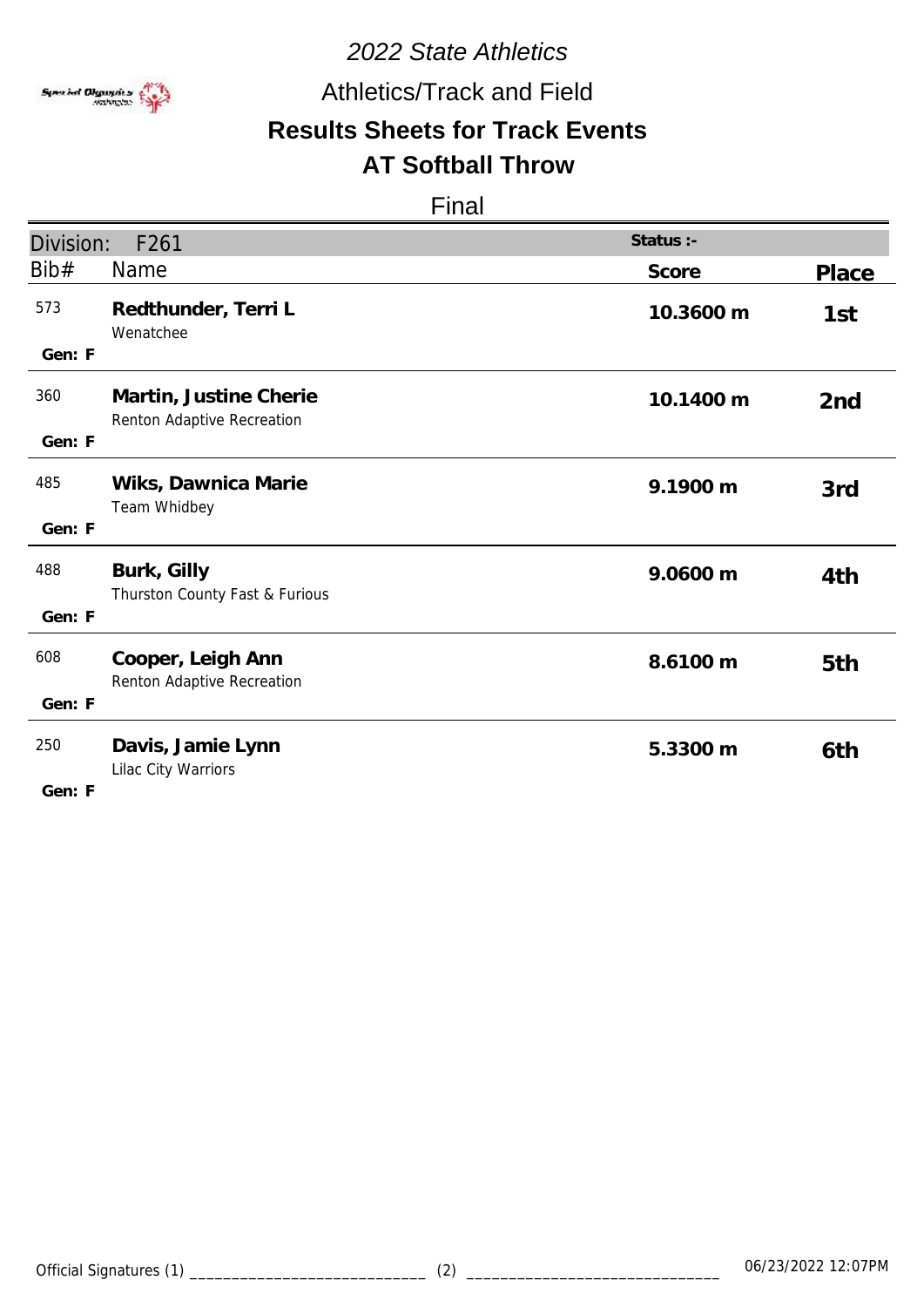*2022 State Athletics*

Athletics/Track and Field

**Results Sheets for Track Events**

**AT Softball Throw**

Final

| Division: F261 | | Status :- | |
|---|---|---|---|
| Bib# | Name | Score | Place |
| 573<br>Gen: F | **Redthunder, Terri L**<br>Wenatchee | **10.3600 m** | **1st** |
| 360<br>Gen: F | **Martin, Justine Cherie**<br>Renton Adaptive Recreation | **10.1400 m** | **2nd** |
| 485<br>Gen: F | **Wiks, Dawnica Marie**<br>Team Whidbey | **9.1900 m** | **3rd** |
| 488<br>Gen: F | **Burk, Gilly**<br>Thurston County Fast & Furious | **9.0600 m** | **4th** |
| 608<br>Gen: F | **Cooper, Leigh Ann**<br>Renton Adaptive Recreation | **8.6100 m** | **5th** |
| 250<br>Gen: F | **Davis, Jamie Lynn**<br>Lilac City Warriors | **5.3300 m** | **6th** |

Official Signatures (1) ____________________________ (2) ______________________________ 06/23/2022 12:07PM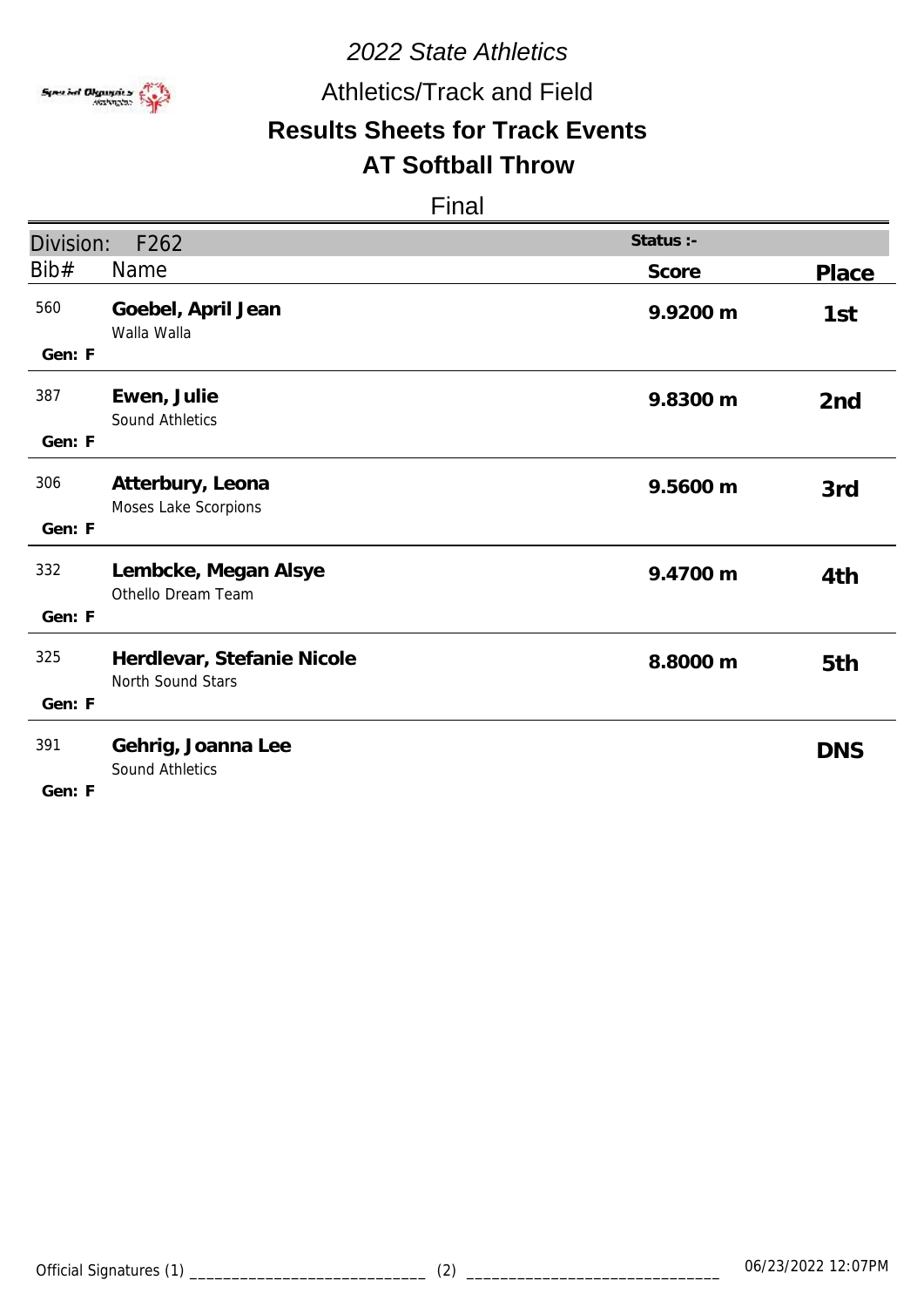# 2022 State Athletics

## Athletics/Track and Field

## Results Sheets for Track Events

## AT Softball Throw

Final

| Division: F262 | | Status :- | |
|---|---|---|---|
| Bib# | Name | Score | Place |
| 560<br>Gen: F | **Goebel, April Jean**<br>Walla Walla | **9.9200 m** | **1st** |
| 387<br>Gen: F | **Ewen, Julie**<br>Sound Athletics | **9.8300 m** | **2nd** |
| 306<br>Gen: F | **Atterbury, Leona**<br>Moses Lake Scorpions | **9.5600 m** | **3rd** |
| 332<br>Gen: F | **Lembcke, Megan Alsye**<br>Othello Dream Team | **9.4700 m** | **4th** |
| 325<br>Gen: F | **Herdlevar, Stefanie Nicole**<br>North Sound Stars | **8.8000 m** | **5th** |
| 391<br>Gen: F | **Gehrig, Joanna Lee**<br>Sound Athletics | | **DNS** |

Official Signatures (1) ____________________________ (2) ______________________________ 06/23/2022 12:07PM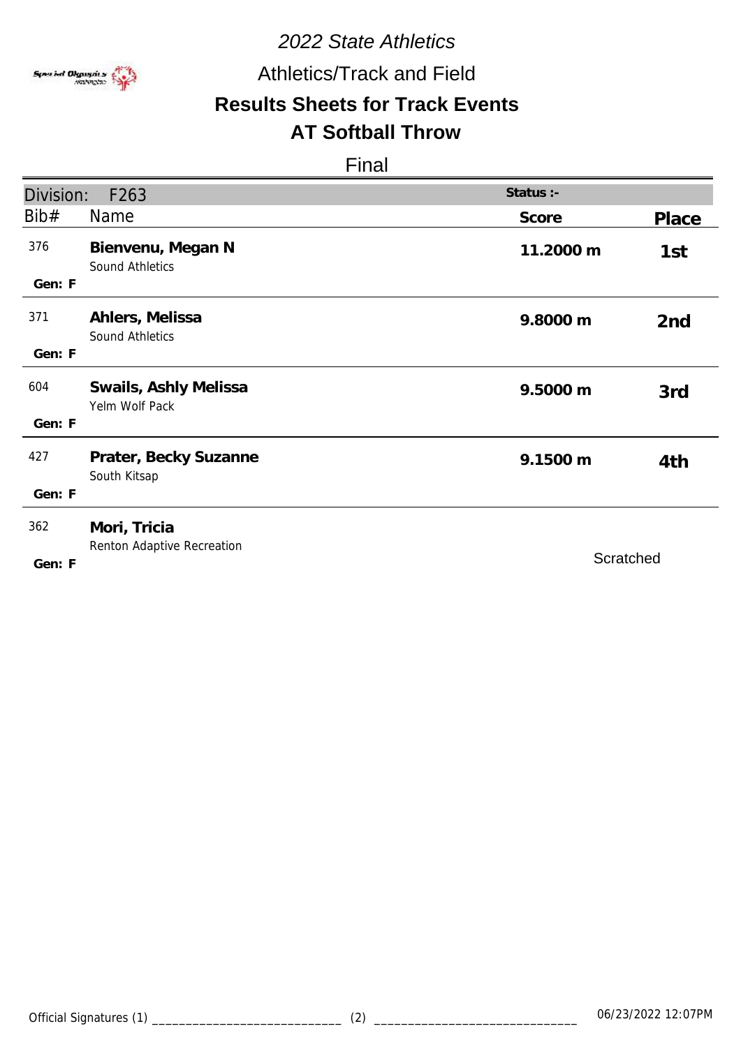# 2022 State Athletics

## Athletics/Track and Field

## Results Sheets for Track Events

## AT Softball Throw

Final

| Division: F263 | | Status :- | |
|---|---|---|---|
| Bib# | Name | Score | Place |
| 376<br>Gen: F | **Bienvenu, Megan N**<br>Sound Athletics | **11.2000 m** | **1st** |
| 371<br>Gen: F | **Ahlers, Melissa**<br>Sound Athletics | **9.8000 m** | **2nd** |
| 604<br>Gen: F | **Swails, Ashly Melissa**<br>Yelm Wolf Pack | **9.5000 m** | **3rd** |
| 427<br>Gen: F | **Prater, Becky Suzanne**<br>South Kitsap | **9.1500 m** | **4th** |
| 362<br>Gen: F | **Mori, Tricia**<br>Renton Adaptive Recreation | Scratched | |

Official Signatures (1) ____________________________ (2) ______________________________ 06/23/2022 12:07PM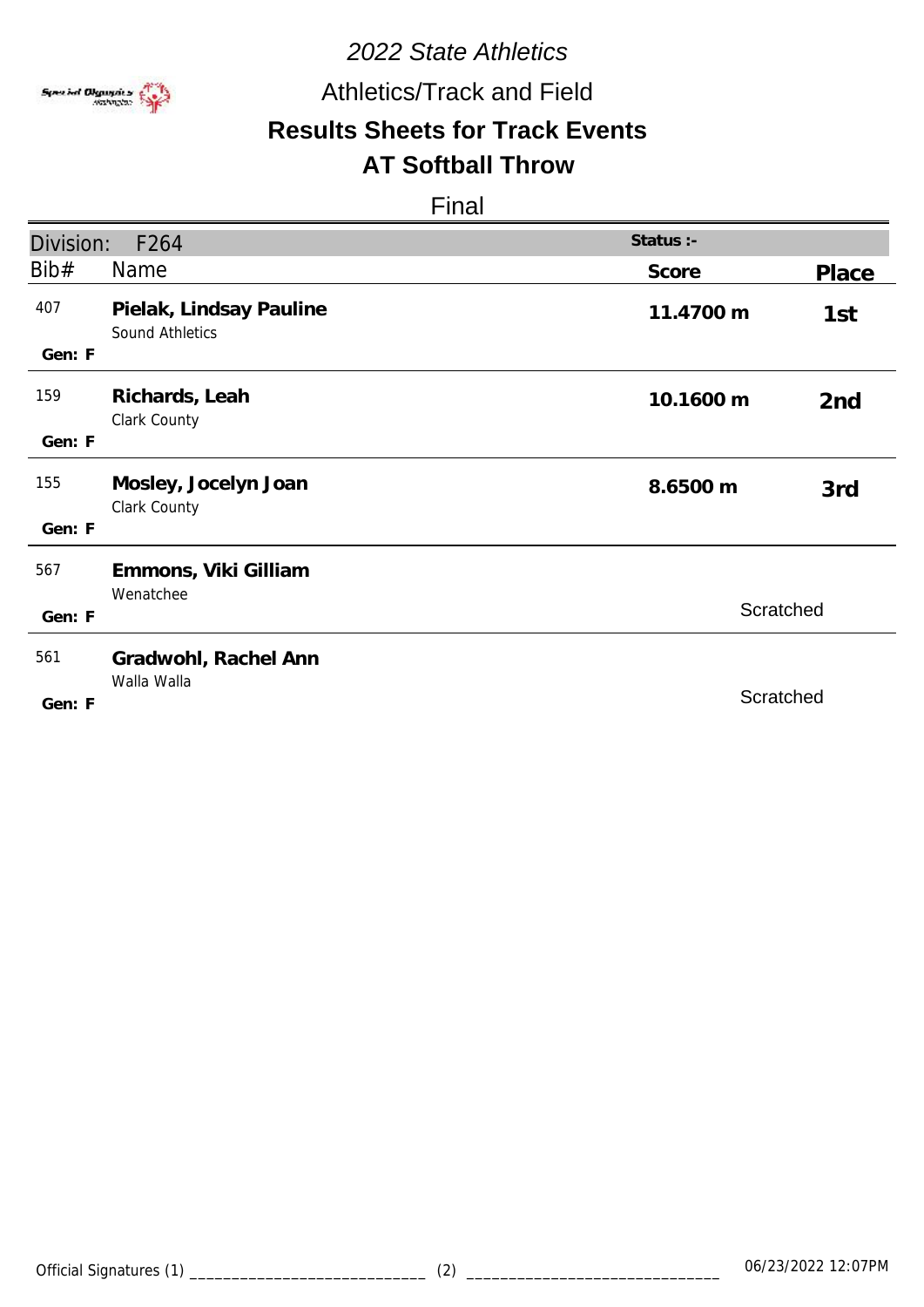*2022 State Athletics*

Athletics/Track and Field

## Results Sheets for Track Events

## AT Softball Throw

Final

| Division: F264 | | Status :- | |
|---|---|---|---|
| **Bib#** | **Name** | **Score** | **Place** |
| 407<br>Gen: F | **Pielak, Lindsay Pauline**<br>Sound Athletics | 11.4700 m | 1st |
| 159<br>Gen: F | **Richards, Leah**<br>Clark County | 10.1600 m | 2nd |
| 155<br>Gen: F | **Mosley, Jocelyn Joan**<br>Clark County | 8.6500 m | 3rd |
| 567<br>Gen: F | **Emmons, Viki Gilliam**<br>Wenatchee | Scratched | |
| 561<br>Gen: F | **Gradwohl, Rachel Ann**<br>Walla Walla | Scratched | |

Official Signatures (1) ____________________________ (2) ______________________________ 06/23/2022 12:07PM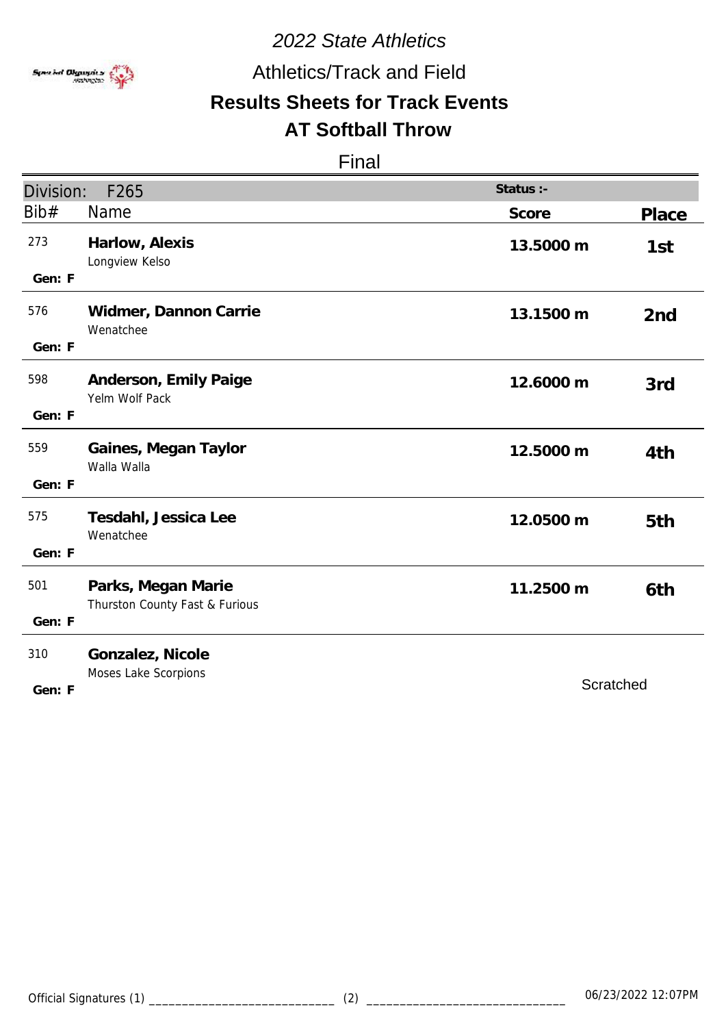*2022 State Athletics*

Athletics/Track and Field

## Results Sheets for Track Events

## AT Softball Throw

Final

| Division: F265 | | Status :- | |
|---|---|---|---|
| **Bib#** | **Name** | **Score** | **Place** |
| 273<br>Gen: F | **Harlow, Alexis**<br>Longview Kelso | **13.5000 m** | **1st** |
| 576<br>Gen: F | **Widmer, Dannon Carrie**<br>Wenatchee | **13.1500 m** | **2nd** |
| 598<br>Gen: F | **Anderson, Emily Paige**<br>Yelm Wolf Pack | **12.6000 m** | **3rd** |
| 559<br>Gen: F | **Gaines, Megan Taylor**<br>Walla Walla | **12.5000 m** | **4th** |
| 575<br>Gen: F | **Tesdahl, Jessica Lee**<br>Wenatchee | **12.0500 m** | **5th** |
| 501<br>Gen: F | **Parks, Megan Marie**<br>Thurston County Fast & Furious | **11.2500 m** | **6th** |
| 310<br>Gen: F | **Gonzalez, Nicole**<br>Moses Lake Scorpions | Scratched | |

Official Signatures (1) ____________________________ (2) ______________________________ 06/23/2022 12:07PM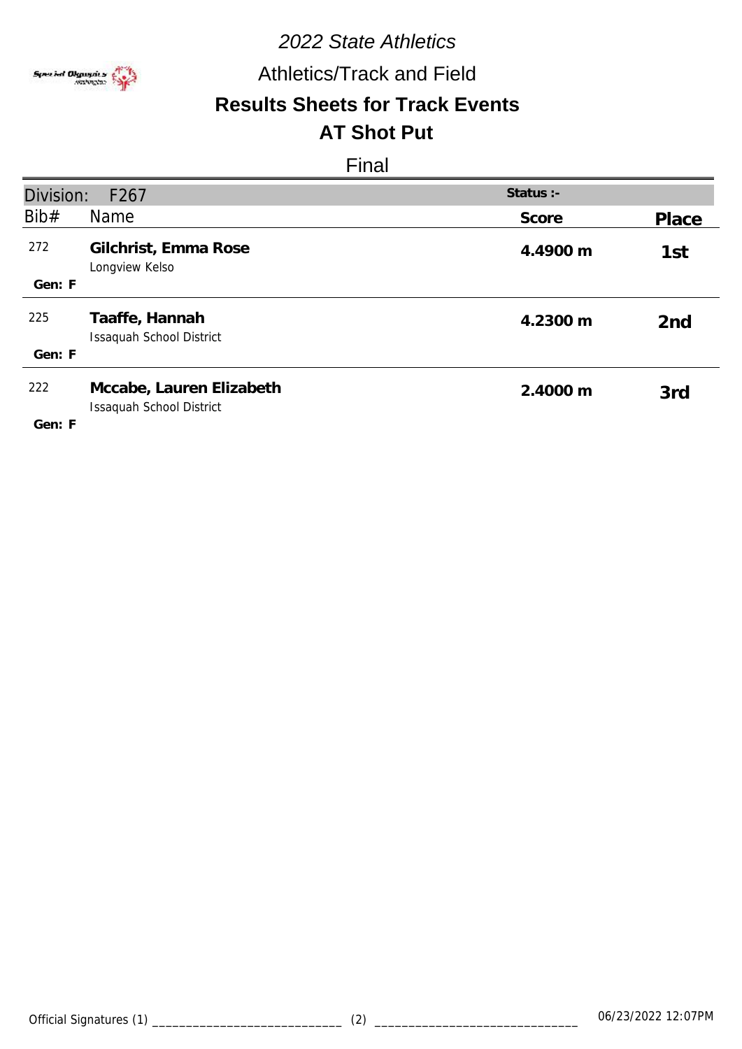*2022 State Athletics*

Athletics/Track and Field

**Results Sheets for Track Events**

**AT Shot Put**

Final

Division: F267

Status :-

| Bib# | Name | Score | Place |
|---|---|---|---|
| 272<br>Gen: F | **Gilchrist, Emma Rose**<br>Longview Kelso | **4.4900 m** | 1st |
| 225<br>Gen: F | **Taaffe, Hannah**<br>Issaquah School District | **4.2300 m** | 2nd |
| 222<br>Gen: F | **Mccabe, Lauren Elizabeth**<br>Issaquah School District | **2.4000 m** | 3rd |

Official Signatures (1) ____________________________ (2) ______________________________ 06/23/2022 12:07PM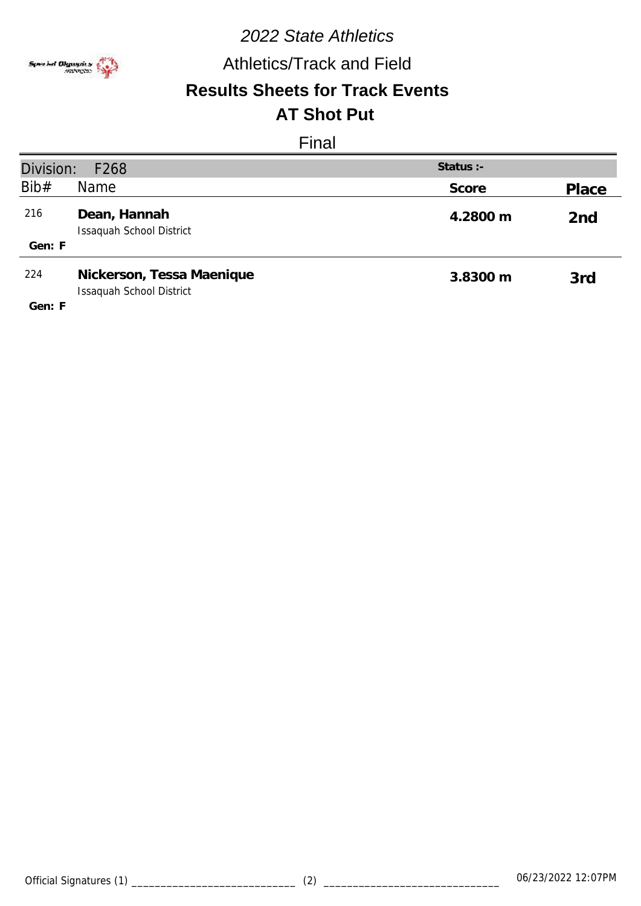*2022 State Athletics*

Athletics/Track and Field

## Results Sheets for Track Events

## AT Shot Put

Final

| Division: F268 | | Status :- | |
|---|---|---|---|
| Bib# | Name | Score | Place |
| 216<br>Gen: F | **Dean, Hannah**<br>Issaquah School District | **4.2800 m** | 2nd |
| 224<br>Gen: F | **Nickerson, Tessa Maenique**<br>Issaquah School District | **3.8300 m** | 3rd |

Official Signatures (1) ____________________________ (2) ______________________________ 06/23/2022 12:07PM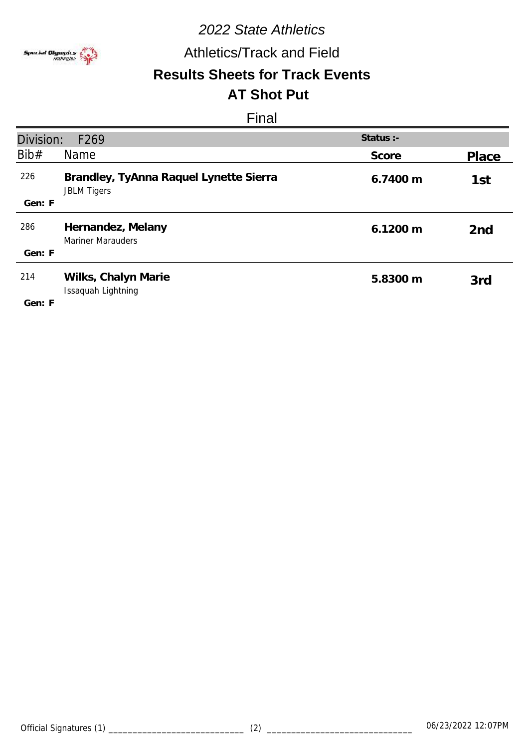*2022 State Athletics*

Athletics/Track and Field

## Results Sheets for Track Events

## AT Shot Put

Final

| Division: F269 | | Status :- | |
|---|---|---|---|
| Bib# | Name | Score | Place |
| 226<br>Gen: F | **Brandley, TyAnna Raquel Lynette Sierra**<br>JBLM Tigers | 6.7400 m | 1st |
| 286<br>Gen: F | **Hernandez, Melany**<br>Mariner Marauders | 6.1200 m | 2nd |
| 214<br>Gen: F | **Wilks, Chalyn Marie**<br>Issaquah Lightning | 5.8300 m | 3rd |

Official Signatures (1) ____________________________ (2) ______________________________ 06/23/2022 12:07PM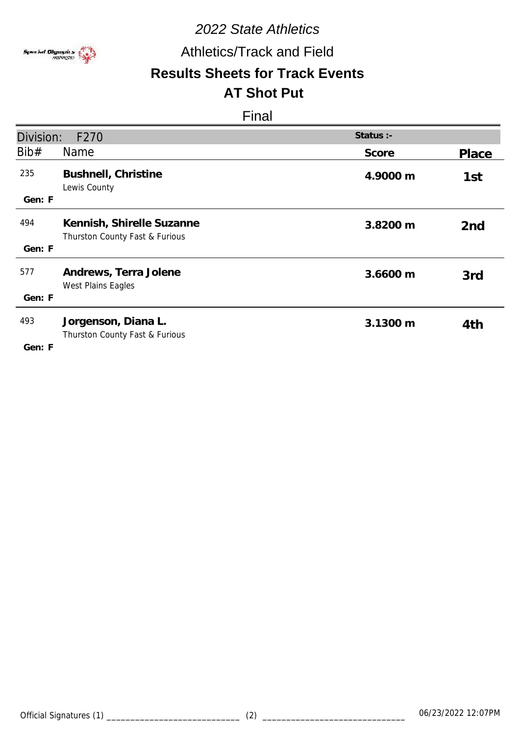# 2022 State Athletics

## Athletics/Track and Field

## Results Sheets for Track Events

## AT Shot Put

Final

Division: F270

Status :-

| Bib# | Name | Score | Place |
|---|---|---|---|
| 235<br>Gen: F | **Bushnell, Christine**<br>Lewis County | **4.9000 m** | **1st** |
| 494<br>Gen: F | **Kennish, Shirelle Suzanne**<br>Thurston County Fast & Furious | **3.8200 m** | **2nd** |
| 577<br>Gen: F | **Andrews, Terra Jolene**<br>West Plains Eagles | **3.6600 m** | **3rd** |
| 493<br>Gen: F | **Jorgenson, Diana L.**<br>Thurston County Fast & Furious | **3.1300 m** | **4th** |

Official Signatures (1) ____________________________ (2) ______________________________ 06/23/2022 12:07PM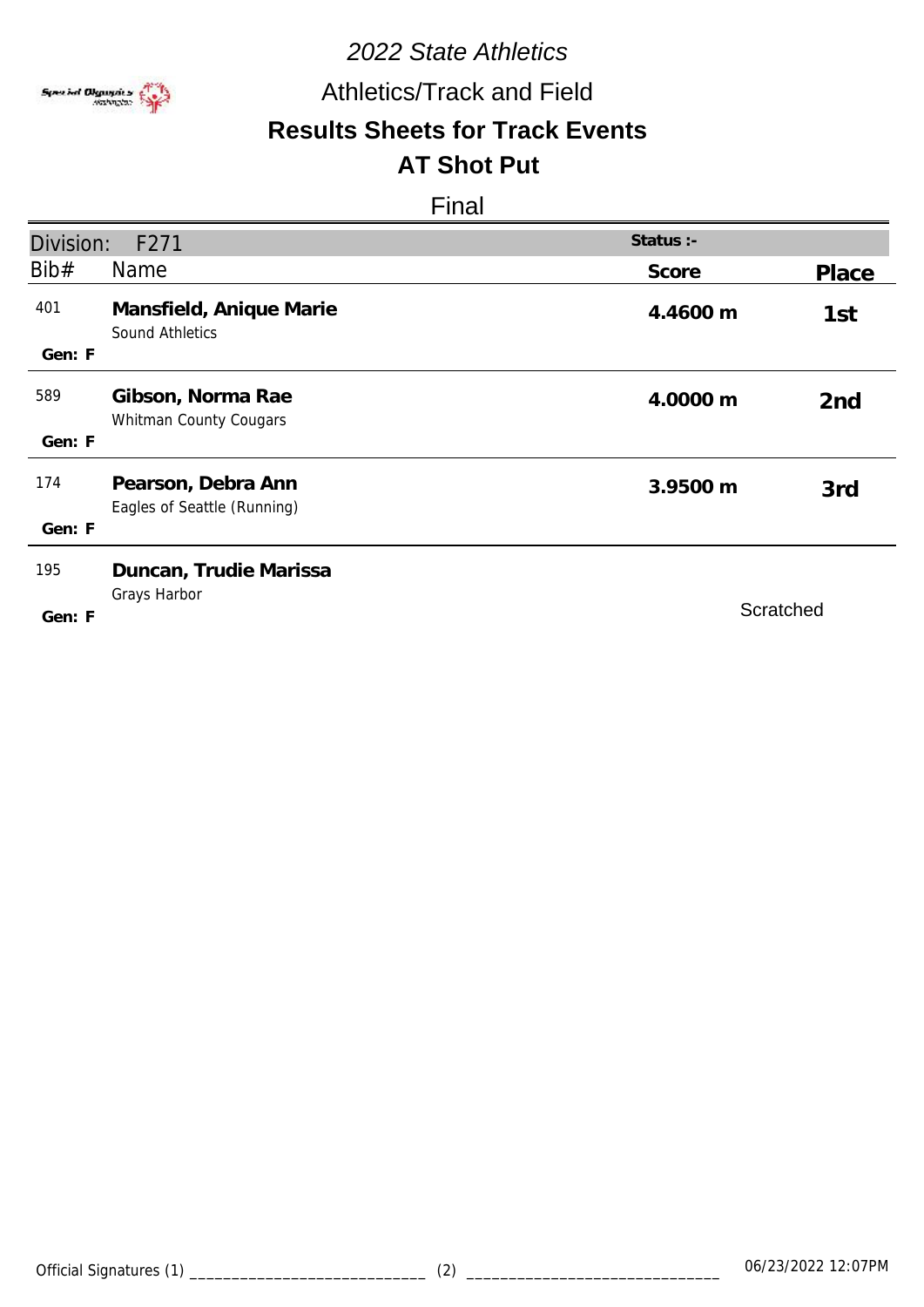*2022 State Athletics*

Athletics/Track and Field

**Results Sheets for Track Events**

**AT Shot Put**

Final

| Division: F271 | | Status :- | |
|---|---|---|---|
| Bib# | Name | Score | Place |
| 401<br>Gen: F | **Mansfield, Anique Marie**<br>Sound Athletics | **4.4600 m** | **1st** |
| 589<br>Gen: F | **Gibson, Norma Rae**<br>Whitman County Cougars | **4.0000 m** | **2nd** |
| 174<br>Gen: F | **Pearson, Debra Ann**<br>Eagles of Seattle (Running) | **3.9500 m** | **3rd** |
| 195<br>Gen: F | **Duncan, Trudie Marissa**<br>Grays Harbor | Scratched | |

Official Signatures (1) ____________________________ (2) ______________________________ 06/23/2022 12:07PM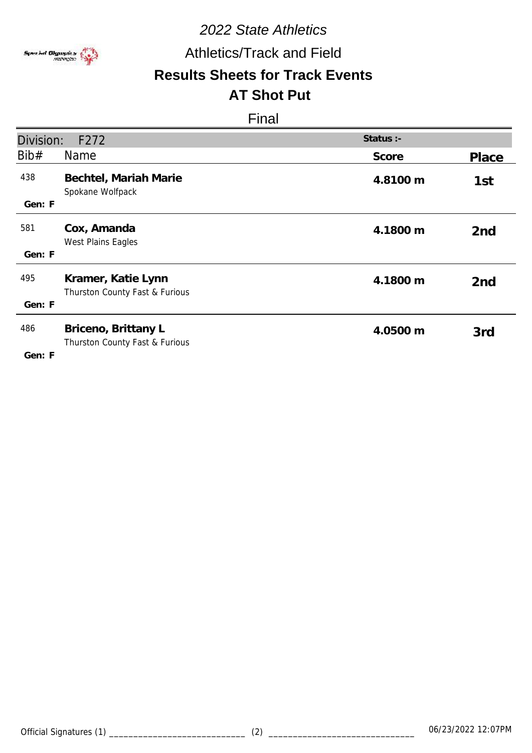# 2022 State Athletics

## Athletics/Track and Field

## Results Sheets for Track Events

## AT Shot Put

Final

| Division: F272 | | Status :- | |
|---|---|---|---|
| Bib# | Name | Score | Place |
| 438<br>Gen: F | **Bechtel, Mariah Marie**<br>Spokane Wolfpack | **4.8100 m** | 1st |
| 581<br>Gen: F | **Cox, Amanda**<br>West Plains Eagles | **4.1800 m** | 2nd |
| 495<br>Gen: F | **Kramer, Katie Lynn**<br>Thurston County Fast & Furious | **4.1800 m** | 2nd |
| 486<br>Gen: F | **Briceno, Brittany L**<br>Thurston County Fast & Furious | **4.0500 m** | 3rd |

Official Signatures (1) ____________________________ (2) ______________________________ 06/23/2022 12:07PM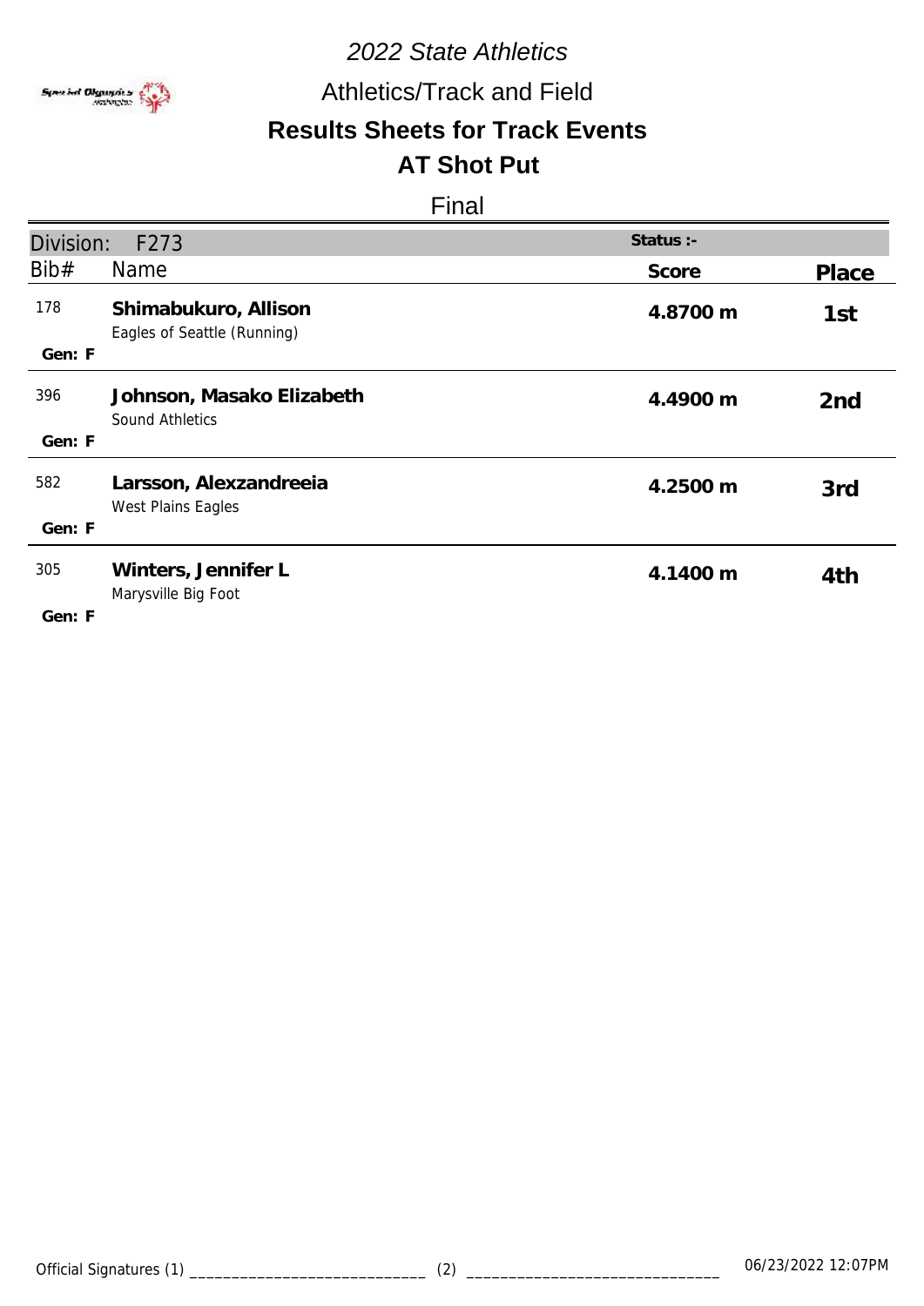# 2022 State Athletics

## Athletics/Track and Field

## Results Sheets for Track Events

## AT Shot Put

### Final

| Division: F273 | | Status :- | |
|---|---|---|---|
| Bib# | Name | Score | Place |
| 178<br>Gen: F | **Shimabukuro, Allison**<br>Eagles of Seattle (Running) | **4.8700 m** | 1st |
| 396<br>Gen: F | **Johnson, Masako Elizabeth**<br>Sound Athletics | **4.4900 m** | 2nd |
| 582<br>Gen: F | **Larsson, Alexzandreeia**<br>West Plains Eagles | **4.2500 m** | 3rd |
| 305<br>Gen: F | **Winters, Jennifer L**<br>Marysville Big Foot | **4.1400 m** | 4th |

Official Signatures (1) ____________________________ (2) ______________________________ 06/23/2022 12:07PM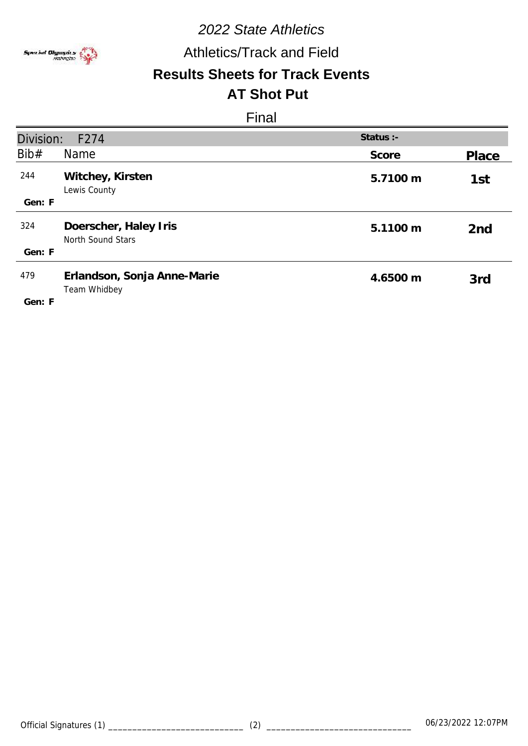*2022 State Athletics*

Athletics/Track and Field

**Results Sheets for Track Events**

**AT Shot Put**

Final

| Division: F274 | | Status :- | |
|---|---|---|---|
| Bib# | Name | Score | Place |
| 244 | **Witchey, Kirsten**<br>Lewis County | **5.7100 m** | 1st |
| **Gen: F** | | | |
| 324 | **Doerscher, Haley Iris**<br>North Sound Stars | **5.1100 m** | 2nd |
| **Gen: F** | | | |
| 479 | **Erlandson, Sonja Anne-Marie**<br>Team Whidbey | **4.6500 m** | 3rd |
| **Gen: F** | | | |

Official Signatures (1) ____________________________ (2) ______________________________ 06/23/2022 12:07PM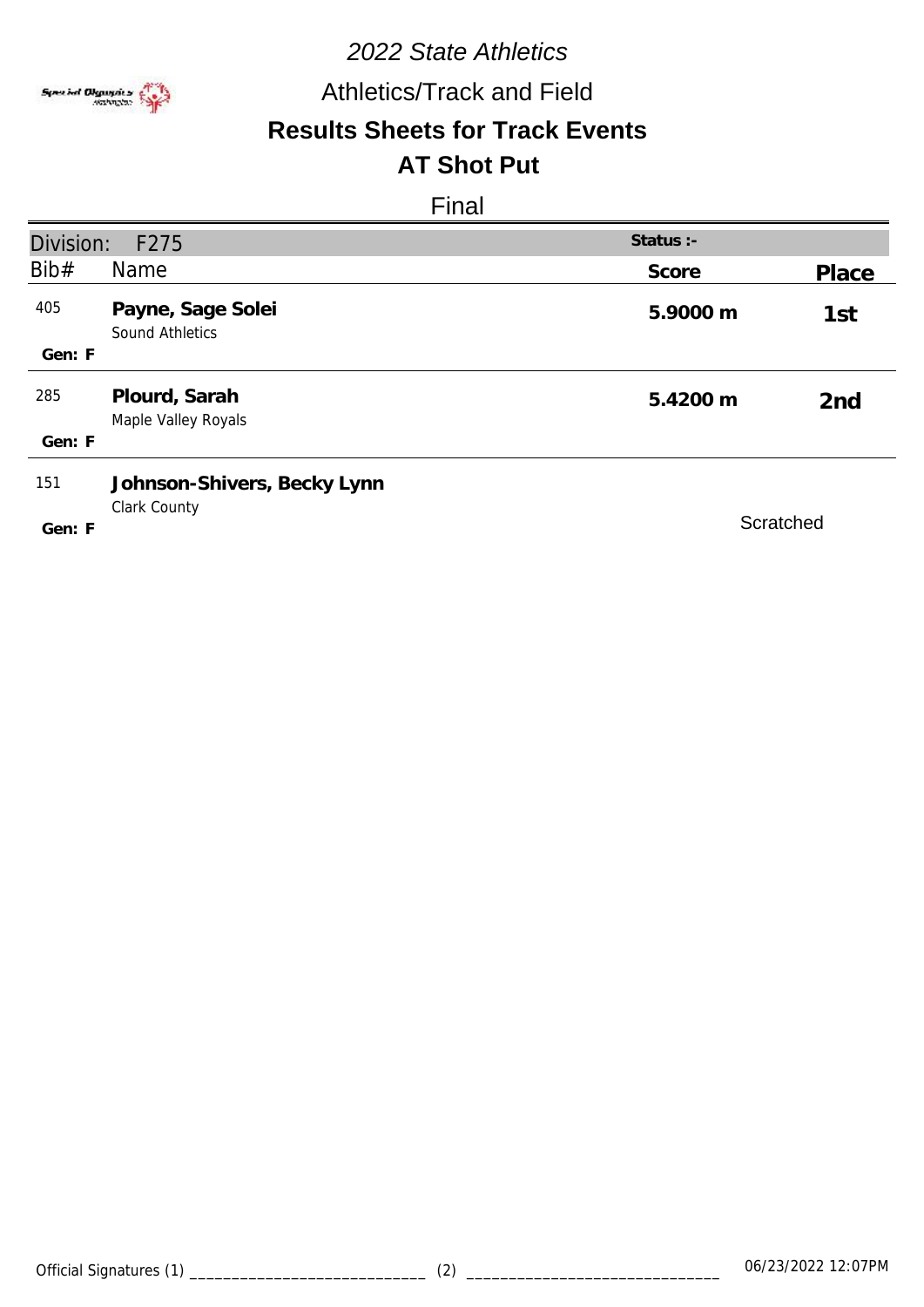# 2022 State Athletics

## Athletics/Track and Field

## Results Sheets for Track Events

## AT Shot Put

### Final

**Division:** F275 | **Status :-**

| Bib# | Name | Score | Place |
|---|---|---|---|
| 405<br>Gen: F | **Payne, Sage Solei**<br>Sound Athletics | **5.9000 m** | **1st** |
| 285<br>Gen: F | **Plourd, Sarah**<br>Maple Valley Royals | **5.4200 m** | **2nd** |
| 151<br>Gen: F | **Johnson-Shivers, Becky Lynn**<br>Clark County | Scratched | |

Official Signatures (1) ___________________________ (2) ______________________________ 06/23/2022 12:07PM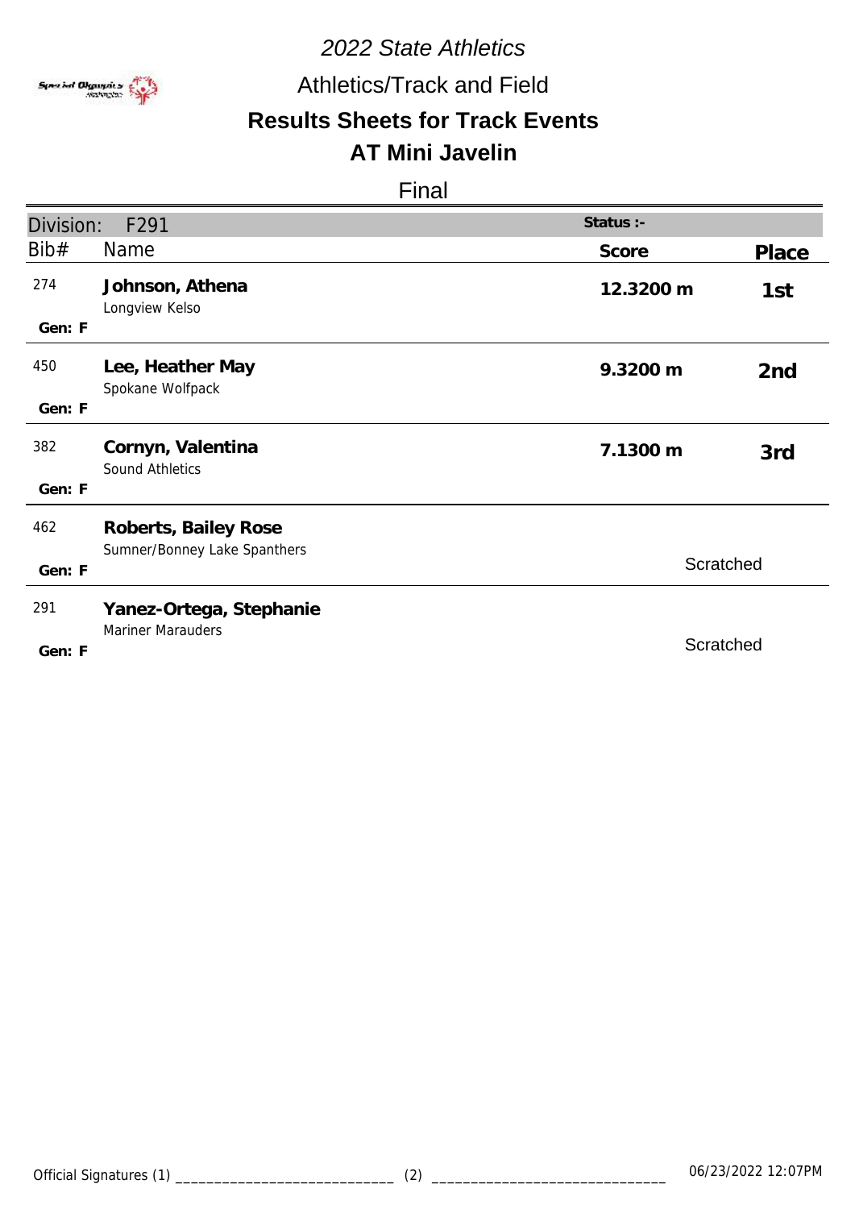*2022 State Athletics*

Athletics/Track and Field

## Results Sheets for Track Events

## AT Mini Javelin

Final

Division: F291 — Status :-

| Bib# | Name | Score | Place |
|---|---|---|---|
| 274<br>Gen: F | **Johnson, Athena**<br>Longview Kelso | **12.3200 m** | **1st** |
| 450<br>Gen: F | **Lee, Heather May**<br>Spokane Wolfpack | **9.3200 m** | **2nd** |
| 382<br>Gen: F | **Cornyn, Valentina**<br>Sound Athletics | **7.1300 m** | **3rd** |
| 462<br>Gen: F | **Roberts, Bailey Rose**<br>Sumner/Bonney Lake Spanthers | Scratched | |
| 291<br>Gen: F | **Yanez-Ortega, Stephanie**<br>Mariner Marauders | Scratched | |

Official Signatures (1) ____________________________ (2) ______________________________ 06/23/2022 12:07PM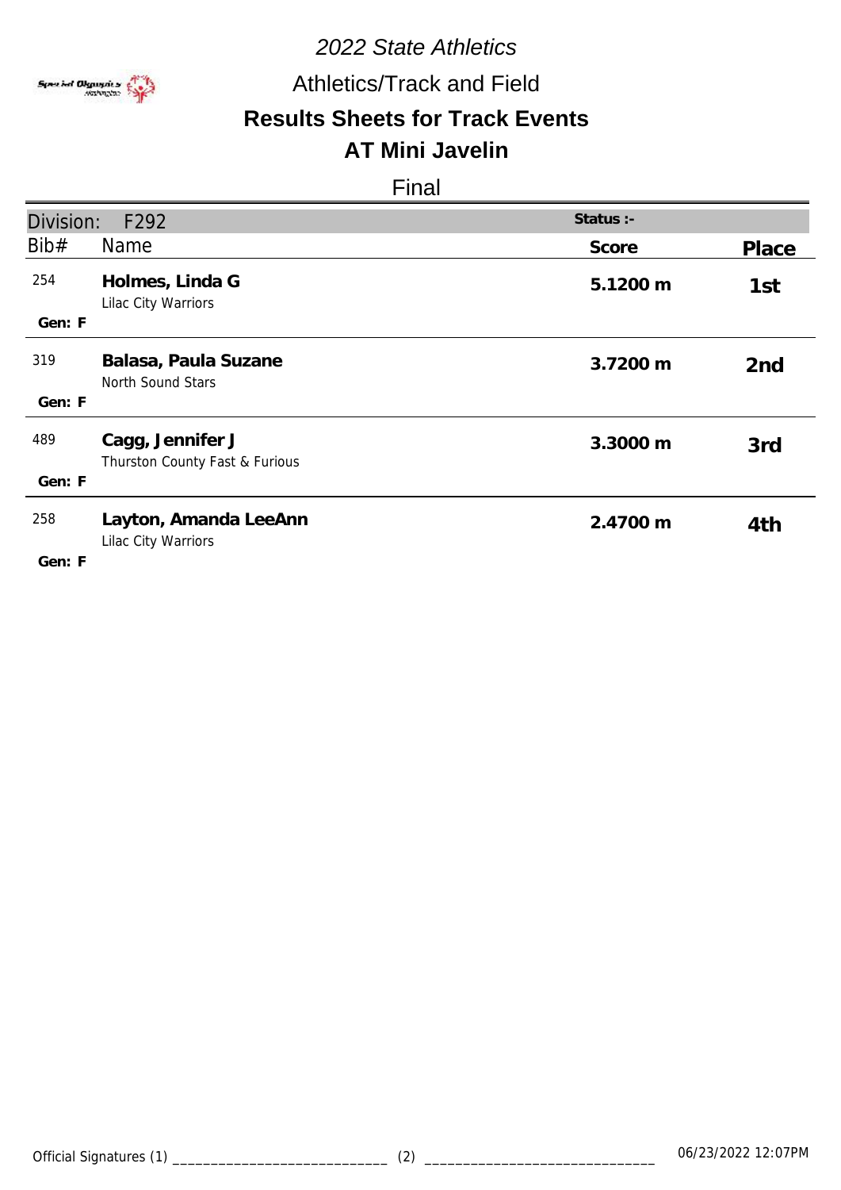# 2022 State Athletics

## Athletics/Track and Field

## Results Sheets for Track Events

## AT Mini Javelin

Final

**Division:** F292 | **Status :-**

| Bib# | Name | Score | Place |
|---|---|---|---|
| 254<br>Gen: F | **Holmes, Linda G**<br>Lilac City Warriors | 5.1200 m | 1st |
| 319<br>Gen: F | **Balasa, Paula Suzane**<br>North Sound Stars | 3.7200 m | 2nd |
| 489<br>Gen: F | **Cagg, Jennifer J**<br>Thurston County Fast & Furious | 3.3000 m | 3rd |
| 258<br>Gen: F | **Layton, Amanda LeeAnn**<br>Lilac City Warriors | 2.4700 m | 4th |

Official Signatures (1) ____________________________ (2) ______________________________ 06/23/2022 12:07PM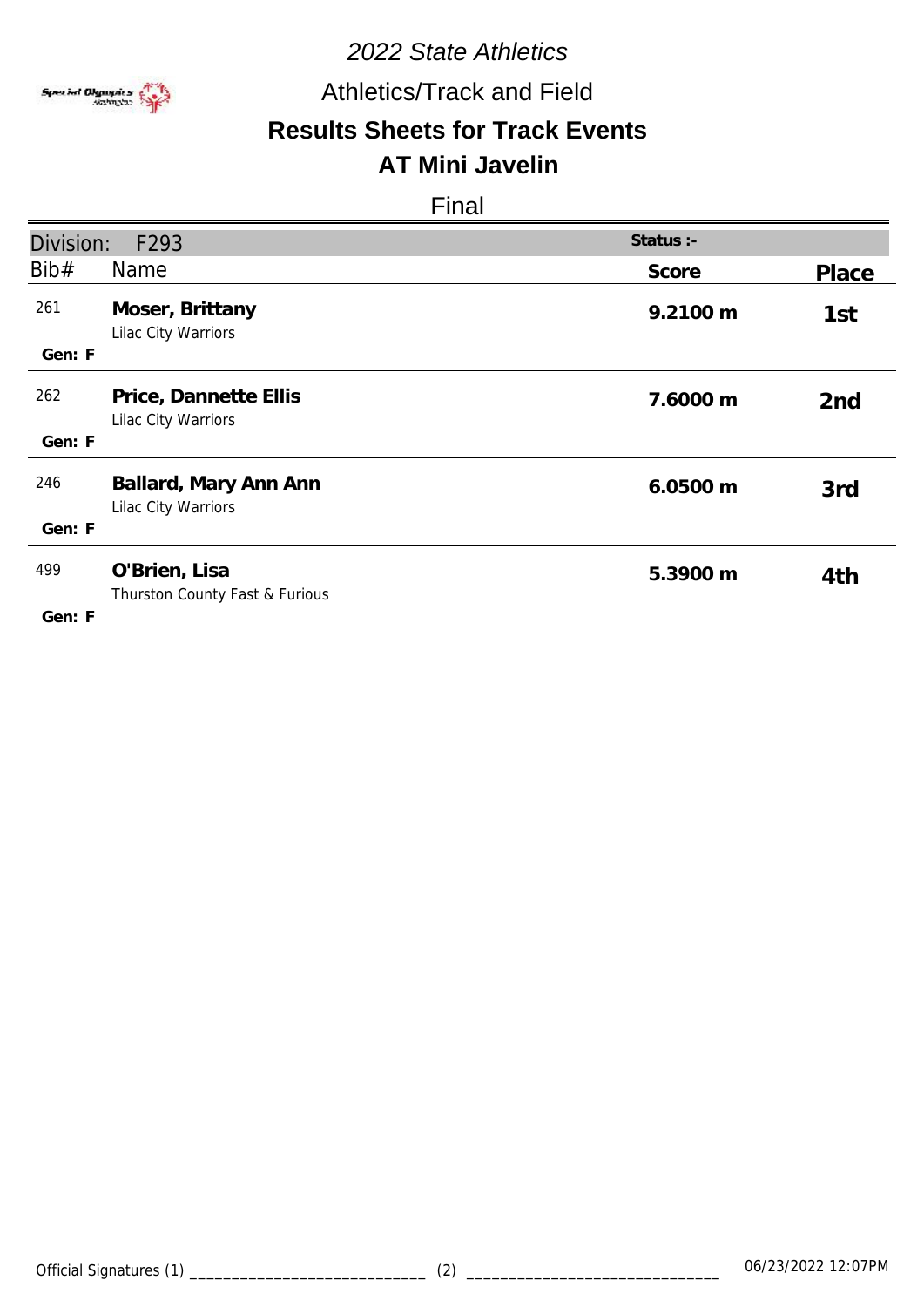# 2022 State Athletics

## Athletics/Track and Field

## Results Sheets for Track Events

## AT Mini Javelin

### Final

| Division: F293 | | Status :- | |
|---|---|---|---|
| Bib# | Name | Score | Place |
| 261<br>Gen: F | **Moser, Brittany**<br>Lilac City Warriors | **9.2100 m** | 1st |
| 262<br>Gen: F | **Price, Dannette Ellis**<br>Lilac City Warriors | **7.6000 m** | 2nd |
| 246<br>Gen: F | **Ballard, Mary Ann Ann**<br>Lilac City Warriors | **6.0500 m** | 3rd |
| 499<br>Gen: F | **O'Brien, Lisa**<br>Thurston County Fast & Furious | **5.3900 m** | 4th |

Official Signatures (1) ____________________________ (2) ______________________________ 06/23/2022 12:07PM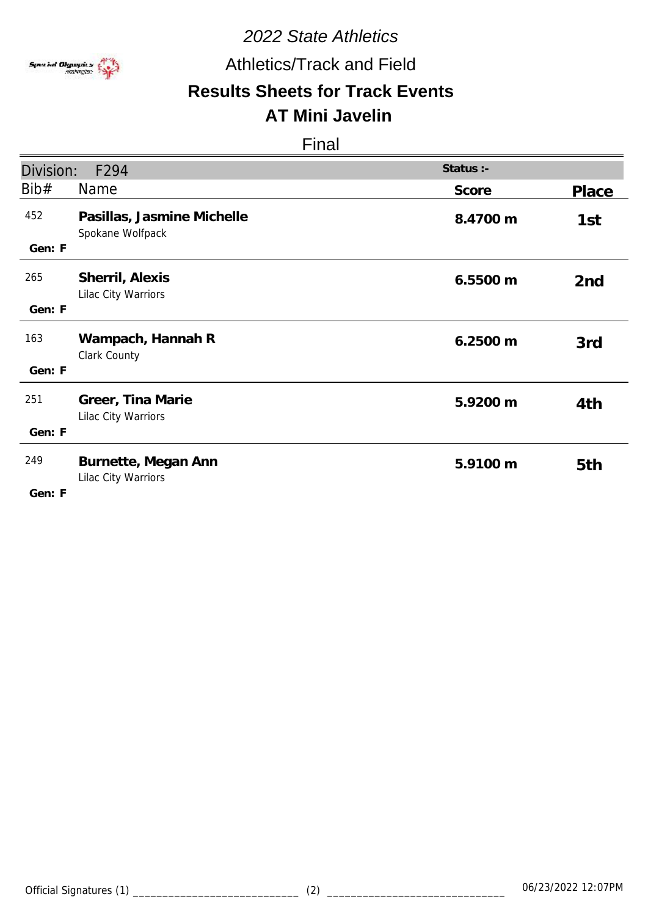# 2022 State Athletics

## Athletics/Track and Field

## Results Sheets for Track Events

## AT Mini Javelin

### Final

**Division:** F294 — **Status :-**

| Bib# | Name | Score | Place |
|---|---|---|---|
| 452<br>Gen: F | **Pasillas, Jasmine Michelle**<br>Spokane Wolfpack | 8.4700 m | 1st |
| 265<br>Gen: F | **Sherril, Alexis**<br>Lilac City Warriors | 6.5500 m | 2nd |
| 163<br>Gen: F | **Wampach, Hannah R**<br>Clark County | 6.2500 m | 3rd |
| 251<br>Gen: F | **Greer, Tina Marie**<br>Lilac City Warriors | 5.9200 m | 4th |
| 249<br>Gen: F | **Burnette, Megan Ann**<br>Lilac City Warriors | 5.9100 m | 5th |

Official Signatures (1) ____________________________ (2) ______________________________ 06/23/2022 12:07PM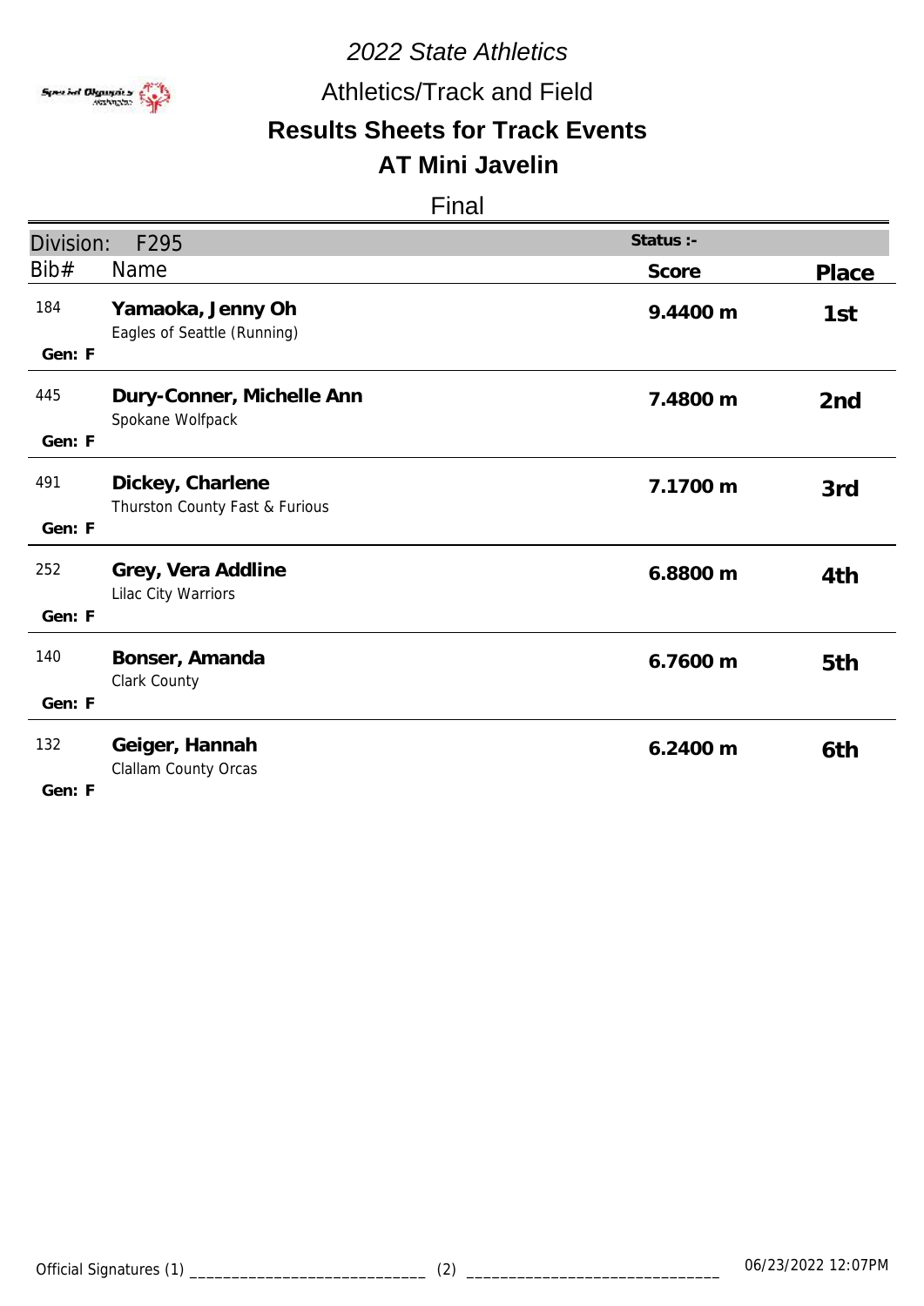# 2022 State Athletics

## Athletics/Track and Field

## Results Sheets for Track Events

## AT Mini Javelin

Final

| Division: F295 | | Status :- | |
|---|---|---|---|
| Bib# | Name | Score | Place |
| 184<br>Gen: F | **Yamaoka, Jenny Oh**<br>Eagles of Seattle (Running) | 9.4400 m | 1st |
| 445<br>Gen: F | **Dury-Conner, Michelle Ann**<br>Spokane Wolfpack | 7.4800 m | 2nd |
| 491<br>Gen: F | **Dickey, Charlene**<br>Thurston County Fast & Furious | 7.1700 m | 3rd |
| 252<br>Gen: F | **Grey, Vera Addline**<br>Lilac City Warriors | 6.8800 m | 4th |
| 140<br>Gen: F | **Bonser, Amanda**<br>Clark County | 6.7600 m | 5th |
| 132<br>Gen: F | **Geiger, Hannah**<br>Clallam County Orcas | 6.2400 m | 6th |

Official Signatures (1) ____________________________ (2) ______________________________ 06/23/2022 12:07PM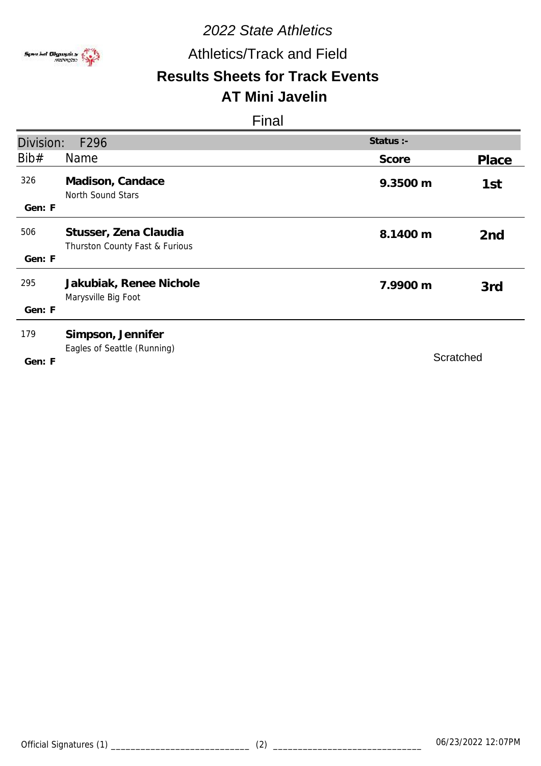# 2022 State Athletics

## Athletics/Track and Field

## Results Sheets for Track Events

## AT Mini Javelin

Final

| Division: F296 | | Status :- | |
|---|---|---|---|
| Bib# | Name | Score | Place |
| 326<br>Gen: F | **Madison, Candace**<br>North Sound Stars | **9.3500 m** | 1st |
| 506<br>Gen: F | **Stusser, Zena Claudia**<br>Thurston County Fast & Furious | **8.1400 m** | 2nd |
| 295<br>Gen: F | **Jakubiak, Renee Nichole**<br>Marysville Big Foot | **7.9900 m** | 3rd |
| 179<br>Gen: F | **Simpson, Jennifer**<br>Eagles of Seattle (Running) | Scratched | |

Official Signatures (1) ____________________________ (2) ______________________________ 06/23/2022 12:07PM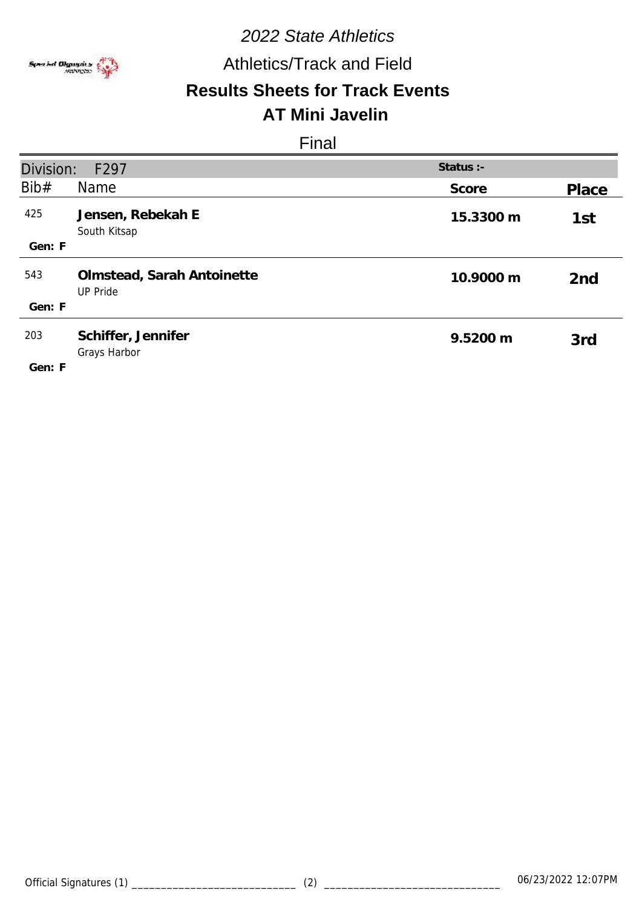# 2022 State Athletics

## Athletics/Track and Field

## Results Sheets for Track Events

## AT Mini Javelin

### Final

| Division: F297 | | Status :- | |
|---|---|---|---|
| Bib# | Name | Score | Place |
| 425<br>Gen: F | **Jensen, Rebekah E**<br>South Kitsap | **15.3300 m** | **1st** |
| 543<br>Gen: F | **Olmstead, Sarah Antoinette**<br>UP Pride | **10.9000 m** | **2nd** |
| 203<br>Gen: F | **Schiffer, Jennifer**<br>Grays Harbor | **9.5200 m** | **3rd** |

Official Signatures (1) ____________________________ (2) ______________________________ 06/23/2022 12:07PM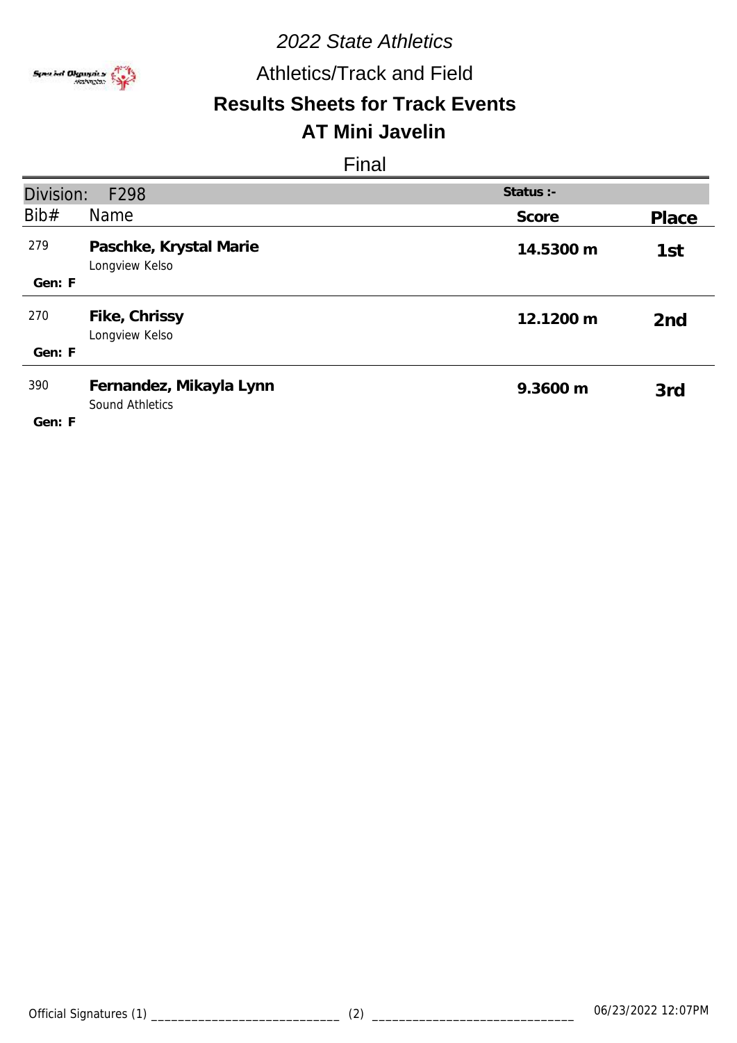*2022 State Athletics*

Athletics/Track and Field

## Results Sheets for Track Events

## AT Mini Javelin

Final

| Division: F298 | | Status :- | |
|---|---|---|---|
| Bib# | Name | Score | Place |
| 279<br>Gen: F | **Paschke, Krystal Marie**<br>Longview Kelso | **14.5300 m** | **1st** |
| 270<br>Gen: F | **Fike, Chrissy**<br>Longview Kelso | **12.1200 m** | **2nd** |
| 390<br>Gen: F | **Fernandez, Mikayla Lynn**<br>Sound Athletics | **9.3600 m** | **3rd** |

Official Signatures (1) ____________________________ (2) ______________________________ 06/23/2022 12:07PM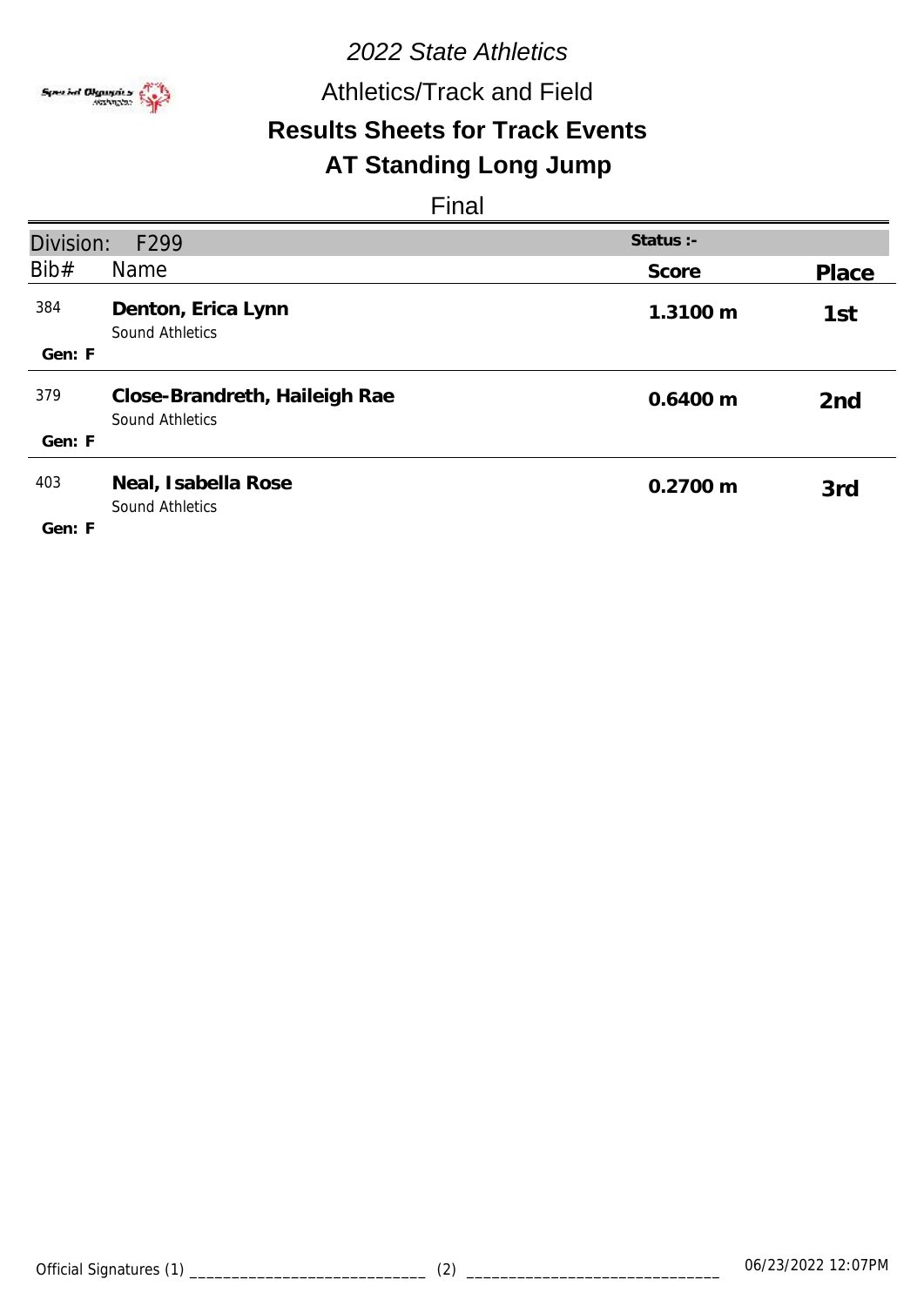*2022 State Athletics*

Athletics/Track and Field

## Results Sheets for Track Events

## AT Standing Long Jump

Final

| Division: F299 | | Status :- | |
|---|---|---|---|
| Bib# | Name | Score | Place |
| 384<br>Gen: F | **Denton, Erica Lynn**<br>Sound Athletics | **1.3100 m** | **1st** |
| 379<br>Gen: F | **Close-Brandreth, Haileigh Rae**<br>Sound Athletics | **0.6400 m** | **2nd** |
| 403<br>Gen: F | **Neal, Isabella Rose**<br>Sound Athletics | **0.2700 m** | **3rd** |

Official Signatures (1) ____________________________ (2) ______________________________ 06/23/2022 12:07PM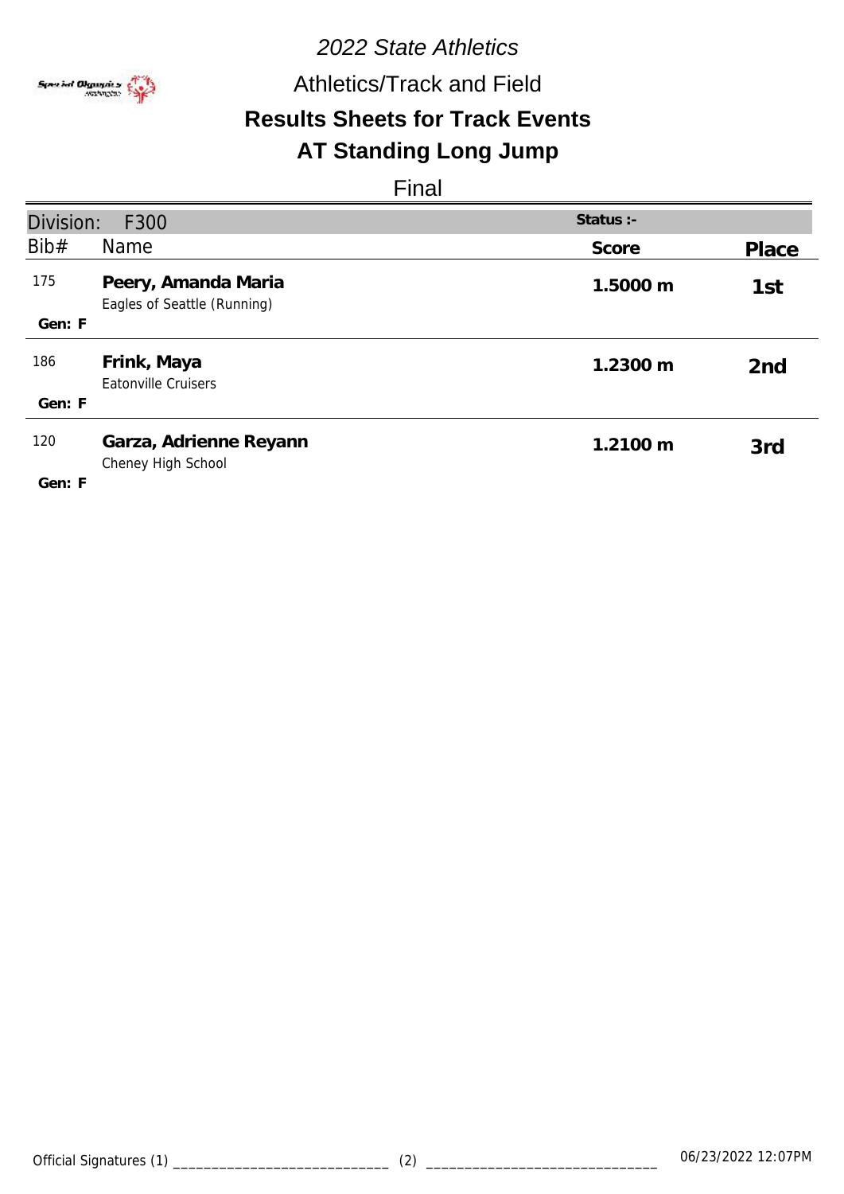*2022 State Athletics*

Athletics/Track and Field

**Results Sheets for Track Events**

**AT Standing Long Jump**

Final

| Division: F300 | | Status :- | |
|---|---|---|---|
| Bib# | Name | Score | Place |
| 175 | **Peery, Amanda Maria** Eagles of Seattle (Running) | **1.5000 m** | **1st** |
| Gen: F | | | |
| 186 | **Frink, Maya** Eatonville Cruisers | **1.2300 m** | **2nd** |
| Gen: F | | | |
| 120 | **Garza, Adrienne Reyann** Cheney High School | **1.2100 m** | **3rd** |
| Gen: F | | | |

Official Signatures (1) ____________________________ (2) ______________________________ 06/23/2022 12:07PM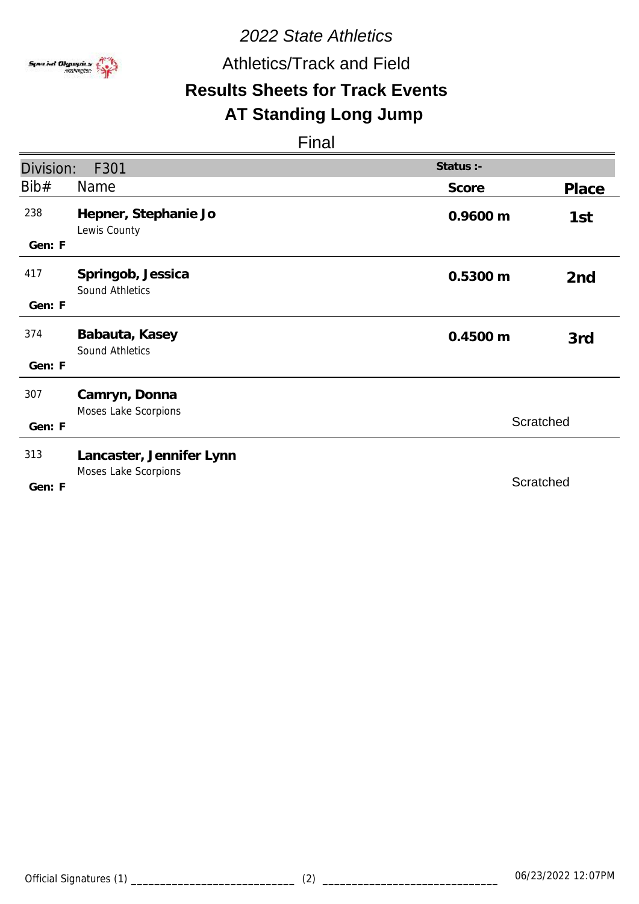*2022 State Athletics*

Athletics/Track and Field

**Results Sheets for Track Events**

**AT Standing Long Jump**

Final

| Division: F301 | | Status :- | |
|---|---|---|---|
| Bib# | Name | Score | Place |
| 238<br>Gen: F | **Hepner, Stephanie Jo**<br>Lewis County | **0.9600 m** | 1st |
| 417<br>Gen: F | **Springob, Jessica**<br>Sound Athletics | **0.5300 m** | 2nd |
| 374<br>Gen: F | **Babauta, Kasey**<br>Sound Athletics | **0.4500 m** | 3rd |
| 307<br>Gen: F | **Camryn, Donna**<br>Moses Lake Scorpions | Scratched | |
| 313<br>Gen: F | **Lancaster, Jennifer Lynn**<br>Moses Lake Scorpions | Scratched | |

Official Signatures (1) ____________________________ (2) ______________________________ 06/23/2022 12:07PM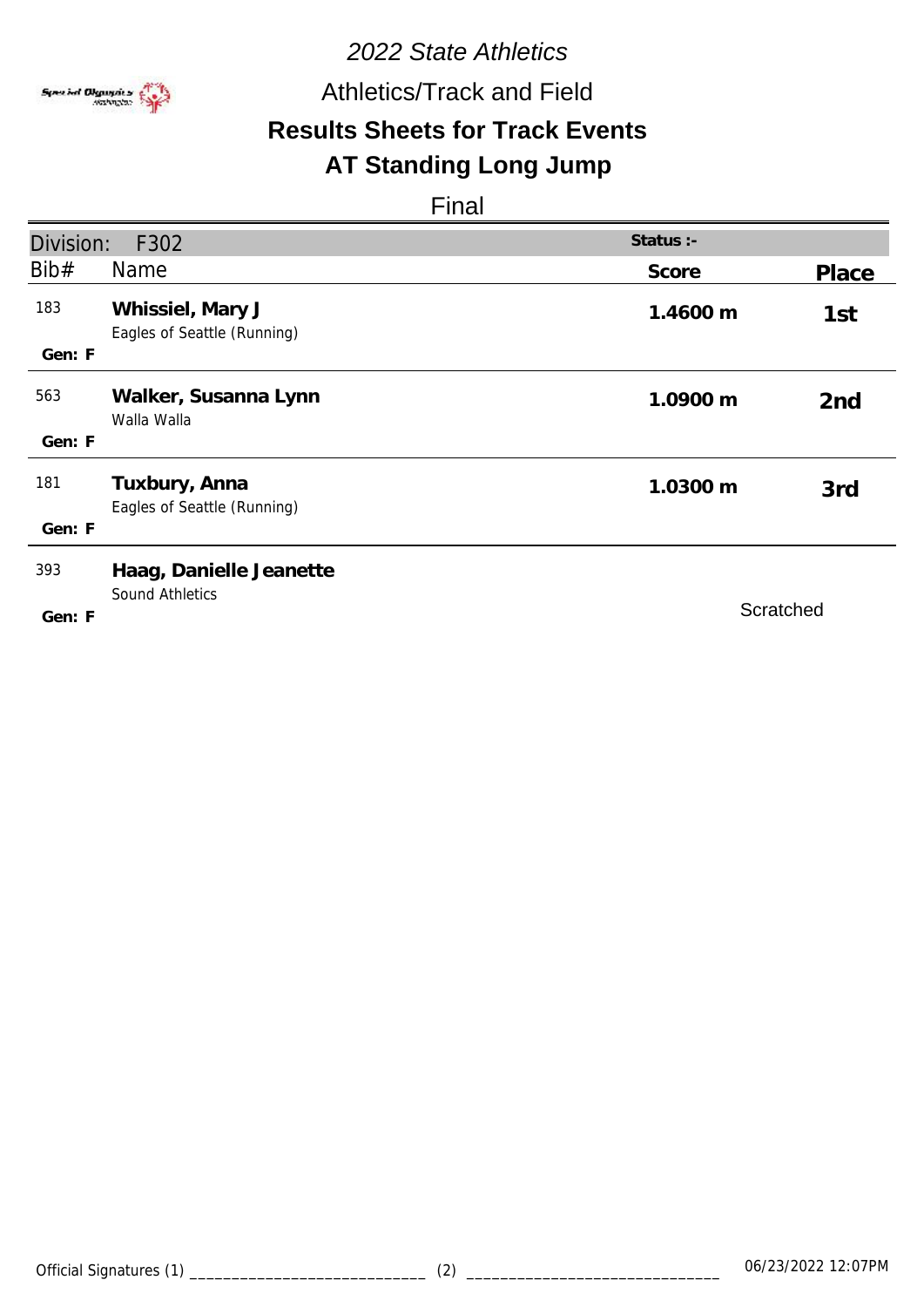*2022 State Athletics*

Athletics/Track and Field

**Results Sheets for Track Events**

**AT Standing Long Jump**

Final

| Division: F302 | | Status :- | |
|---|---|---|---|
| **Bib#** | **Name** | **Score** | **Place** |
| 183<br>Gen: F | **Whissiel, Mary J**<br>Eagles of Seattle (Running) | **1.4600 m** | **1st** |
| 563<br>Gen: F | **Walker, Susanna Lynn**<br>Walla Walla | **1.0900 m** | **2nd** |
| 181<br>Gen: F | **Tuxbury, Anna**<br>Eagles of Seattle (Running) | **1.0300 m** | **3rd** |
| 393<br>Gen: F | **Haag, Danielle Jeanette**<br>Sound Athletics | Scratched | |

Official Signatures (1) ____________________________ (2) ______________________________ 06/23/2022 12:07PM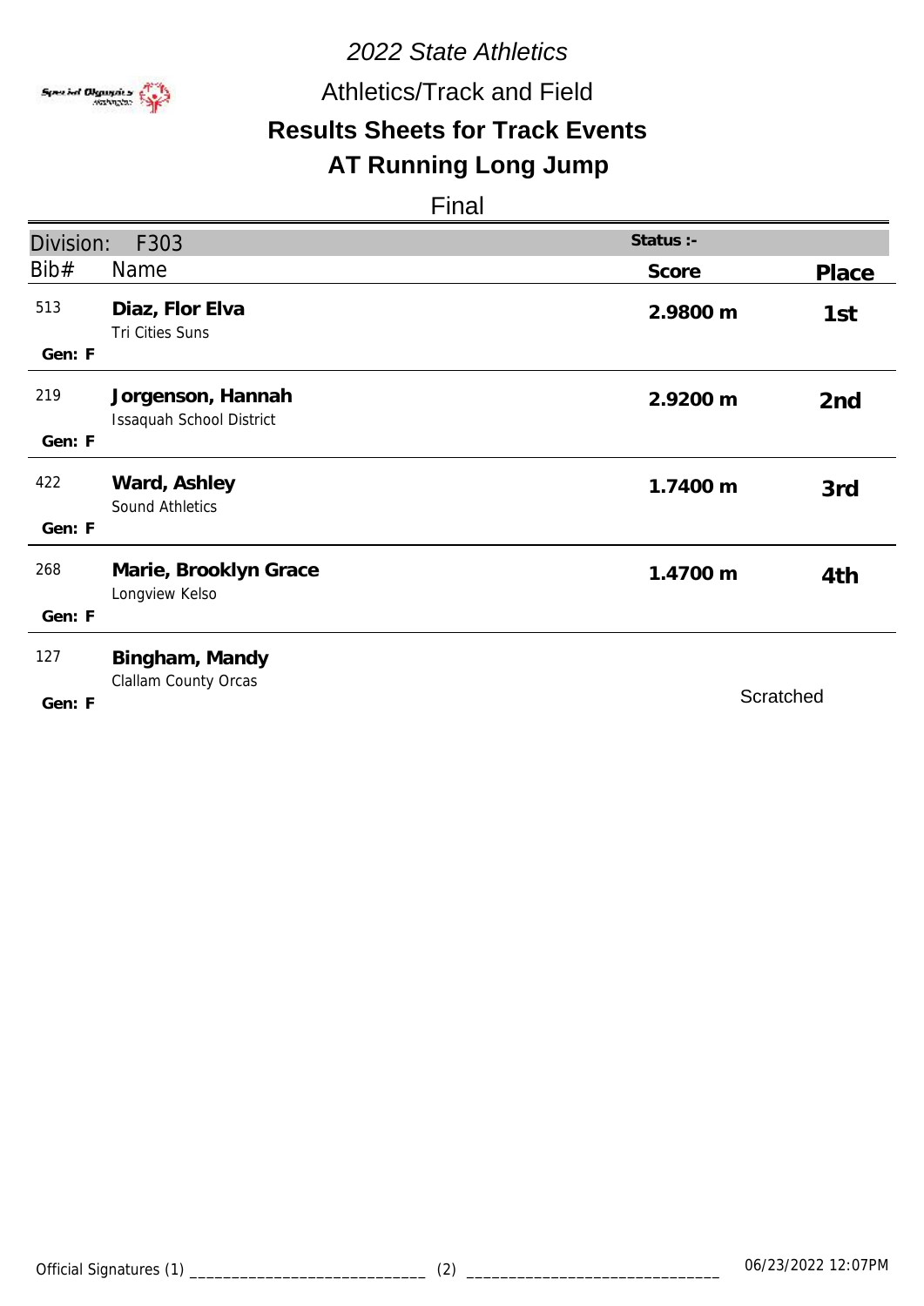*2022 State Athletics*

Athletics/Track and Field

## Results Sheets for Track Events

## AT Running Long Jump

Final

| Division: F303 | | Status :- | |
|---|---|---|---|
| Bib# | Name | Score | Place |
| 513<br>Gen: F | **Diaz, Flor Elva**<br>Tri Cities Suns | 2.9800 m | 1st |
| 219<br>Gen: F | **Jorgenson, Hannah**<br>Issaquah School District | 2.9200 m | 2nd |
| 422<br>Gen: F | **Ward, Ashley**<br>Sound Athletics | 1.7400 m | 3rd |
| 268<br>Gen: F | **Marie, Brooklyn Grace**<br>Longview Kelso | 1.4700 m | 4th |
| 127<br>Gen: F | **Bingham, Mandy**<br>Clallam County Orcas | Scratched | |

Official Signatures (1) ____________________________ (2) ______________________________ 06/23/2022 12:07PM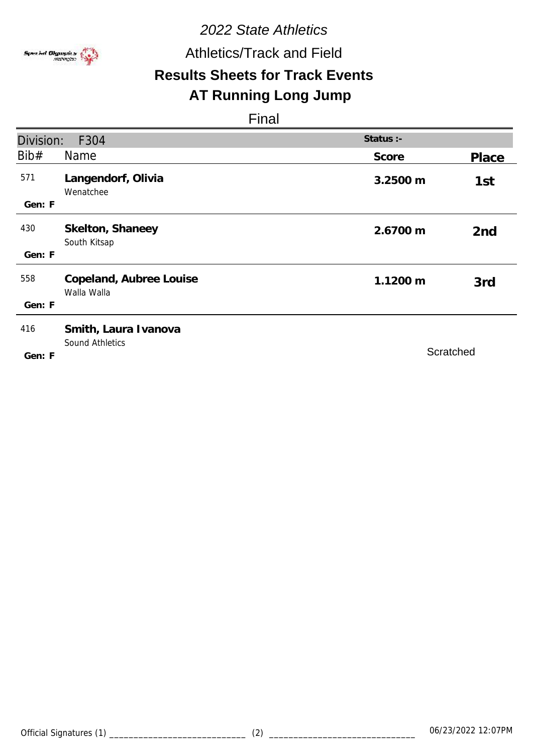*2022 State Athletics*

Athletics/Track and Field

## Results Sheets for Track Events

## AT Running Long Jump

Final

| Division: F304 | | Status :- | |
|---|---|---|---|
| Bib# | Name | Score | Place |
| 571<br>Gen: F | **Langendorf, Olivia**<br>Wenatchee | 3.2500 m | 1st |
| 430<br>Gen: F | **Skelton, Shaneey**<br>South Kitsap | 2.6700 m | 2nd |
| 558<br>Gen: F | **Copeland, Aubree Louise**<br>Walla Walla | 1.1200 m | 3rd |
| 416<br>Gen: F | **Smith, Laura Ivanova**<br>Sound Athletics | Scratched | |

Official Signatures (1) ____________________________ (2) ______________________________

06/23/2022 12:07PM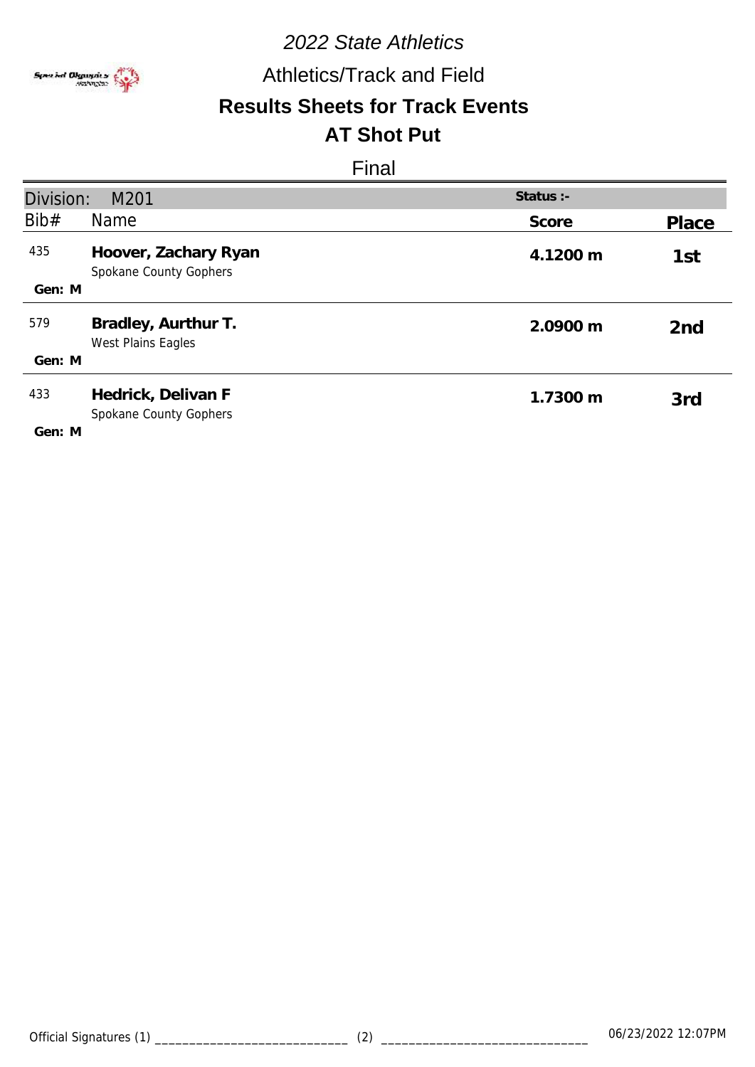*2022 State Athletics*

Athletics/Track and Field

## Results Sheets for Track Events

## AT Shot Put

Final

| Division: M201 | | Status :- | |
|---|---|---|---|
| **Bib#** | **Name** | **Score** | **Place** |
| 435<br>Gen: M | **Hoover, Zachary Ryan**<br>Spokane County Gophers | **4.1200 m** | **1st** |
| 579<br>Gen: M | **Bradley, Aurthur T.**<br>West Plains Eagles | **2.0900 m** | **2nd** |
| 433<br>Gen: M | **Hedrick, Delivan F**<br>Spokane County Gophers | **1.7300 m** | **3rd** |

Official Signatures (1) ____________________________ (2) ______________________________ 06/23/2022 12:07PM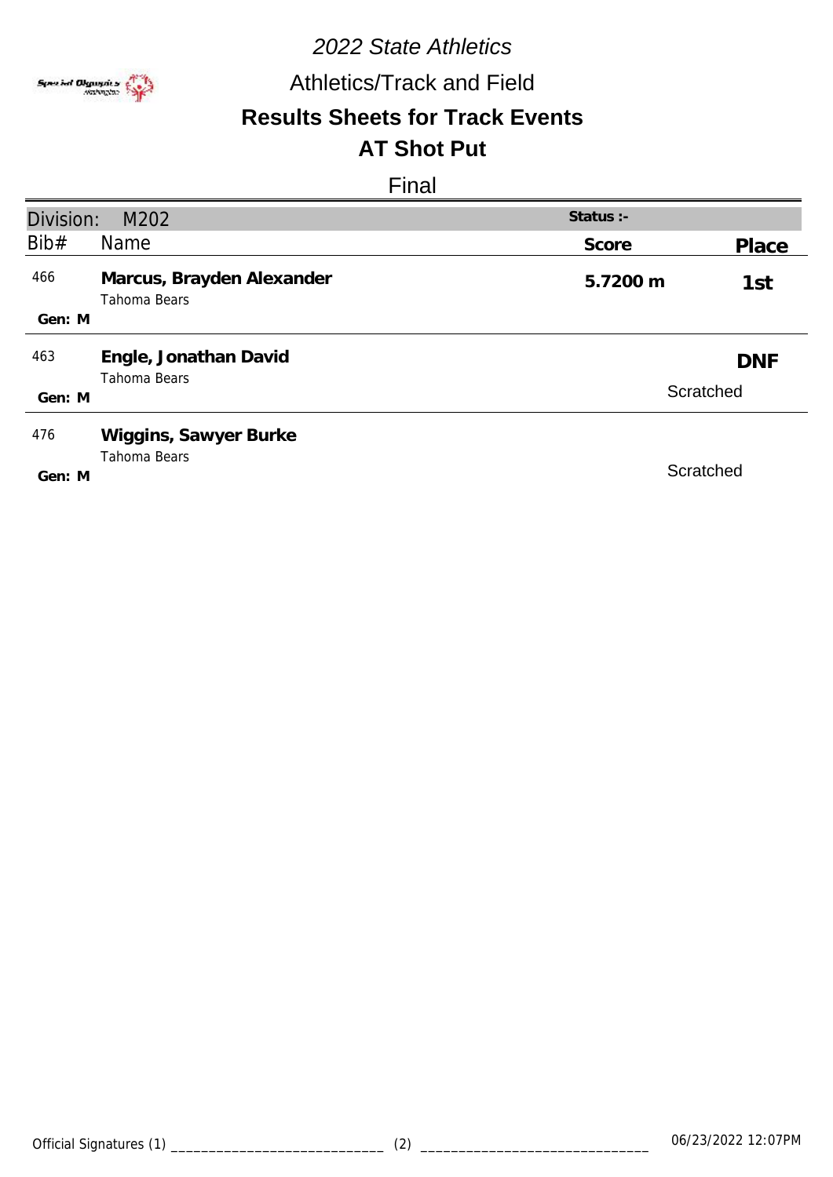*2022 State Athletics*

Athletics/Track and Field

## Results Sheets for Track Events

## AT Shot Put

Final

| Division: M202 | | Status :- | |
|---|---|---|---|
| Bib# | Name | Score | Place |
| 466<br>Gen: M | **Marcus, Brayden Alexander**<br>Tahoma Bears | **5.7200 m** | **1st** |
| 463<br>Gen: M | **Engle, Jonathan David**<br>Tahoma Bears | | **DNF**<br>Scratched |
| 476<br>Gen: M | **Wiggins, Sawyer Burke**<br>Tahoma Bears | | Scratched |

Official Signatures (1) ____________________________ (2) ______________________________ 06/23/2022 12:07PM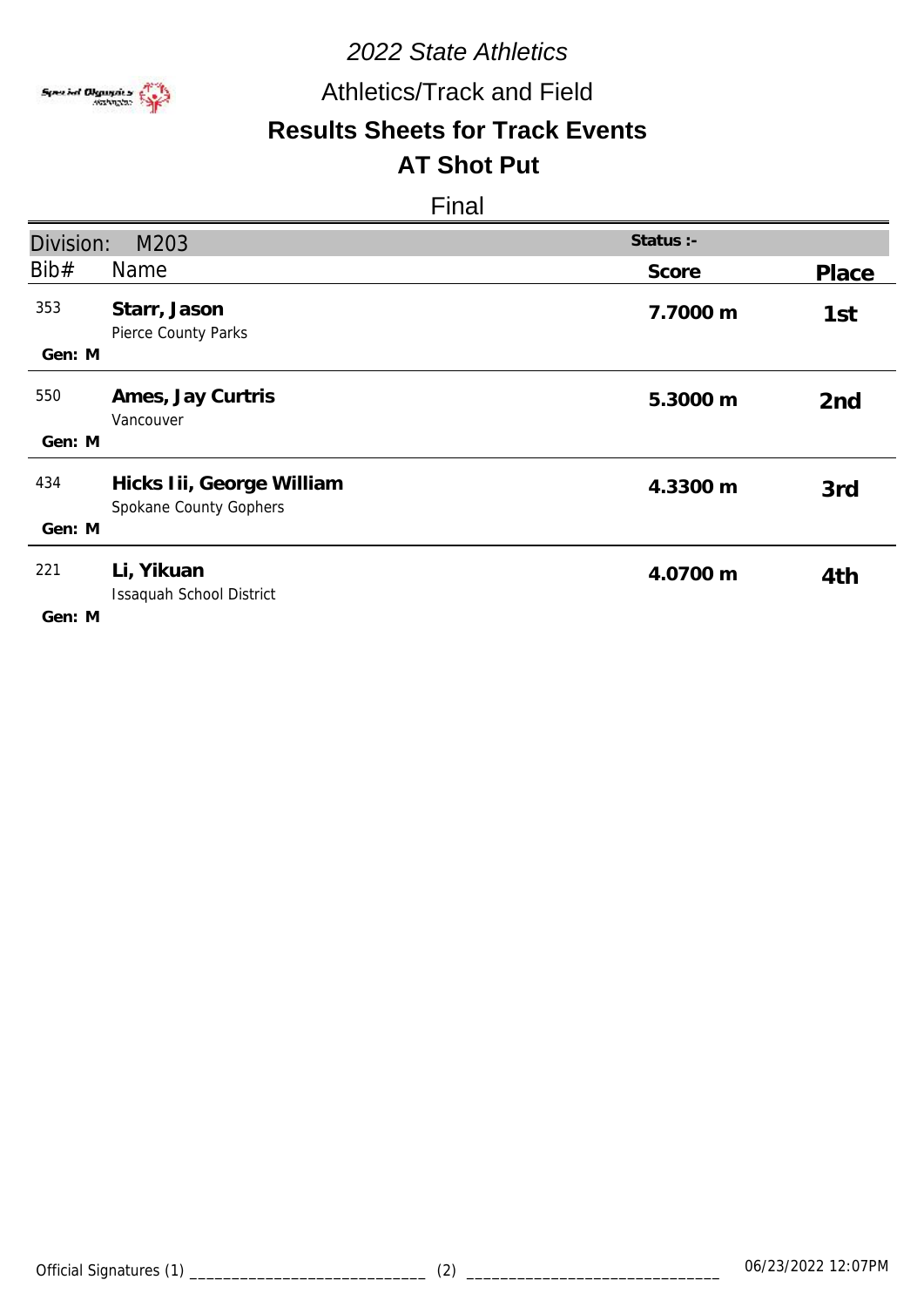*2022 State Athletics*

Athletics/Track and Field

## Results Sheets for Track Events

## AT Shot Put

Final

| Division: M203 | | Status :- | |
|---|---|---|---|
| Bib# | Name | Score | Place |
| 353<br>Gen: M | **Starr, Jason**<br>Pierce County Parks | **7.7000 m** | **1st** |
| 550<br>Gen: M | **Ames, Jay Curtris**<br>Vancouver | **5.3000 m** | **2nd** |
| 434<br>Gen: M | **Hicks Iii, George William**<br>Spokane County Gophers | **4.3300 m** | **3rd** |
| 221<br>Gen: M | **Li, Yikuan**<br>Issaquah School District | **4.0700 m** | **4th** |

Official Signatures (1) ____________________________ (2) ______________________________ 06/23/2022 12:07PM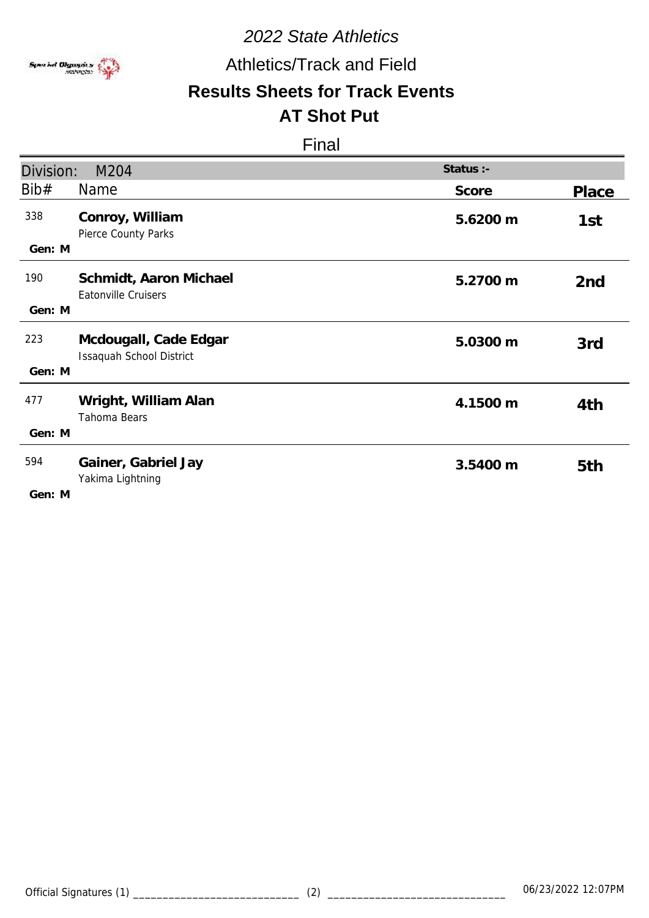*2022 State Athletics*

Athletics/Track and Field

## Results Sheets for Track Events

## AT Shot Put

Final

| Division: M204 | | Status :- | |
|---|---|---|---|
| **Bib#** | **Name** | **Score** | **Place** |
| 338<br>Gen: M | **Conroy, William**<br>Pierce County Parks | **5.6200 m** | **1st** |
| 190<br>Gen: M | **Schmidt, Aaron Michael**<br>Eatonville Cruisers | **5.2700 m** | **2nd** |
| 223<br>Gen: M | **Mcdougall, Cade Edgar**<br>Issaquah School District | **5.0300 m** | **3rd** |
| 477<br>Gen: M | **Wright, William Alan**<br>Tahoma Bears | **4.1500 m** | **4th** |
| 594<br>Gen: M | **Gainer, Gabriel Jay**<br>Yakima Lightning | **3.5400 m** | **5th** |

Official Signatures (1) ____________________________ (2) ______________________________ 06/23/2022 12:07PM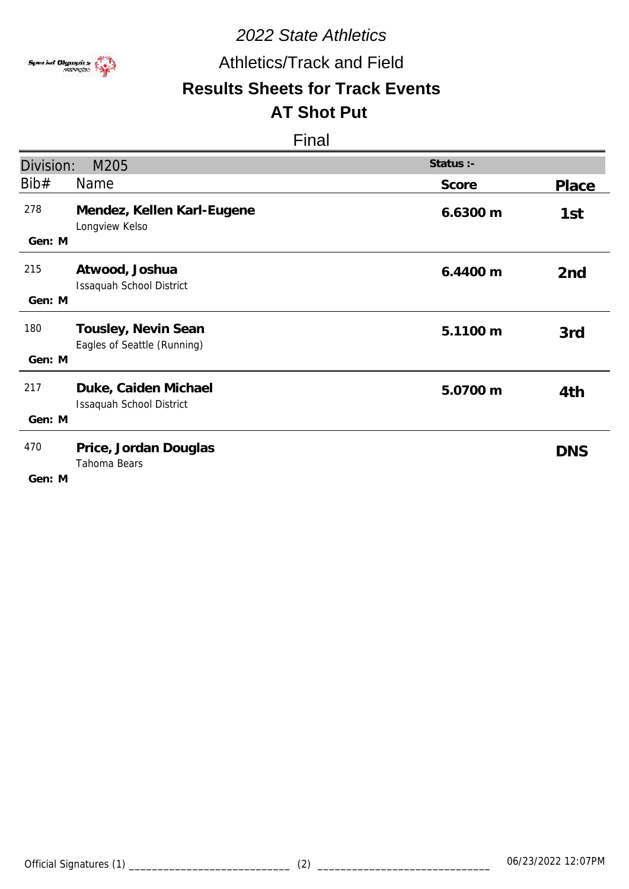# 2022 State Athletics

## Athletics/Track and Field

## Results Sheets for Track Events

## AT Shot Put

Final

| Division: M205 | | Status :- | |
|---|---|---|---|
| Bib# | Name | Score | Place |
| 278<br>Gen: M | **Mendez, Kellen Karl-Eugene**<br>Longview Kelso | 6.6300 m | 1st |
| 215<br>Gen: M | **Atwood, Joshua**<br>Issaquah School District | 6.4400 m | 2nd |
| 180<br>Gen: M | **Tousley, Nevin Sean**<br>Eagles of Seattle (Running) | 5.1100 m | 3rd |
| 217<br>Gen: M | **Duke, Caiden Michael**<br>Issaquah School District | 5.0700 m | 4th |
| 470<br>Gen: M | **Price, Jordan Douglas**<br>Tahoma Bears | | DNS |

Official Signatures (1) ____________________________ (2) ______________________________ 06/23/2022 12:07PM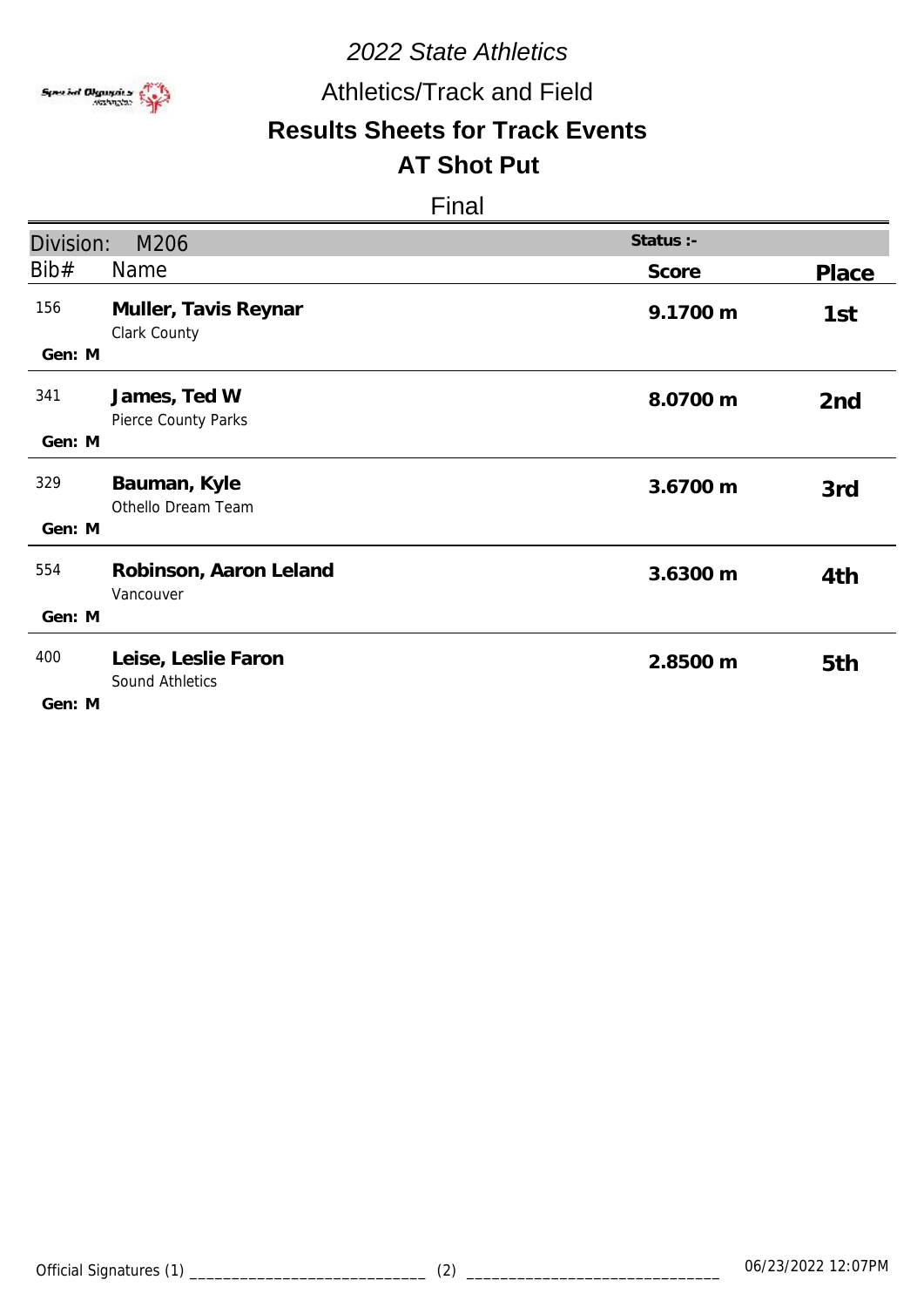*2022 State Athletics*

Athletics/Track and Field

## Results Sheets for Track Events

## AT Shot Put

Final

**Division:** M206 | **Status :-**

| Bib# | Name | Score | Place |
|---|---|---|---|
| 156<br>Gen: M | **Muller, Tavis Reynar**<br>Clark County | **9.1700 m** | **1st** |
| 341<br>Gen: M | **James, Ted W**<br>Pierce County Parks | **8.0700 m** | **2nd** |
| 329<br>Gen: M | **Bauman, Kyle**<br>Othello Dream Team | **3.6700 m** | **3rd** |
| 554<br>Gen: M | **Robinson, Aaron Leland**<br>Vancouver | **3.6300 m** | **4th** |
| 400<br>Gen: M | **Leise, Leslie Faron**<br>Sound Athletics | **2.8500 m** | **5th** |

Official Signatures (1) ___________________________ (2) ___________________________ 06/23/2022 12:07PM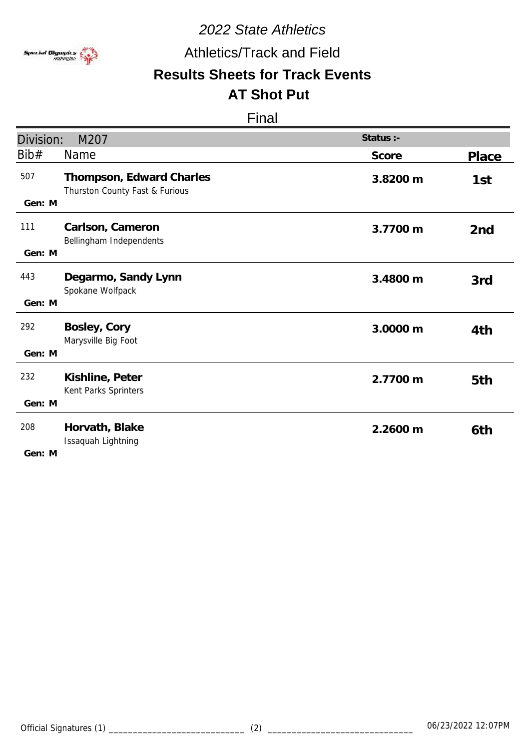*2022 State Athletics*

Athletics/Track and Field

## Results Sheets for Track Events

## AT Shot Put

Final

| Division: M207 | | Status :- | |
|---|---|---|---|
| **Bib#** | **Name** | **Score** | **Place** |
| 507<br>Gen: M | **Thompson, Edward Charles**<br>Thurston County Fast & Furious | **3.8200 m** | **1st** |
| 111<br>Gen: M | **Carlson, Cameron**<br>Bellingham Independents | **3.7700 m** | **2nd** |
| 443<br>Gen: M | **Degarmo, Sandy Lynn**<br>Spokane Wolfpack | **3.4800 m** | **3rd** |
| 292<br>Gen: M | **Bosley, Cory**<br>Marysville Big Foot | **3.0000 m** | **4th** |
| 232<br>Gen: M | **Kishline, Peter**<br>Kent Parks Sprinters | **2.7700 m** | **5th** |
| 208<br>Gen: M | **Horvath, Blake**<br>Issaquah Lightning | **2.2600 m** | **6th** |

Official Signatures (1) ____________________________ (2) ______________________________ 06/23/2022 12:07PM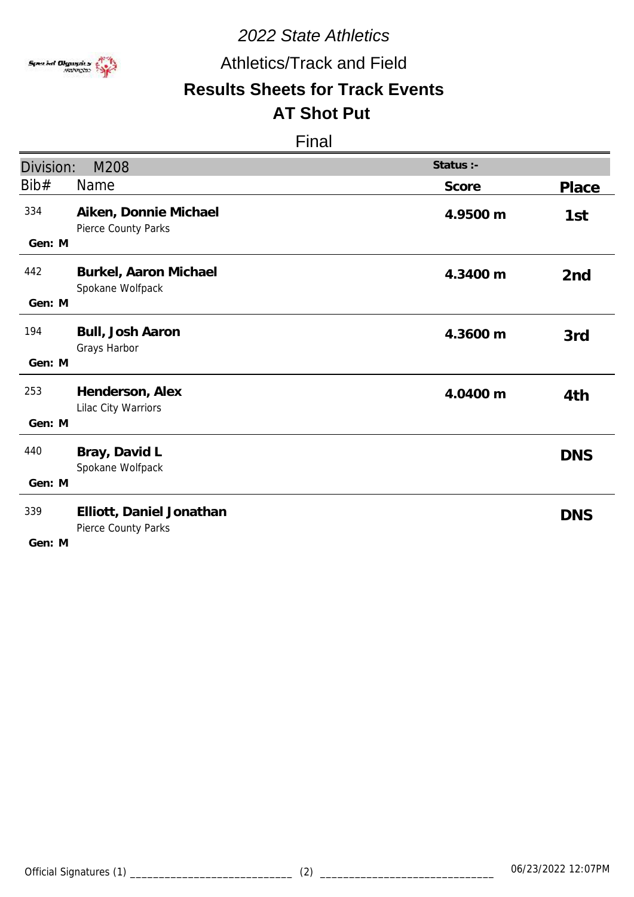*2022 State Athletics*

Athletics/Track and Field

## Results Sheets for Track Events

## AT Shot Put

Final

| Division: M208 | | Status :- | |
|---|---|---|---|
| **Bib#** | **Name** | **Score** | **Place** |
| 334<br>Gen: M | **Aiken, Donnie Michael**<br>Pierce County Parks | **4.9500 m** | **1st** |
| 442<br>Gen: M | **Burkel, Aaron Michael**<br>Spokane Wolfpack | **4.3400 m** | **2nd** |
| 194<br>Gen: M | **Bull, Josh Aaron**<br>Grays Harbor | **4.3600 m** | **3rd** |
| 253<br>Gen: M | **Henderson, Alex**<br>Lilac City Warriors | **4.0400 m** | **4th** |
| 440<br>Gen: M | **Bray, David L**<br>Spokane Wolfpack | | **DNS** |
| 339<br>Gen: M | **Elliott, Daniel Jonathan**<br>Pierce County Parks | | **DNS** |

Official Signatures (1) ____________________________ (2) ______________________________ 06/23/2022 12:07PM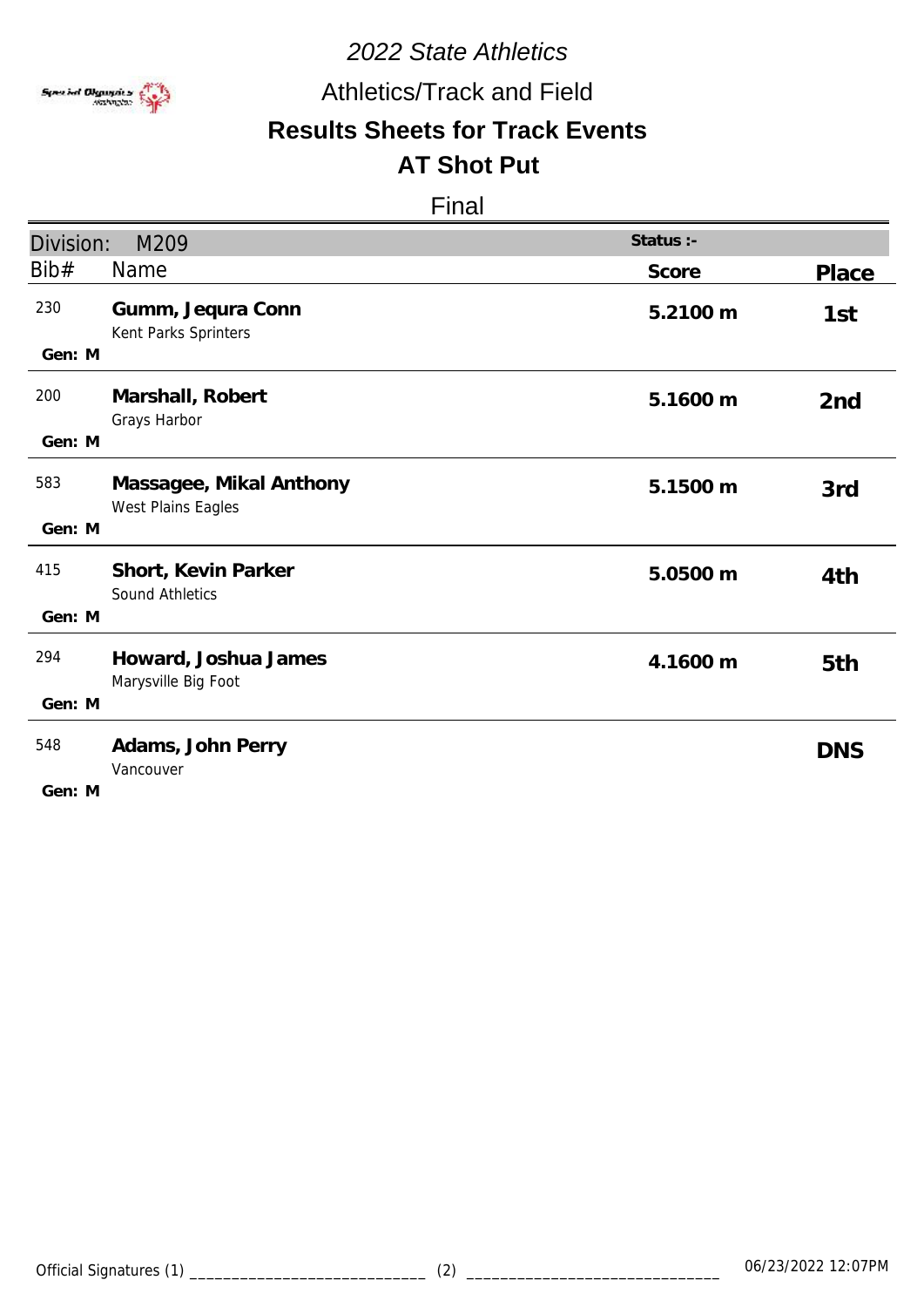*2022 State Athletics*

Athletics/Track and Field

**Results Sheets for Track Events**

**AT Shot Put**

Final

| Division: M209 | | Status :- | |
|---|---|---|---|
| Bib# | Name | Score | Place |
| 230<br>Gen: M | **Gumm, Jequra Conn**<br>Kent Parks Sprinters | **5.2100 m** | **1st** |
| 200<br>Gen: M | **Marshall, Robert**<br>Grays Harbor | **5.1600 m** | **2nd** |
| 583<br>Gen: M | **Massagee, Mikal Anthony**<br>West Plains Eagles | **5.1500 m** | **3rd** |
| 415<br>Gen: M | **Short, Kevin Parker**<br>Sound Athletics | **5.0500 m** | **4th** |
| 294<br>Gen: M | **Howard, Joshua James**<br>Marysville Big Foot | **4.1600 m** | **5th** |
| 548<br>Gen: M | **Adams, John Perry**<br>Vancouver | | **DNS** |

Official Signatures (1) ____________________________ (2) ______________________________ 06/23/2022 12:07PM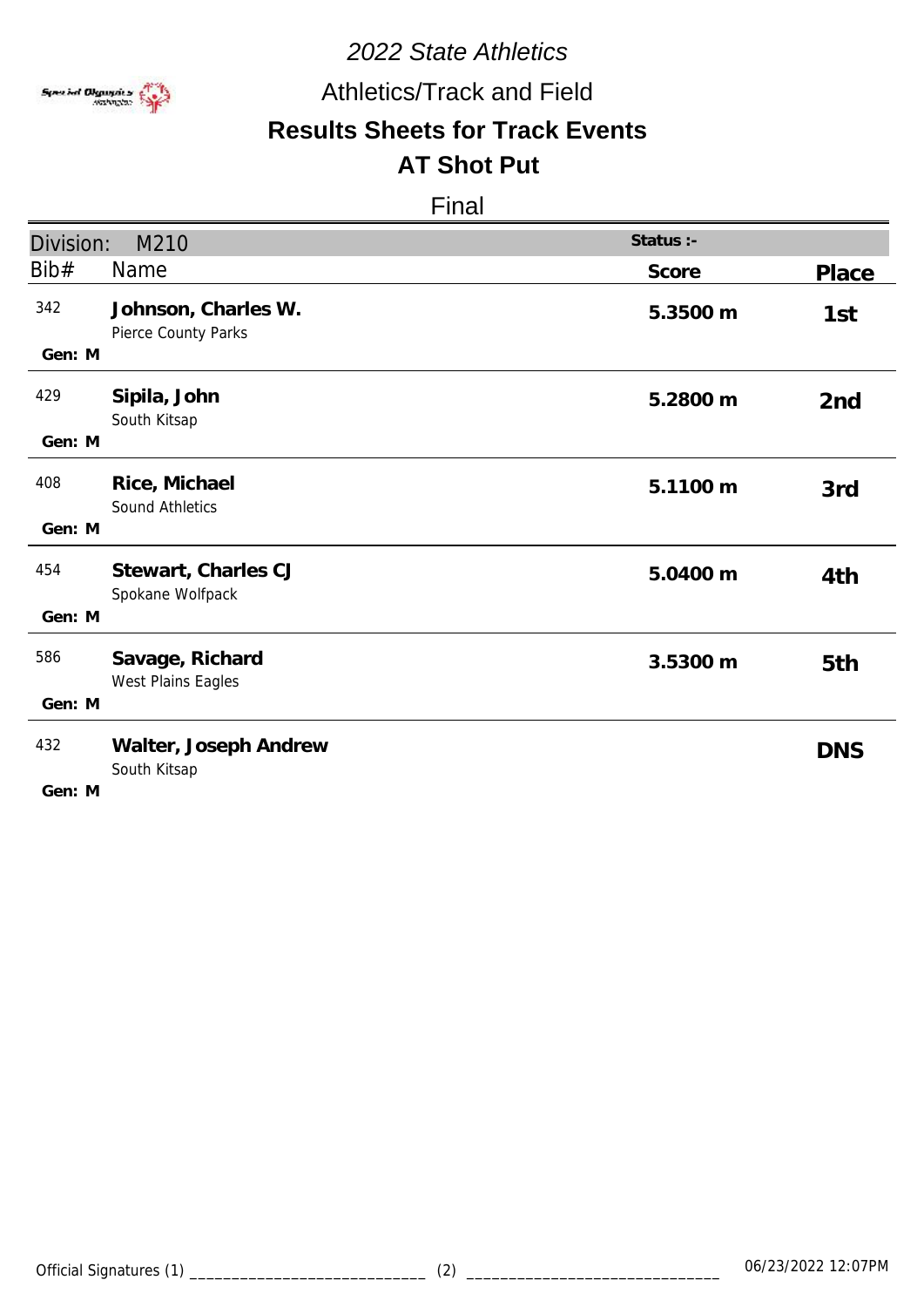*2022 State Athletics*

Athletics/Track and Field

**Results Sheets for Track Events**

**AT Shot Put**

Final

| Division: M210 | | Status :- | |
|---|---|---|---|
| Bib# | Name | Score | Place |
| 342<br>Gen: M | **Johnson, Charles W.**<br>Pierce County Parks | **5.3500 m** | **1st** |
| 429<br>Gen: M | **Sipila, John**<br>South Kitsap | **5.2800 m** | **2nd** |
| 408<br>Gen: M | **Rice, Michael**<br>Sound Athletics | **5.1100 m** | **3rd** |
| 454<br>Gen: M | **Stewart, Charles CJ**<br>Spokane Wolfpack | **5.0400 m** | **4th** |
| 586<br>Gen: M | **Savage, Richard**<br>West Plains Eagles | **3.5300 m** | **5th** |
| 432<br>Gen: M | **Walter, Joseph Andrew**<br>South Kitsap | | **DNS** |

Official Signatures (1) ____________________________ (2) ______________________________ 06/23/2022 12:07PM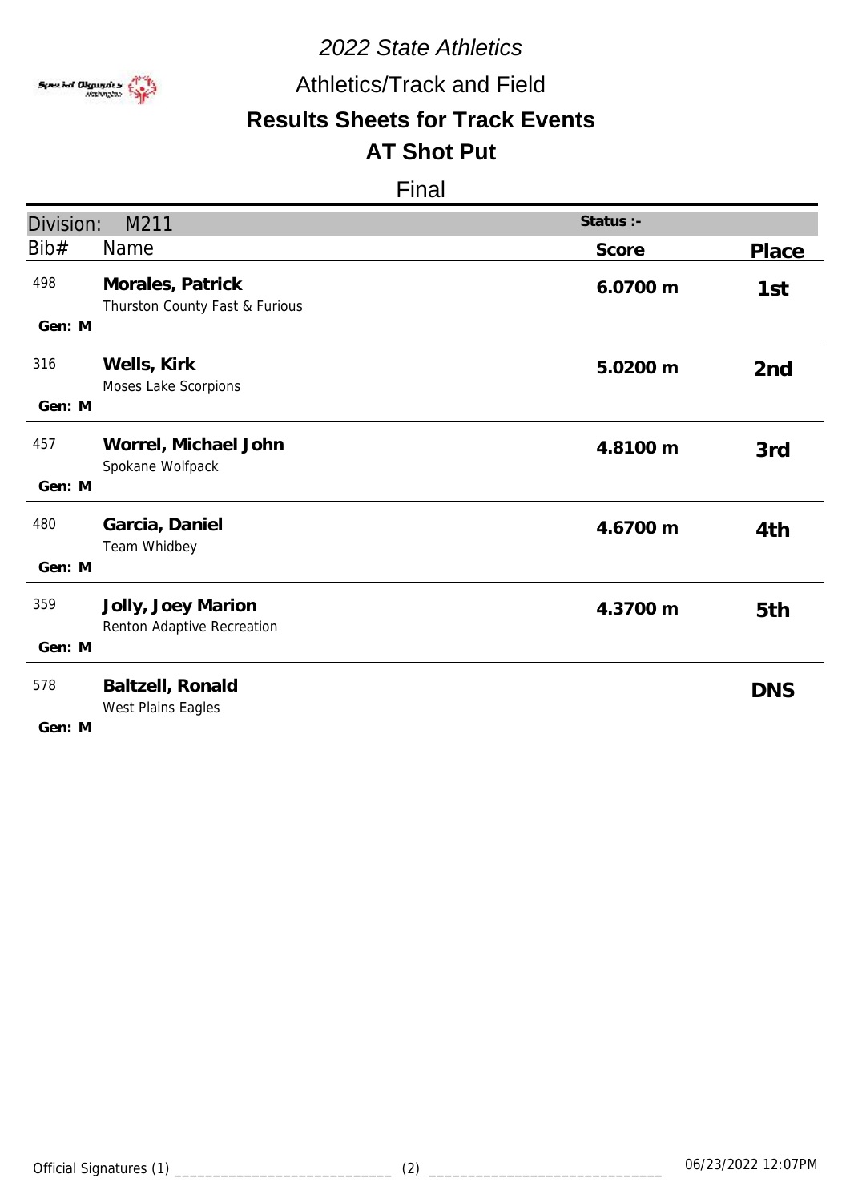*2022 State Athletics*

Athletics/Track and Field

## Results Sheets for Track Events

## AT Shot Put

Final

| Division: M211 | | Status :- | |
|---|---|---|---|
| **Bib#** | **Name** | **Score** | **Place** |
| 498<br>Gen: M | **Morales, Patrick**<br>Thurston County Fast & Furious | **6.0700 m** | **1st** |
| 316<br>Gen: M | **Wells, Kirk**<br>Moses Lake Scorpions | **5.0200 m** | **2nd** |
| 457<br>Gen: M | **Worrel, Michael John**<br>Spokane Wolfpack | **4.8100 m** | **3rd** |
| 480<br>Gen: M | **Garcia, Daniel**<br>Team Whidbey | **4.6700 m** | **4th** |
| 359<br>Gen: M | **Jolly, Joey Marion**<br>Renton Adaptive Recreation | **4.3700 m** | **5th** |
| 578<br>Gen: M | **Baltzell, Ronald**<br>West Plains Eagles | | **DNS** |

Official Signatures (1) ____________________________ (2) ______________________________ 06/23/2022 12:07PM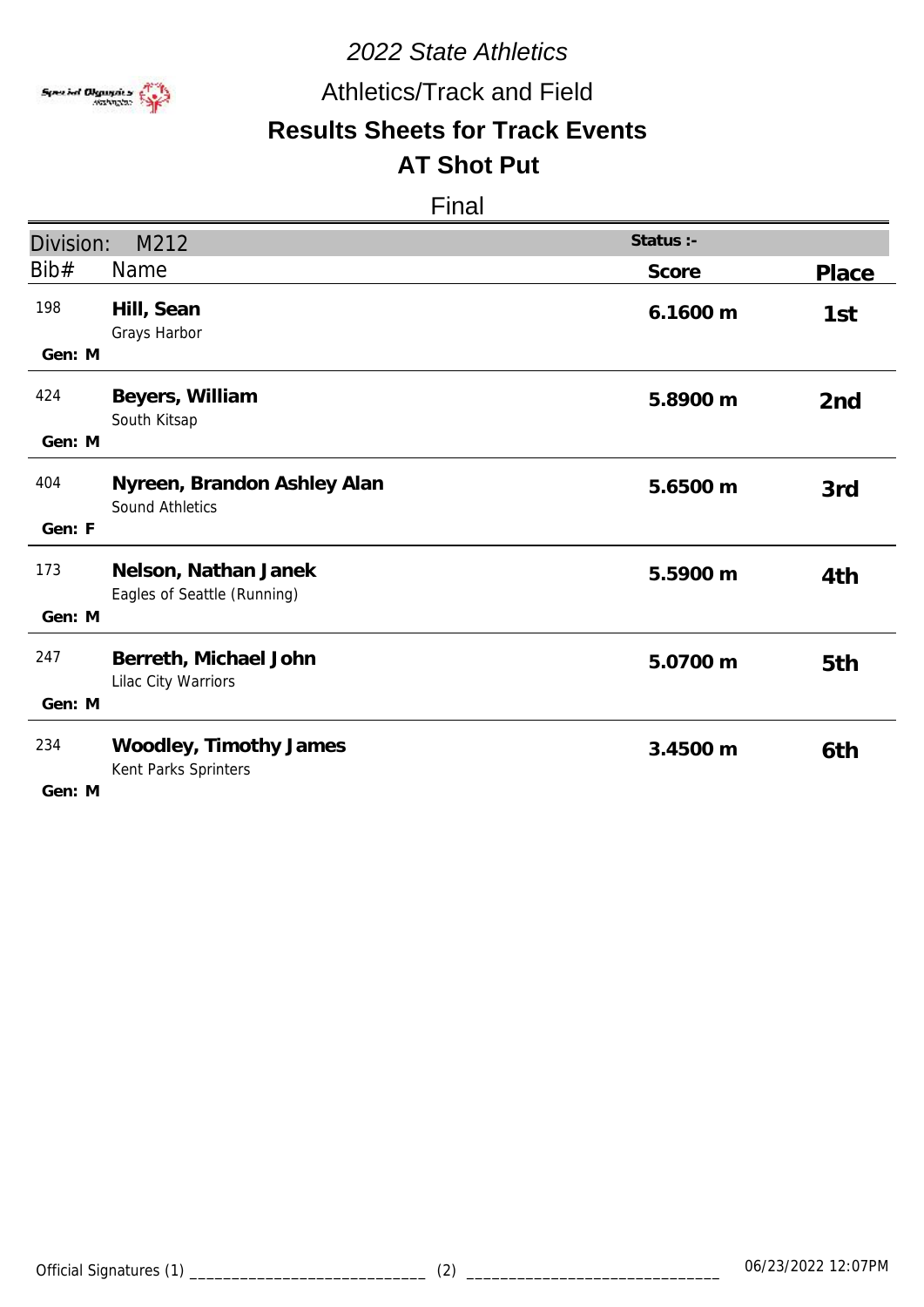*2022 State Athletics*

Athletics/Track and Field

## Results Sheets for Track Events

## AT Shot Put

Final

Division: M212

Status :-

| Bib# | Name | Score | Place |
|---|---|---|---|
| 198<br>Gen: M | **Hill, Sean**<br>Grays Harbor | **6.1600 m** | **1st** |
| 424<br>Gen: M | **Beyers, William**<br>South Kitsap | **5.8900 m** | **2nd** |
| 404<br>Gen: F | **Nyreen, Brandon Ashley Alan**<br>Sound Athletics | **5.6500 m** | **3rd** |
| 173<br>Gen: M | **Nelson, Nathan Janek**<br>Eagles of Seattle (Running) | **5.5900 m** | **4th** |
| 247<br>Gen: M | **Berreth, Michael John**<br>Lilac City Warriors | **5.0700 m** | **5th** |
| 234<br>Gen: M | **Woodley, Timothy James**<br>Kent Parks Sprinters | **3.4500 m** | **6th** |

Official Signatures (1) ____________________________ (2) ______________________________ 06/23/2022 12:07PM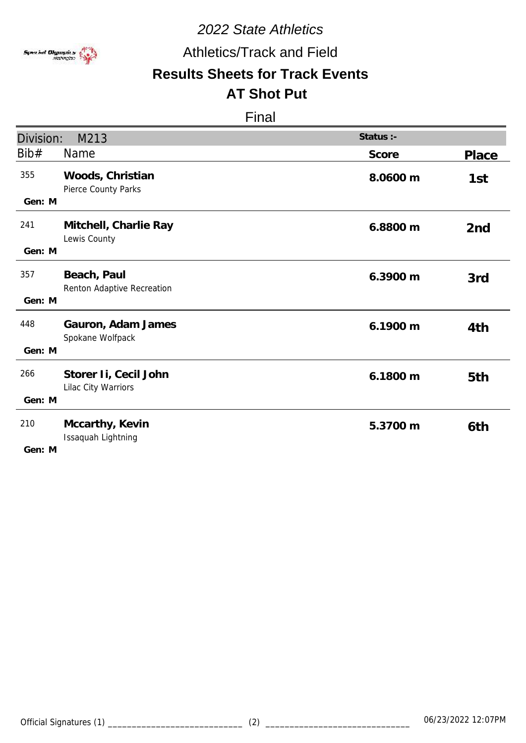*2022 State Athletics*

Athletics/Track and Field

**Results Sheets for Track Events**

**AT Shot Put**

Final

| Division: M213 | | Status :- | |
|---|---|---|---|
| Bib# | Name | Score | Place |
| 355<br>Gen: M | **Woods, Christian**<br>Pierce County Parks | 8.0600 m | 1st |
| 241<br>Gen: M | **Mitchell, Charlie Ray**<br>Lewis County | 6.8800 m | 2nd |
| 357<br>Gen: M | **Beach, Paul**<br>Renton Adaptive Recreation | 6.3900 m | 3rd |
| 448<br>Gen: M | **Gauron, Adam James**<br>Spokane Wolfpack | 6.1900 m | 4th |
| 266<br>Gen: M | **Storer Ii, Cecil John**<br>Lilac City Warriors | 6.1800 m | 5th |
| 210<br>Gen: M | **Mccarthy, Kevin**<br>Issaquah Lightning | 5.3700 m | 6th |

Official Signatures (1) ____________________________ (2) ______________________________ 06/23/2022 12:07PM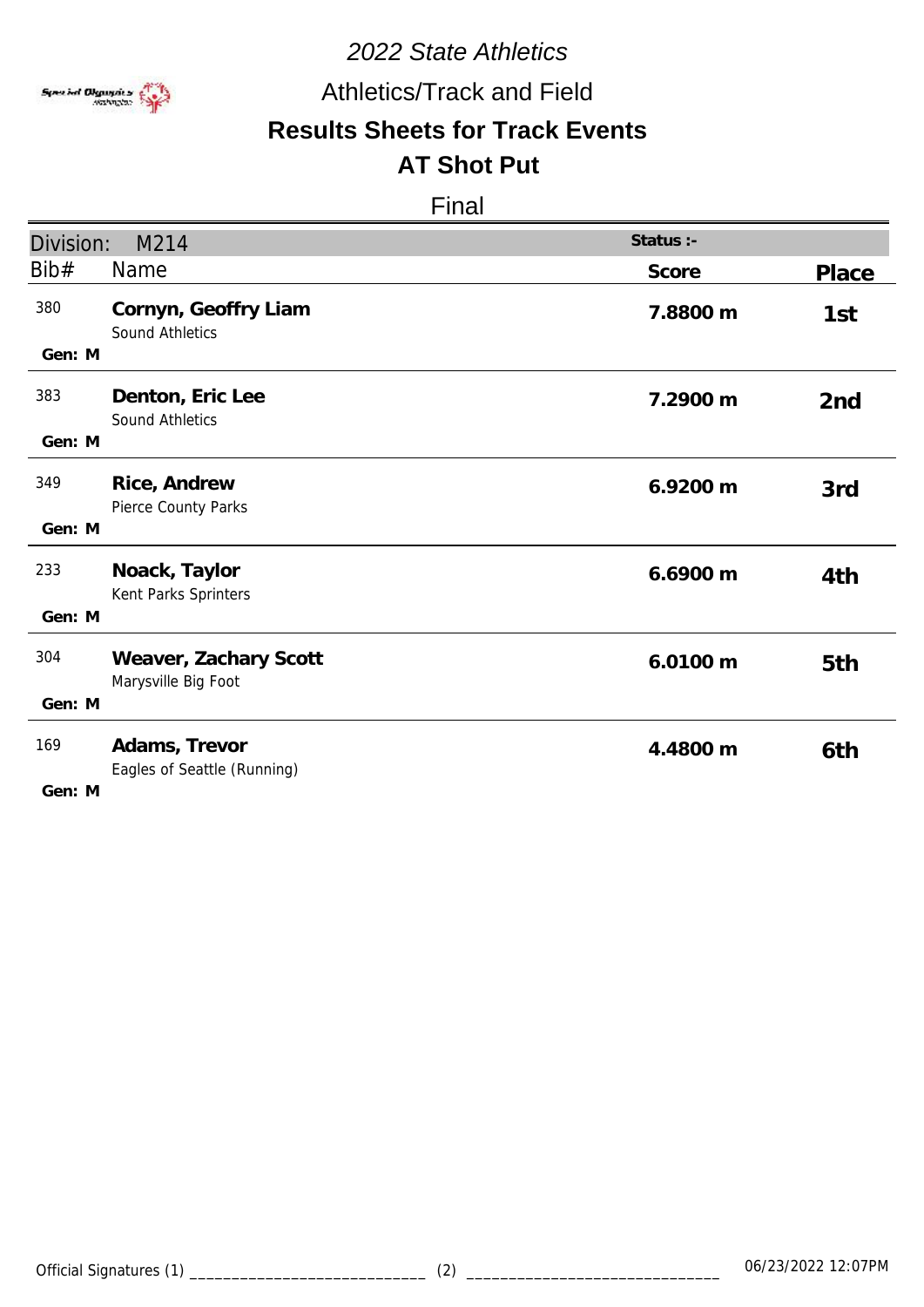*2022 State Athletics*

Athletics/Track and Field

## Results Sheets for Track Events

## AT Shot Put

Final

| Division: M214 | | Status :- | |
|---|---|---|---|
| **Bib#** | **Name** | **Score** | **Place** |
| 380<br>Gen: M | **Cornyn, Geoffry Liam**<br>Sound Athletics | **7.8800 m** | **1st** |
| 383<br>Gen: M | **Denton, Eric Lee**<br>Sound Athletics | **7.2900 m** | **2nd** |
| 349<br>Gen: M | **Rice, Andrew**<br>Pierce County Parks | **6.9200 m** | **3rd** |
| 233<br>Gen: M | **Noack, Taylor**<br>Kent Parks Sprinters | **6.6900 m** | **4th** |
| 304<br>Gen: M | **Weaver, Zachary Scott**<br>Marysville Big Foot | **6.0100 m** | **5th** |
| 169<br>Gen: M | **Adams, Trevor**<br>Eagles of Seattle (Running) | **4.4800 m** | **6th** |

Official Signatures (1) ____________________________ (2) ______________________________ 06/23/2022 12:07PM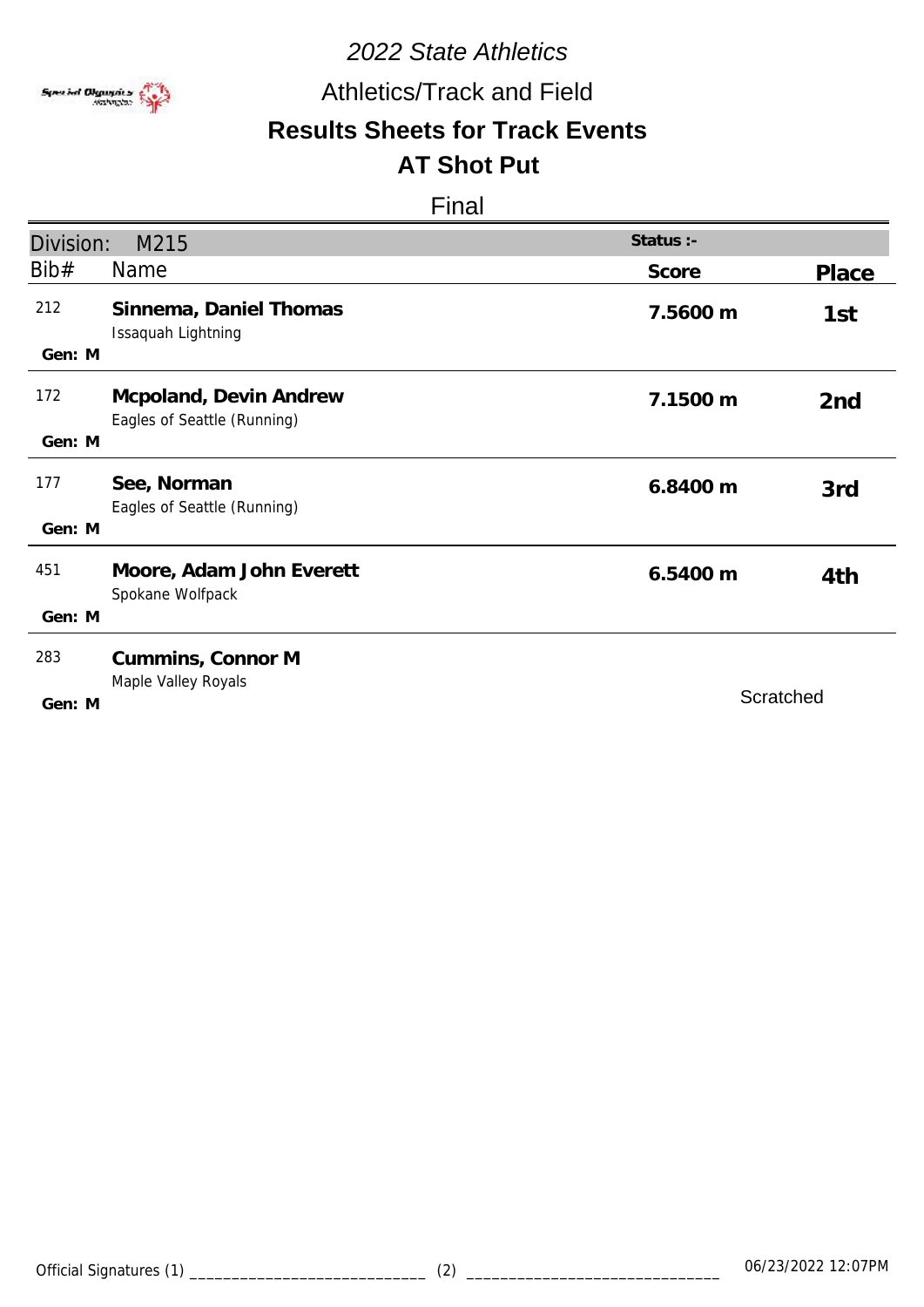*2022 State Athletics*

Athletics/Track and Field

## Results Sheets for Track Events

## AT Shot Put

Final

| Division: M215 | | Status :- | |
|---|---|---|---|
| Bib# | Name | Score | Place |
| 212<br>Gen: M | **Sinnema, Daniel Thomas**<br>Issaquah Lightning | **7.5600 m** | **1st** |
| 172<br>Gen: M | **Mcpoland, Devin Andrew**<br>Eagles of Seattle (Running) | **7.1500 m** | **2nd** |
| 177<br>Gen: M | **See, Norman**<br>Eagles of Seattle (Running) | **6.8400 m** | **3rd** |
| 451<br>Gen: M | **Moore, Adam John Everett**<br>Spokane Wolfpack | **6.5400 m** | **4th** |
| 283<br>Gen: M | **Cummins, Connor M**<br>Maple Valley Royals | | Scratched |

Official Signatures (1) ____________________________ (2) ______________________________ 06/23/2022 12:07PM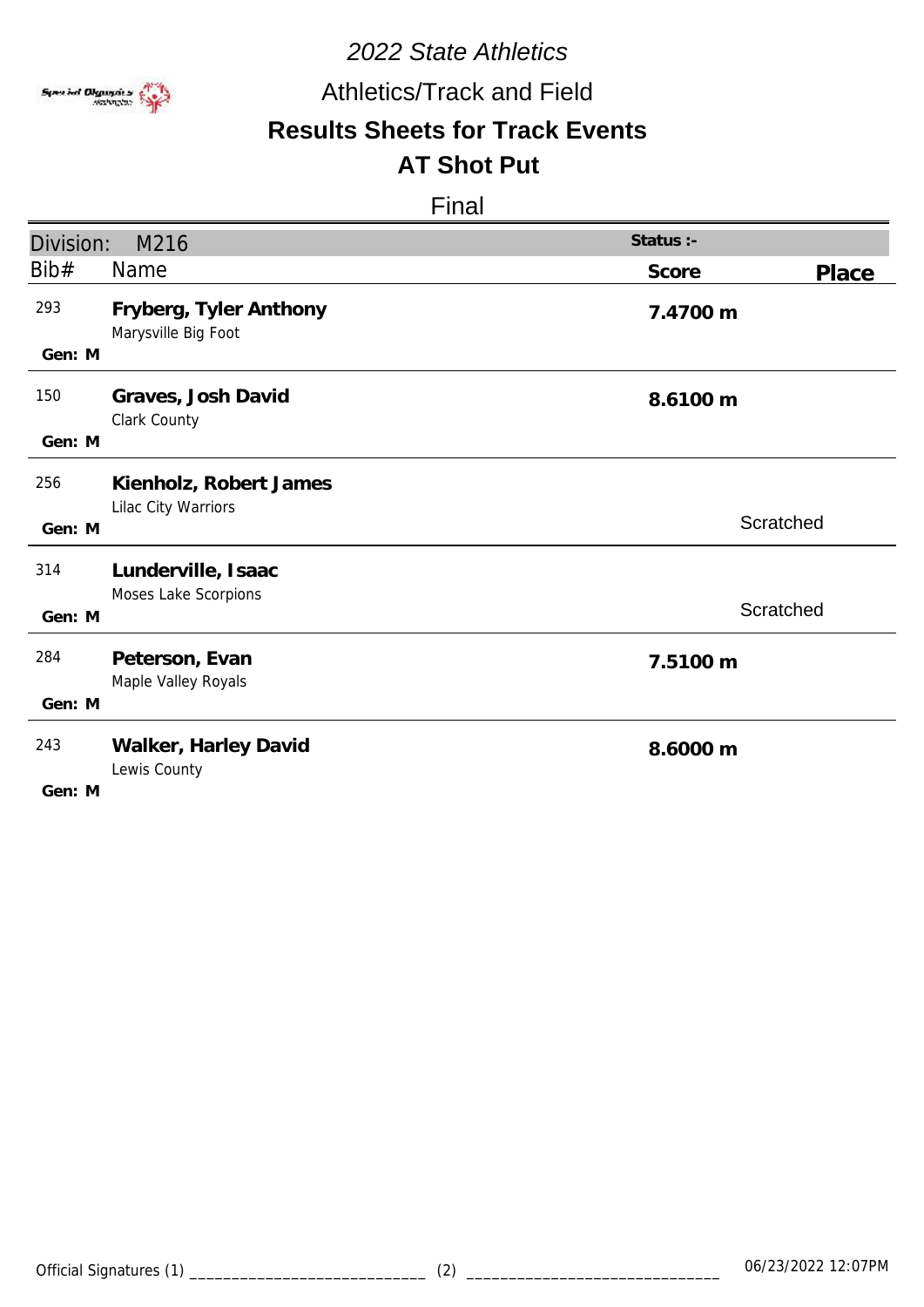# 2022 State Athletics

## Athletics/Track and Field

## Results Sheets for Track Events

## AT Shot Put

### Final

**Division:** M216 **Status :-**

| Bib# | Name | Score | Place |
|---|---|---|---|
| 293<br>Gen: M | **Fryberg, Tyler Anthony**<br>Marysville Big Foot | **7.4700 m** | |
| 150<br>Gen: M | **Graves, Josh David**<br>Clark County | **8.6100 m** | |
| 256<br>Gen: M | **Kienholz, Robert James**<br>Lilac City Warriors | | Scratched |
| 314<br>Gen: M | **Lunderville, Isaac**<br>Moses Lake Scorpions | | Scratched |
| 284<br>Gen: M | **Peterson, Evan**<br>Maple Valley Royals | **7.5100 m** | |
| 243<br>Gen: M | **Walker, Harley David**<br>Lewis County | **8.6000 m** | |

Official Signatures (1) ____________________________ (2) ______________________________

06/23/2022 12:07PM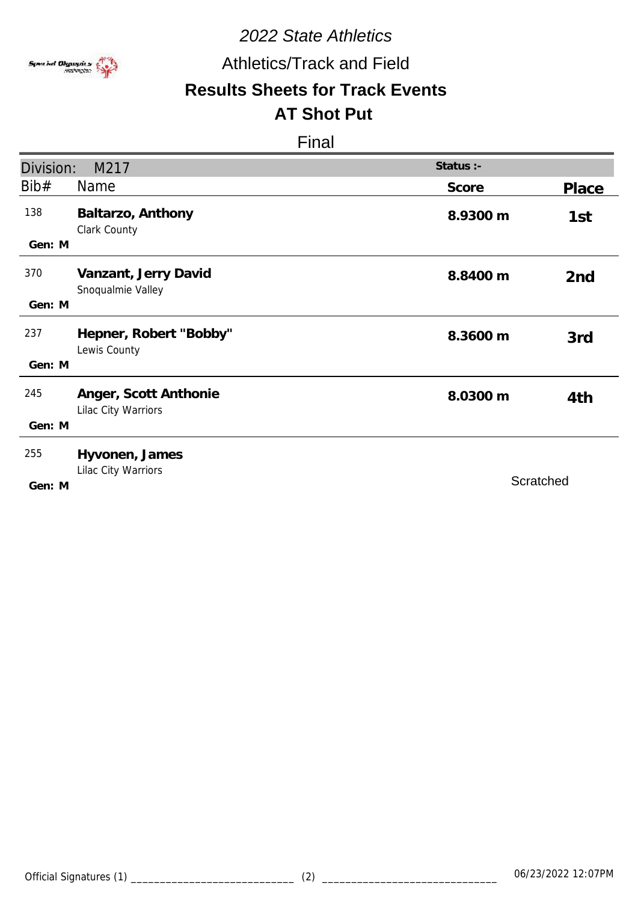# 2022 State Athletics

## Athletics/Track and Field

## Results Sheets for Track Events

## AT Shot Put

Final

Division: M217 | Status :-

| Bib# | Name | Score | Place |
|---|---|---|---|
| 138<br>Gen: M | **Baltarzo, Anthony**<br>Clark County | **8.9300 m** | **1st** |
| 370<br>Gen: M | **Vanzant, Jerry David**<br>Snoqualmie Valley | **8.8400 m** | **2nd** |
| 237<br>Gen: M | **Hepner, Robert "Bobby"**<br>Lewis County | **8.3600 m** | **3rd** |
| 245<br>Gen: M | **Anger, Scott Anthonie**<br>Lilac City Warriors | **8.0300 m** | **4th** |
| 255<br>Gen: M | **Hyvonen, James**<br>Lilac City Warriors | Scratched | |

Official Signatures (1) ____________________________ (2) ______________________________ 06/23/2022 12:07PM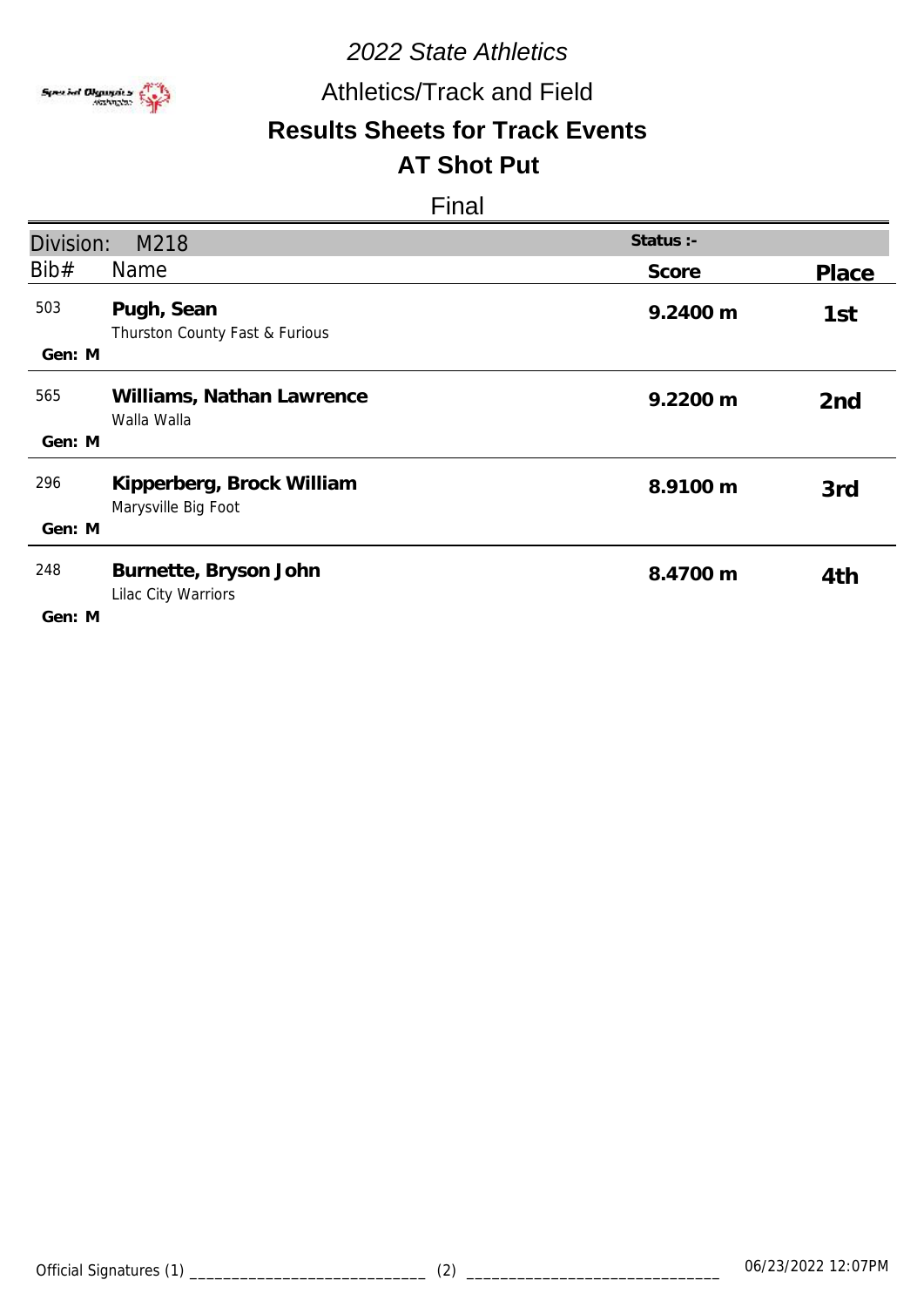# 2022 State Athletics

## Athletics/Track and Field

## Results Sheets for Track Events

## AT Shot Put

Final

**Division:** M218 | **Status :-**

| Bib# | Name | Score | Place |
|---|---|---|---|
| 503<br>Gen: M | **Pugh, Sean**<br>Thurston County Fast & Furious | **9.2400 m** | **1st** |
| 565<br>Gen: M | **Williams, Nathan Lawrence**<br>Walla Walla | **9.2200 m** | **2nd** |
| 296<br>Gen: M | **Kipperberg, Brock William**<br>Marysville Big Foot | **8.9100 m** | **3rd** |
| 248<br>Gen: M | **Burnette, Bryson John**<br>Lilac City Warriors | **8.4700 m** | **4th** |

Official Signatures (1) ____________________________ (2) ______________________________ 06/23/2022 12:07PM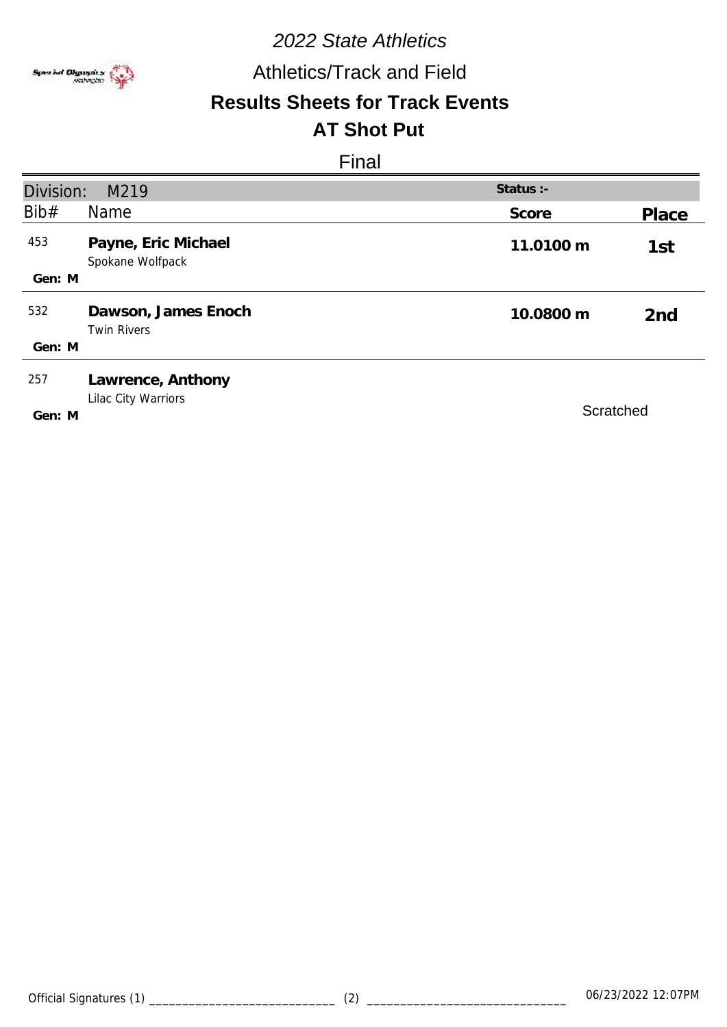# 2022 State Athletics

## Athletics/Track and Field

## Results Sheets for Track Events

## AT Shot Put

### Final

| Division: M219 | | Status :- | |
|---|---|---|---|
| **Bib#** | **Name** | **Score** | **Place** |
| 453<br>Gen: M | **Payne, Eric Michael**<br>Spokane Wolfpack | **11.0100 m** | **1st** |
| 532<br>Gen: M | **Dawson, James Enoch**<br>Twin Rivers | **10.0800 m** | **2nd** |
| 257<br>Gen: M | **Lawrence, Anthony**<br>Lilac City Warriors | Scratched | |

Official Signatures (1) ____________________________ (2) ______________________________ 06/23/2022 12:07PM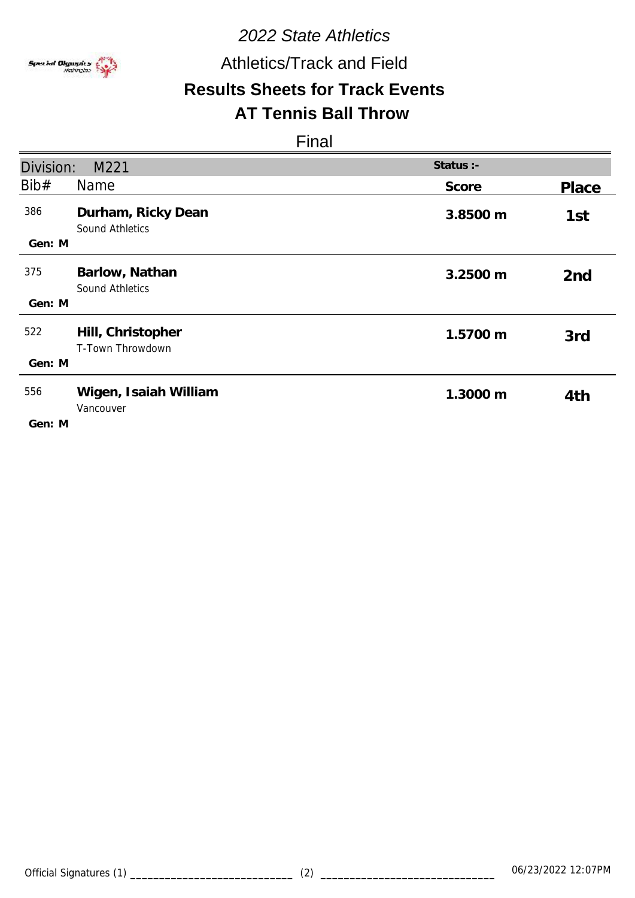*2022 State Athletics*

Athletics/Track and Field

## Results Sheets for Track Events

## AT Tennis Ball Throw

Final

| Division: M221 | | Status :- | |
|---|---|---|---|
| Bib# | Name | Score | Place |
| 386<br>Gen: M | **Durham, Ricky Dean**<br>Sound Athletics | **3.8500 m** | **1st** |
| 375<br>Gen: M | **Barlow, Nathan**<br>Sound Athletics | **3.2500 m** | **2nd** |
| 522<br>Gen: M | **Hill, Christopher**<br>T-Town Throwdown | **1.5700 m** | **3rd** |
| 556<br>Gen: M | **Wigen, Isaiah William**<br>Vancouver | **1.3000 m** | **4th** |

Official Signatures (1) ____________________________ (2) ______________________________ 06/23/2022 12:07PM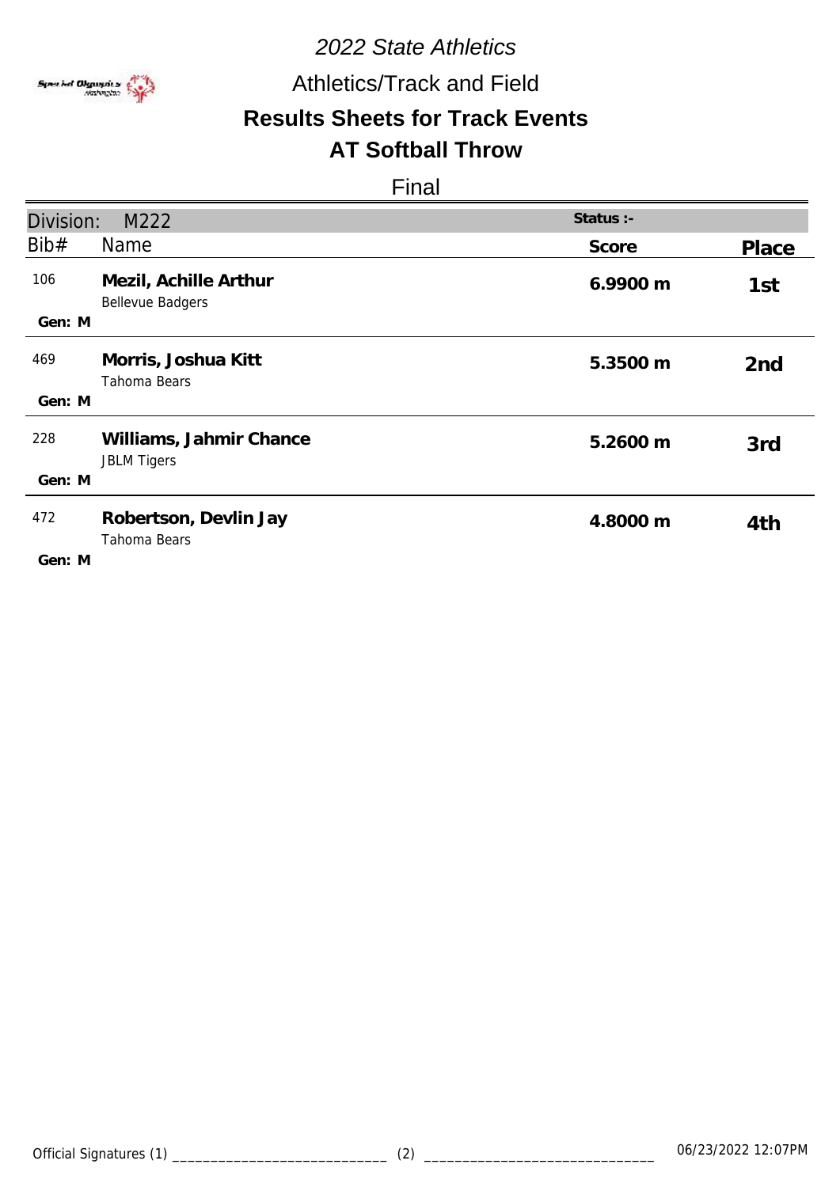*2022 State Athletics*

Athletics/Track and Field

## Results Sheets for Track Events

## AT Softball Throw

Final

| Division: M222 | | Status :- | |
|---|---|---|---|
| Bib# | Name | Score | Place |
| 106<br>Gen: M | **Mezil, Achille Arthur**<br>Bellevue Badgers | **6.9900 m** | **1st** |
| 469<br>Gen: M | **Morris, Joshua Kitt**<br>Tahoma Bears | **5.3500 m** | **2nd** |
| 228<br>Gen: M | **Williams, Jahmir Chance**<br>JBLM Tigers | **5.2600 m** | **3rd** |
| 472<br>Gen: M | **Robertson, Devlin Jay**<br>Tahoma Bears | **4.8000 m** | **4th** |

Official Signatures (1) ____________________________ (2) ______________________________ 06/23/2022 12:07PM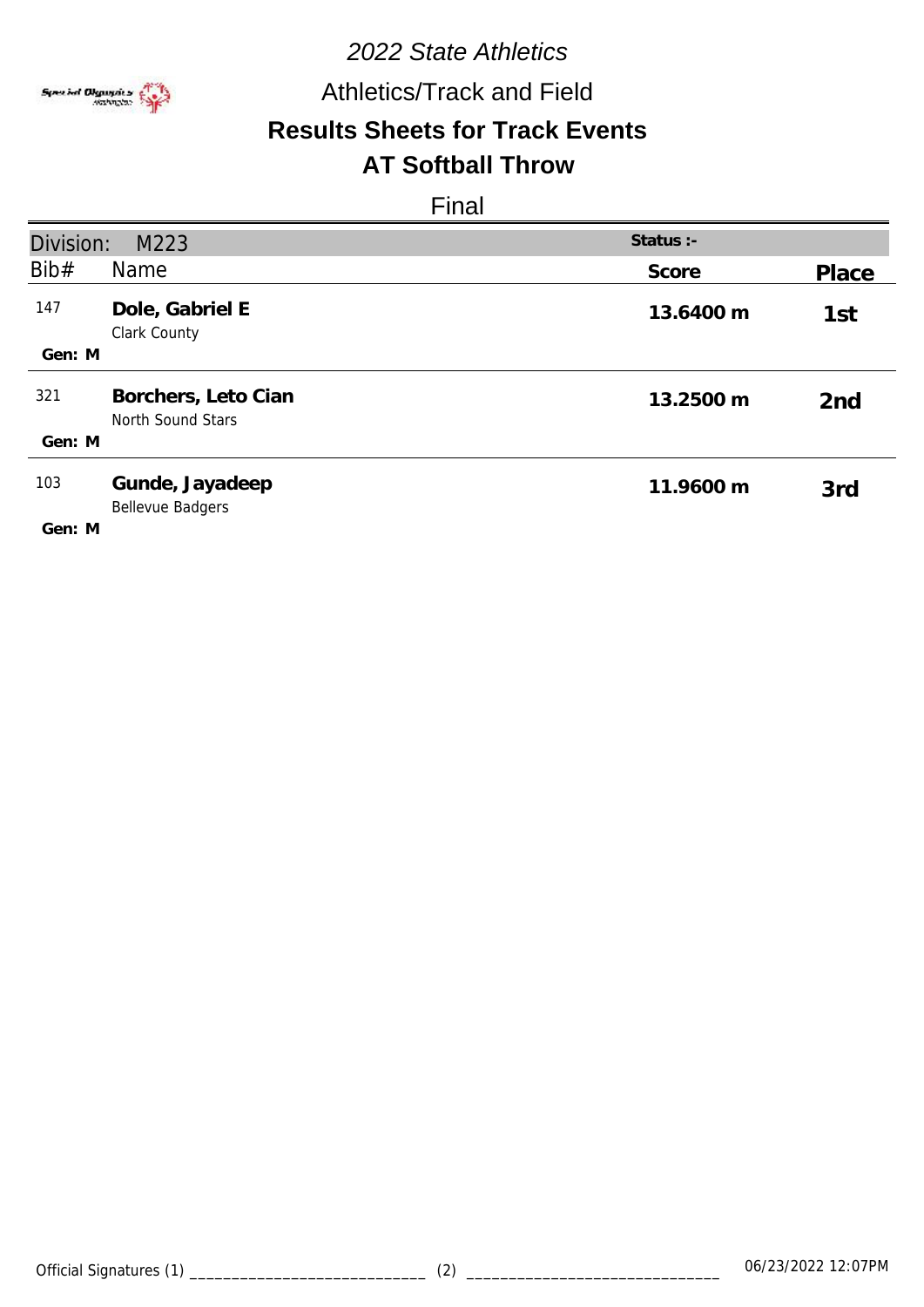*2022 State Athletics*

Athletics/Track and Field

## Results Sheets for Track Events

## AT Softball Throw

Final

| Division: M223 | | Status :- | |
|---|---|---|---|
| Bib# | Name | Score | Place |
| 147<br>Gen: M | **Dole, Gabriel E**<br>Clark County | **13.6400 m** | 1st |
| 321<br>Gen: M | **Borchers, Leto Cian**<br>North Sound Stars | **13.2500 m** | 2nd |
| 103<br>Gen: M | **Gunde, Jayadeep**<br>Bellevue Badgers | **11.9600 m** | 3rd |

Official Signatures (1) ____________________________ (2) ______________________________ 06/23/2022 12:07PM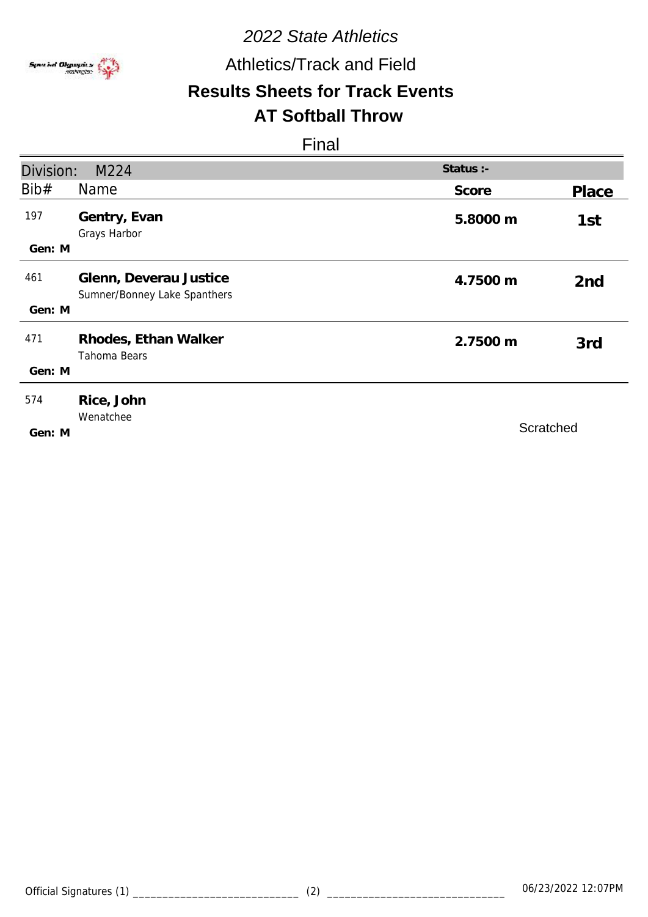*2022 State Athletics*

Athletics/Track and Field

## Results Sheets for Track Events

## AT Softball Throw

Final

| Division: M224 | | Status :- | |
|---|---|---|---|
| **Bib#** | **Name** | **Score** | **Place** |
| 197<br>Gen: M | **Gentry, Evan**<br>Grays Harbor | **5.8000 m** | **1st** |
| 461<br>Gen: M | **Glenn, Deverau Justice**<br>Sumner/Bonney Lake Spanthers | **4.7500 m** | **2nd** |
| 471<br>Gen: M | **Rhodes, Ethan Walker**<br>Tahoma Bears | **2.7500 m** | **3rd** |
| 574<br>Gen: M | **Rice, John**<br>Wenatchee | | Scratched |

Official Signatures (1) ____________________________ (2) ______________________________ 06/23/2022 12:07PM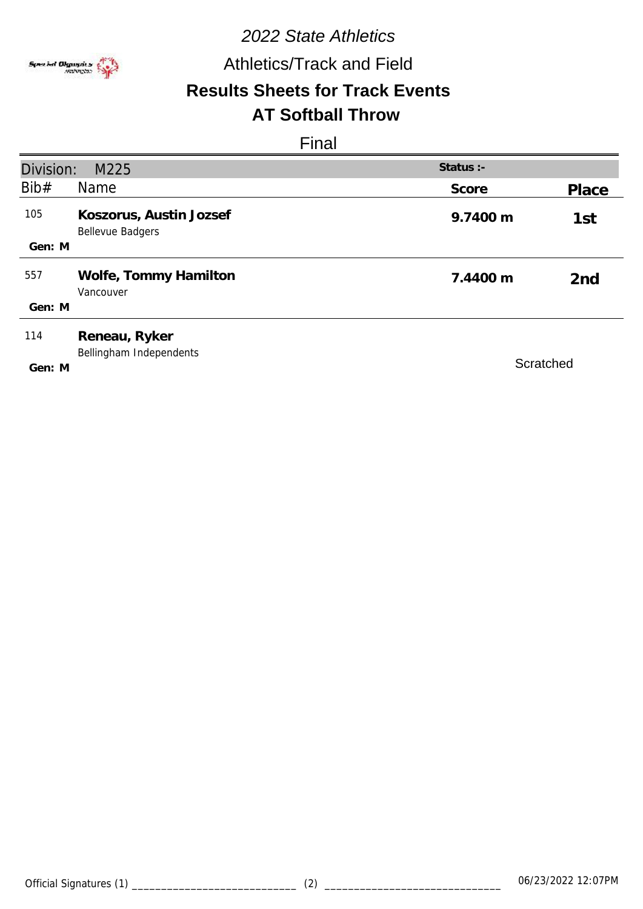*2022 State Athletics*

Athletics/Track and Field

## Results Sheets for Track Events

## AT Softball Throw

Final

**Division:** M225 | **Status :-**

| Bib# | Name | Score | Place |
|---|---|---|---|
| 105<br>Gen: M | **Koszorus, Austin Jozsef**<br>Bellevue Badgers | 9.7400 m | 1st |
| 557<br>Gen: M | **Wolfe, Tommy Hamilton**<br>Vancouver | 7.4400 m | 2nd |
| 114<br>Gen: M | **Reneau, Ryker**<br>Bellingham Independents | Scratched | |

Official Signatures (1) ____________________________ (2) ______________________________ 06/23/2022 12:07PM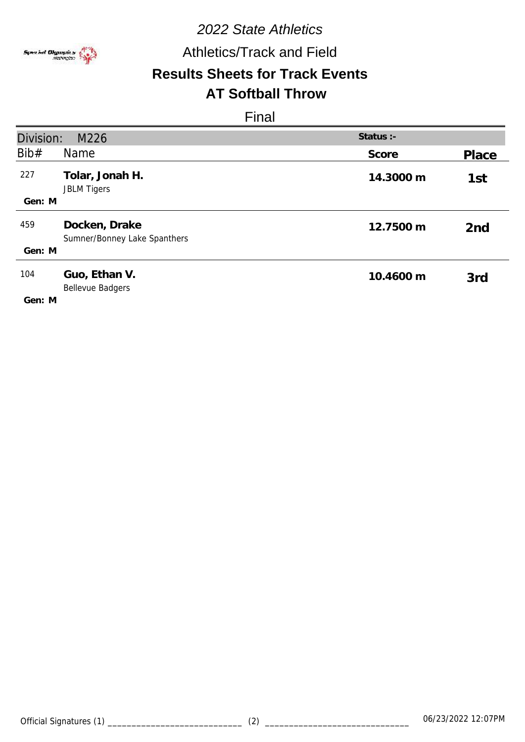*2022 State Athletics*

Athletics/Track and Field

## Results Sheets for Track Events

## AT Softball Throw

Final

| Division: M226 | | Status :- | |
|---|---|---|---|
| Bib# | Name | Score | Place |
| 227<br>Gen: M | **Tolar, Jonah H.**<br>JBLM Tigers | **14.3000 m** | 1st |
| 459<br>Gen: M | **Docken, Drake**<br>Sumner/Bonney Lake Spanthers | **12.7500 m** | 2nd |
| 104<br>Gen: M | **Guo, Ethan V.**<br>Bellevue Badgers | **10.4600 m** | 3rd |

Official Signatures (1) ____________________________ (2) ______________________________ 06/23/2022 12:07PM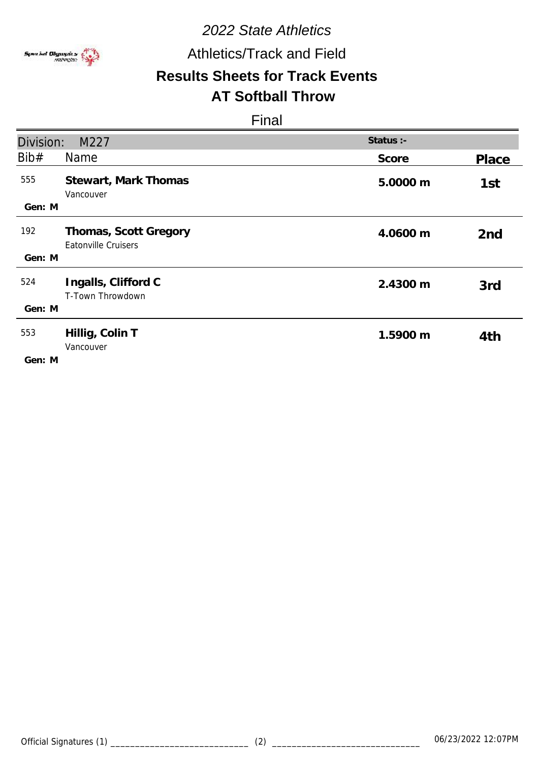*2022 State Athletics*

Athletics/Track and Field

**Results Sheets for Track Events**

**AT Softball Throw**

Final

| Division: M227 | | Status :- | |
|---|---|---|---|
| Bib# | Name | Score | Place |
| 555<br>Gen: M | **Stewart, Mark Thomas**<br>Vancouver | **5.0000 m** | **1st** |
| 192<br>Gen: M | **Thomas, Scott Gregory**<br>Eatonville Cruisers | **4.0600 m** | **2nd** |
| 524<br>Gen: M | **Ingalls, Clifford C**<br>T-Town Throwdown | **2.4300 m** | **3rd** |
| 553<br>Gen: M | **Hillig, Colin T**<br>Vancouver | **1.5900 m** | **4th** |

Official Signatures (1) ____________________________ (2) ______________________________ 06/23/2022 12:07PM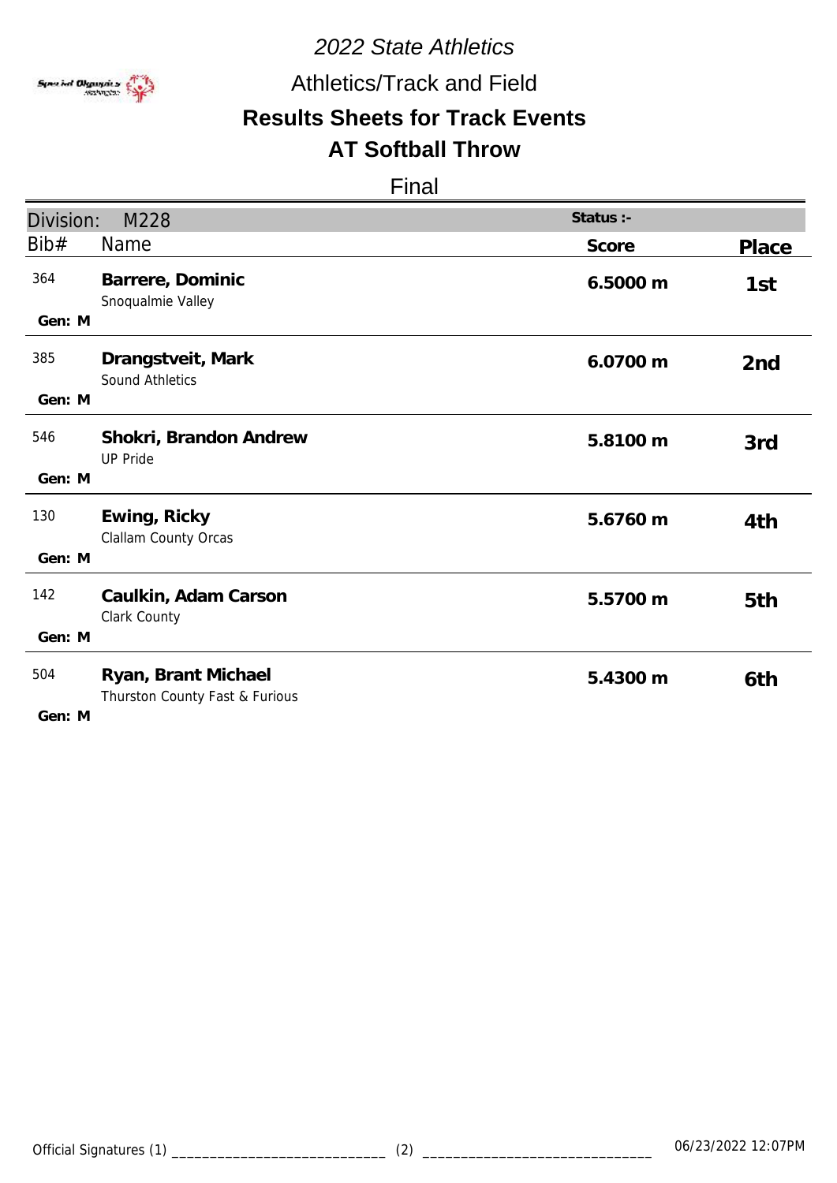*2022 State Athletics*

Athletics/Track and Field

## Results Sheets for Track Events

## AT Softball Throw

Final

| Division: M228 | | Status :- | |
|---|---|---|---|
| Bib# | Name | Score | Place |
| 364<br>Gen: M | **Barrere, Dominic**<br>Snoqualmie Valley | **6.5000 m** | **1st** |
| 385<br>Gen: M | **Drangstveit, Mark**<br>Sound Athletics | **6.0700 m** | **2nd** |
| 546<br>Gen: M | **Shokri, Brandon Andrew**<br>UP Pride | **5.8100 m** | **3rd** |
| 130<br>Gen: M | **Ewing, Ricky**<br>Clallam County Orcas | **5.6760 m** | **4th** |
| 142<br>Gen: M | **Caulkin, Adam Carson**<br>Clark County | **5.5700 m** | **5th** |
| 504<br>Gen: M | **Ryan, Brant Michael**<br>Thurston County Fast & Furious | **5.4300 m** | **6th** |

Official Signatures (1) ____________________________ (2) ______________________________ 06/23/2022 12:07PM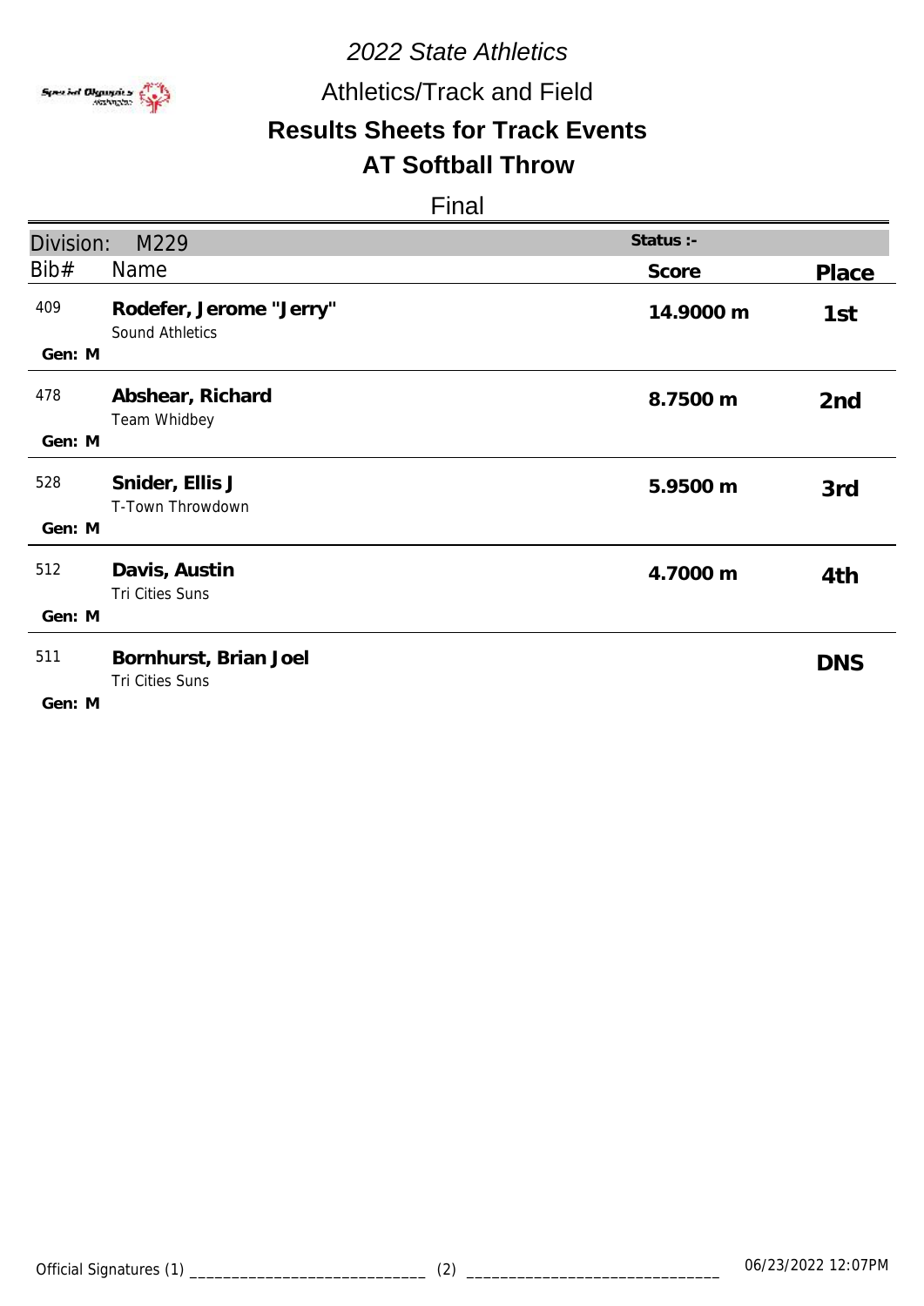*2022 State Athletics*

Athletics/Track and Field

**Results Sheets for Track Events**

**AT Softball Throw**

Final

| Division: M229 | | Status :- | |
|---|---|---|---|
| Bib# | Name | Score | Place |
| 409<br>Gen: M | **Rodefer, Jerome "Jerry"**<br>Sound Athletics | **14.9000 m** | 1st |
| 478<br>Gen: M | **Abshear, Richard**<br>Team Whidbey | **8.7500 m** | 2nd |
| 528<br>Gen: M | **Snider, Ellis J**<br>T-Town Throwdown | **5.9500 m** | 3rd |
| 512<br>Gen: M | **Davis, Austin**<br>Tri Cities Suns | **4.7000 m** | 4th |
| 511<br>Gen: M | **Bornhurst, Brian Joel**<br>Tri Cities Suns | | DNS |

Official Signatures (1) ____________________________ (2) ______________________________ 06/23/2022 12:07PM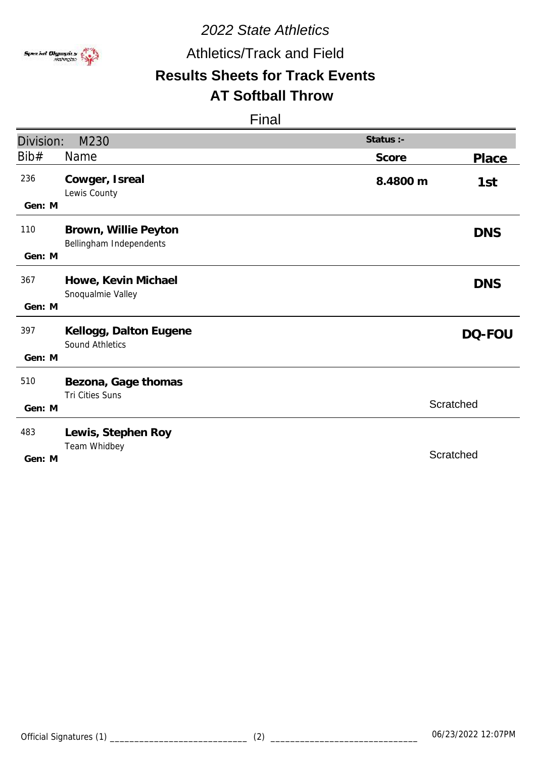*2022 State Athletics*

Athletics/Track and Field

## Results Sheets for Track Events

## AT Softball Throw

Final

| Division: M230 | | Status :- | |
|---|---|---|---|
| **Bib#** | **Name** | **Score** | **Place** |
| 236<br>Gen: M | **Cowger, Isreal**<br>Lewis County | **8.4800 m** | **1st** |
| 110<br>Gen: M | **Brown, Willie Peyton**<br>Bellingham Independents | | **DNS** |
| 367<br>Gen: M | **Howe, Kevin Michael**<br>Snoqualmie Valley | | **DNS** |
| 397<br>Gen: M | **Kellogg, Dalton Eugene**<br>Sound Athletics | | **DQ-FOU** |
| 510<br>Gen: M | **Bezona, Gage thomas**<br>Tri Cities Suns | Scratched | |
| 483<br>Gen: M | **Lewis, Stephen Roy**<br>Team Whidbey | Scratched | |

Official Signatures (1) ____________________________ (2) ______________________________ 06/23/2022 12:07PM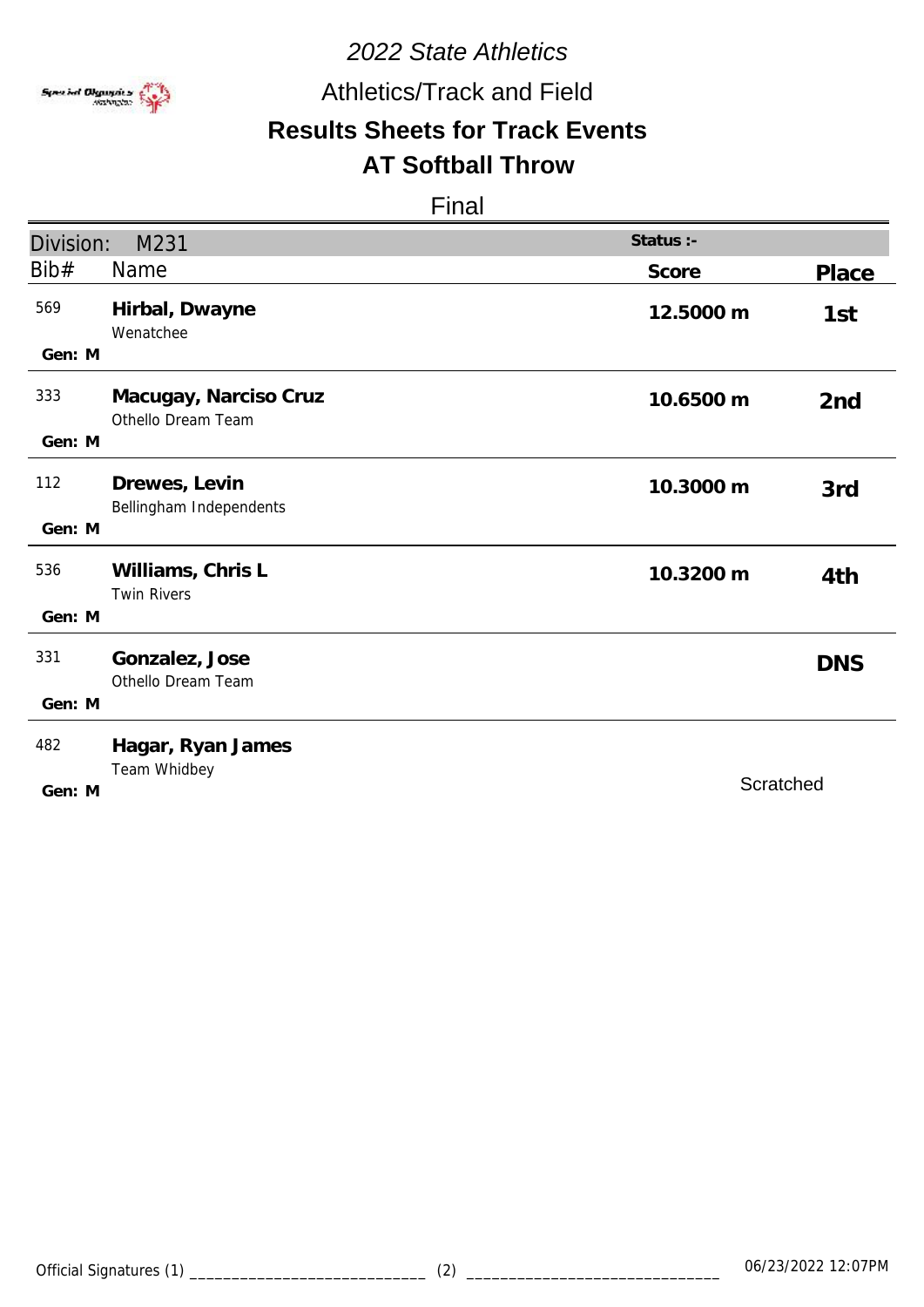*2022 State Athletics*

Athletics/Track and Field

## Results Sheets for Track Events

## AT Softball Throw

Final

| Division: M231 | | Status :- | |
|---|---|---|---|
| Bib# | Name | Score | Place |
| 569<br>Gen: M | **Hirbal, Dwayne**<br>Wenatchee | **12.5000 m** | **1st** |
| 333<br>Gen: M | **Macugay, Narciso Cruz**<br>Othello Dream Team | **10.6500 m** | **2nd** |
| 112<br>Gen: M | **Drewes, Levin**<br>Bellingham Independents | **10.3000 m** | **3rd** |
| 536<br>Gen: M | **Williams, Chris L**<br>Twin Rivers | **10.3200 m** | **4th** |
| 331<br>Gen: M | **Gonzalez, Jose**<br>Othello Dream Team | | **DNS** |
| 482<br>Gen: M | **Hagar, Ryan James**<br>Team Whidbey | Scratched | |

Official Signatures (1) ____________________________ (2) ______________________________ 06/23/2022 12:07PM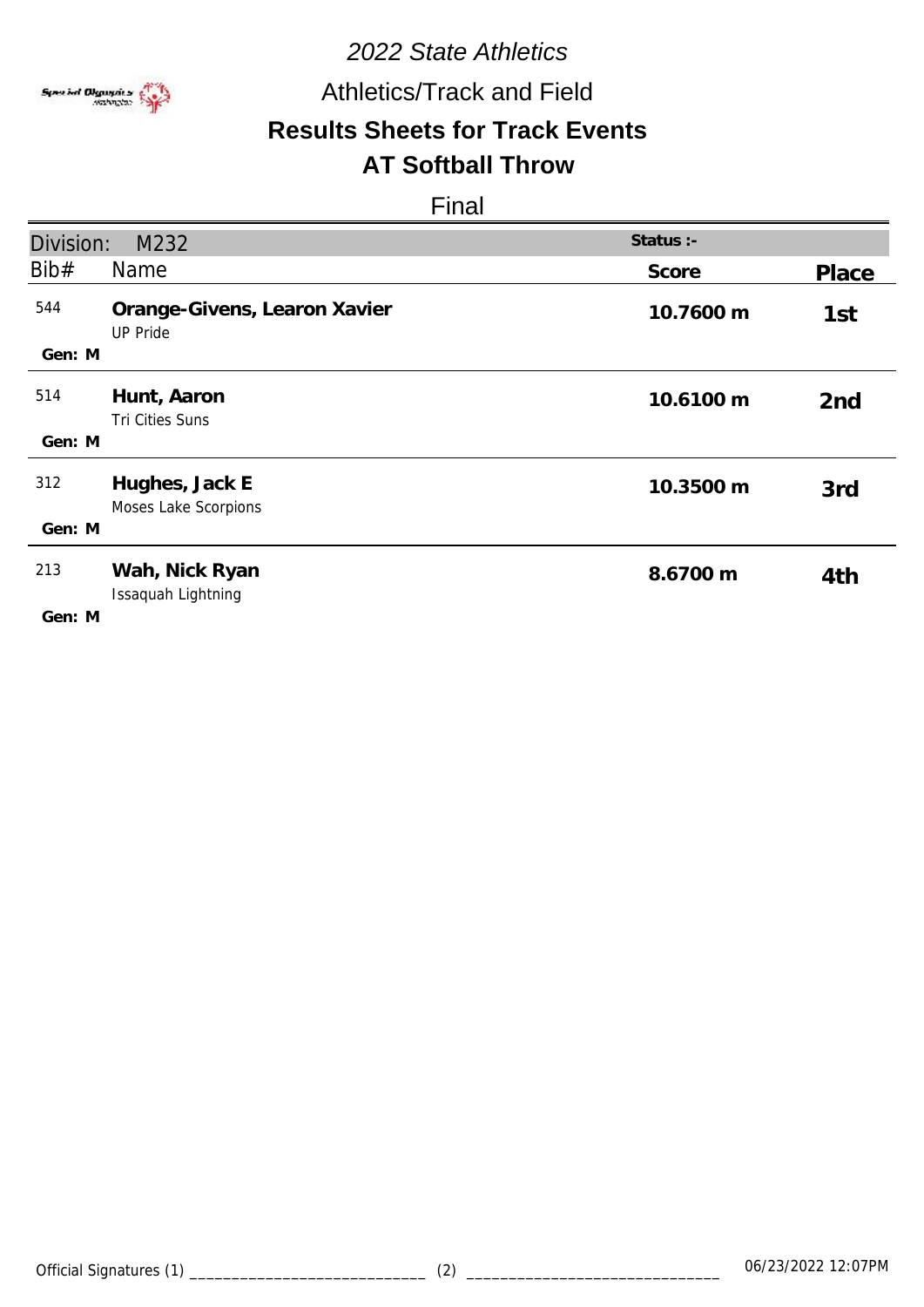# 2022 State Athletics

## Athletics/Track and Field

## Results Sheets for Track Events

## AT Softball Throw

Final

| Division: M232 | | Status :- | |
|---|---|---|---|
| Bib# | Name | Score | Place |
| 544 <br>Gen: M | **Orange-Givens, Learon Xavier**<br>UP Pride | **10.7600 m** | 1st |
| 514 <br>Gen: M | **Hunt, Aaron**<br>Tri Cities Suns | **10.6100 m** | 2nd |
| 312 <br>Gen: M | **Hughes, Jack E**<br>Moses Lake Scorpions | **10.3500 m** | 3rd |
| 213 <br>Gen: M | **Wah, Nick Ryan**<br>Issaquah Lightning | **8.6700 m** | 4th |

Official Signatures (1) ____________________________ (2) ______________________________ 06/23/2022 12:07PM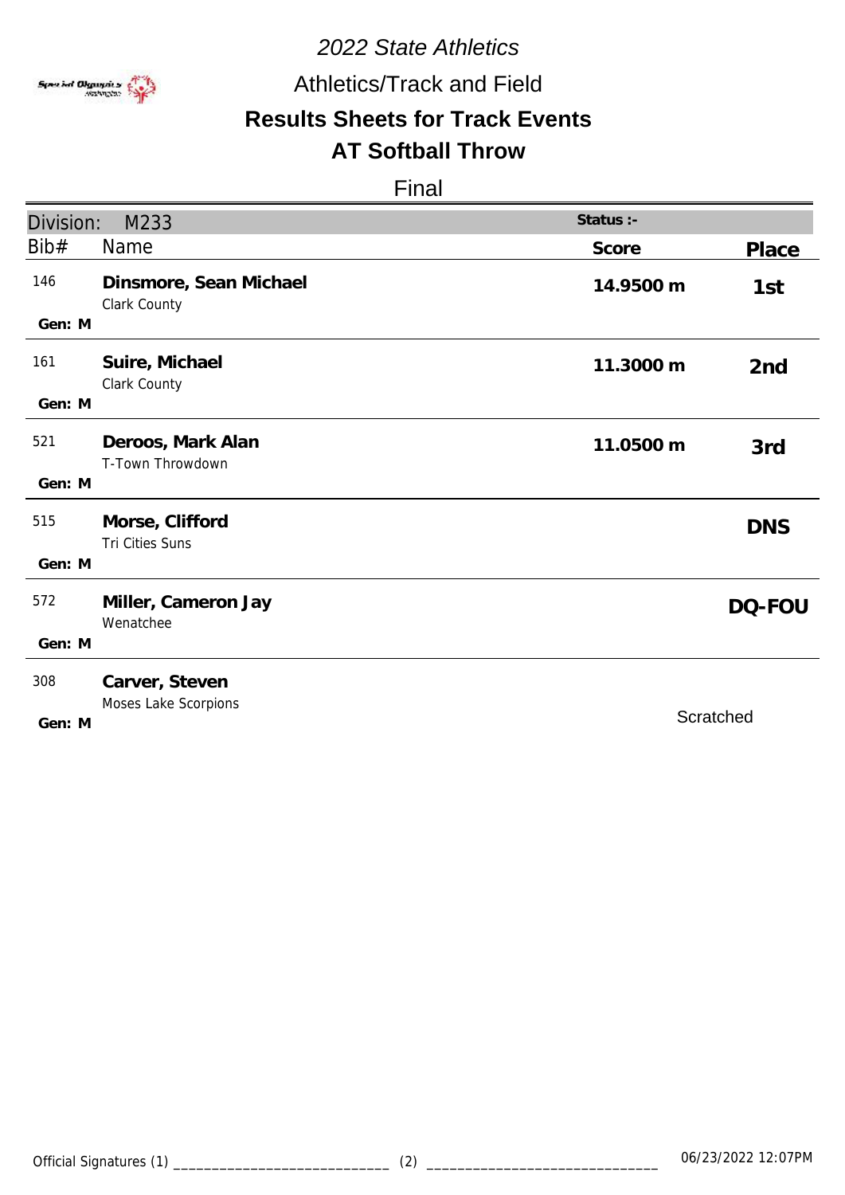*2022 State Athletics*

Athletics/Track and Field

**Results Sheets for Track Events**

**AT Softball Throw**

Final

| Division: M233 | | Status :- | |
|---|---|---|---|
| Bib# | Name | Score | Place |
| 146<br>Gen: M | **Dinsmore, Sean Michael**<br>Clark County | **14.9500 m** | **1st** |
| 161<br>Gen: M | **Suire, Michael**<br>Clark County | **11.3000 m** | **2nd** |
| 521<br>Gen: M | **Deroos, Mark Alan**<br>T-Town Throwdown | **11.0500 m** | **3rd** |
| 515<br>Gen: M | **Morse, Clifford**<br>Tri Cities Suns | | **DNS** |
| 572<br>Gen: M | **Miller, Cameron Jay**<br>Wenatchee | | **DQ-FOU** |
| 308<br>Gen: M | **Carver, Steven**<br>Moses Lake Scorpions | | Scratched |

Official Signatures (1) ____________________________ (2) ______________________________ 06/23/2022 12:07PM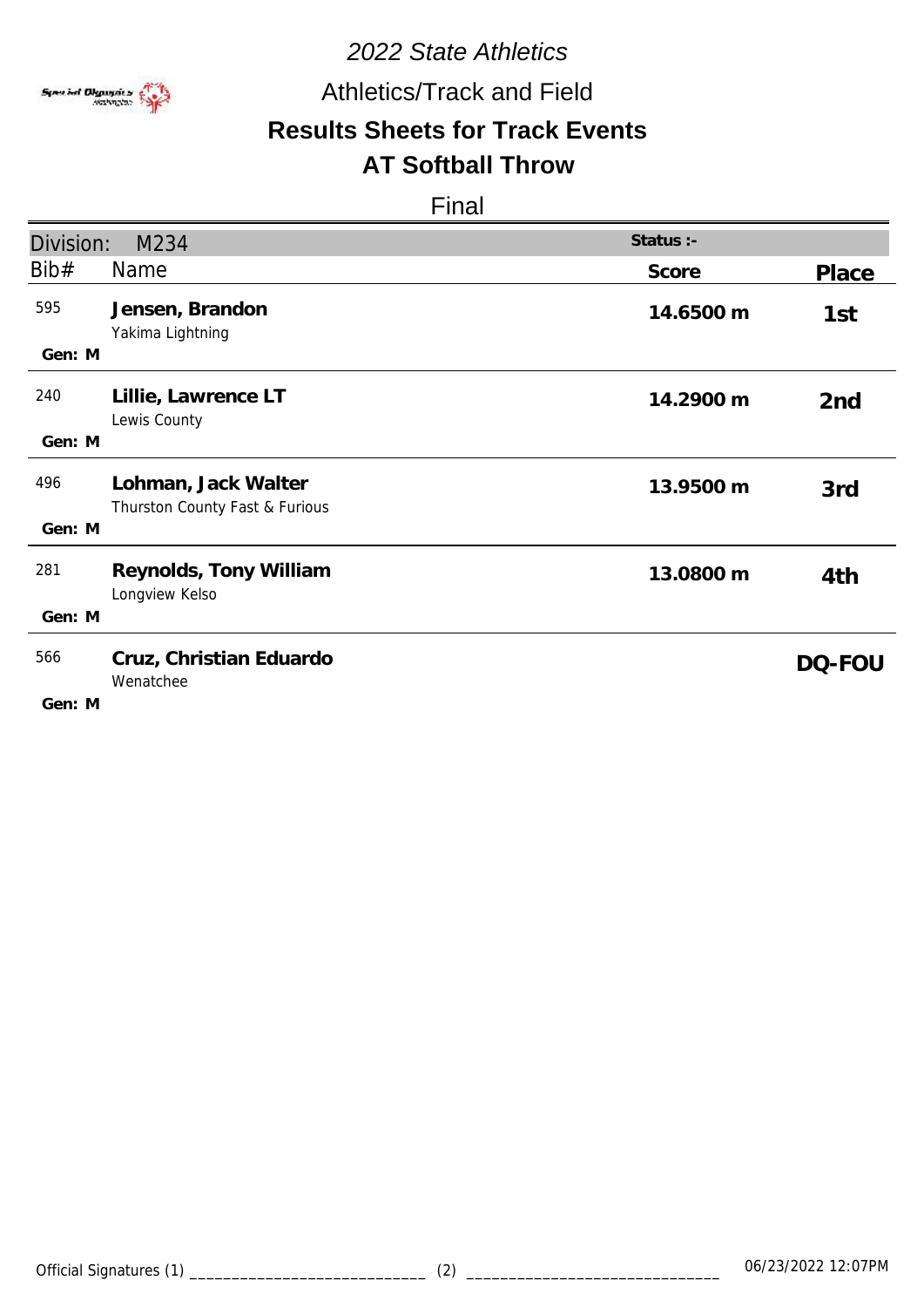# 2022 State Athletics

## Athletics/Track and Field

## Results Sheets for Track Events

## AT Softball Throw

Final

| Division: M234 | | Status :- | |
|---|---|---|---|
| Bib# | Name | Score | Place |
| 595<br>Gen: M | **Jensen, Brandon**<br>Yakima Lightning | 14.6500 m | 1st |
| 240<br>Gen: M | **Lillie, Lawrence LT**<br>Lewis County | 14.2900 m | 2nd |
| 496<br>Gen: M | **Lohman, Jack Walter**<br>Thurston County Fast & Furious | 13.9500 m | 3rd |
| 281<br>Gen: M | **Reynolds, Tony William**<br>Longview Kelso | 13.0800 m | 4th |
| 566<br>Gen: M | **Cruz, Christian Eduardo**<br>Wenatchee | | DQ-FOU |

Official Signatures (1) ____________________________ (2) ______________________________ 06/23/2022 12:07PM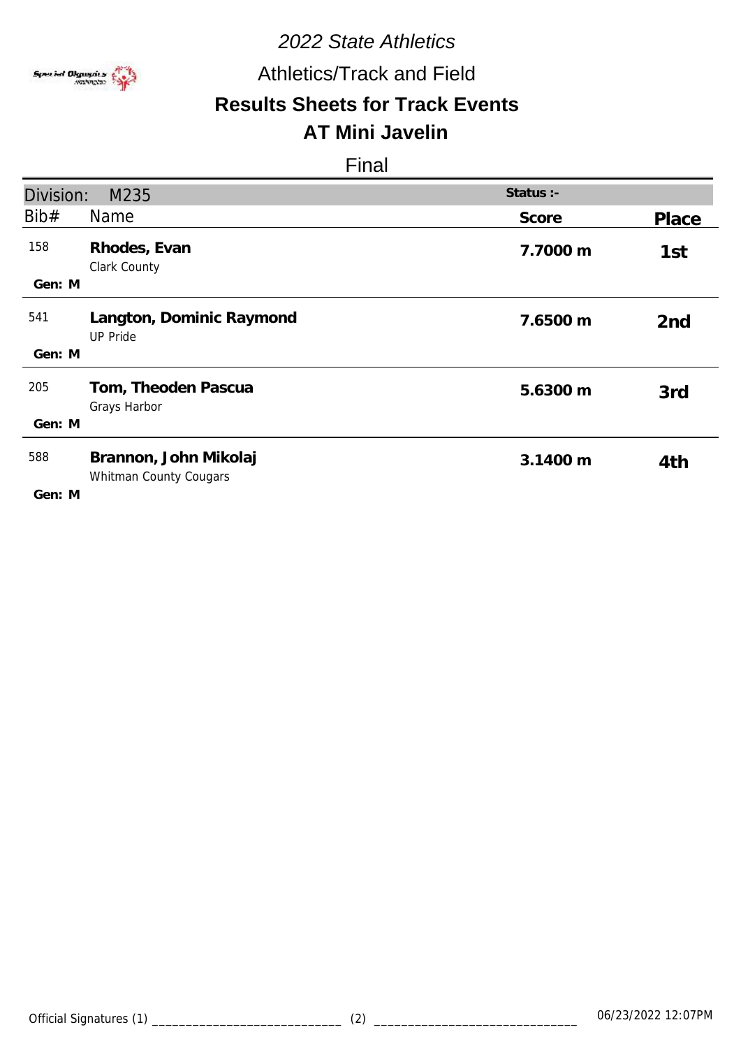# 2022 State Athletics

## Athletics/Track and Field

## Results Sheets for Track Events

## AT Mini Javelin

### Final

| Division: M235 | | Status :- | |
|---|---|---|---|
| Bib# | Name | Score | Place |
| 158<br>Gen: M | **Rhodes, Evan**<br>Clark County | **7.7000 m** | **1st** |
| 541<br>Gen: M | **Langton, Dominic Raymond**<br>UP Pride | **7.6500 m** | **2nd** |
| 205<br>Gen: M | **Tom, Theoden Pascua**<br>Grays Harbor | **5.6300 m** | **3rd** |
| 588<br>Gen: M | **Brannon, John Mikolaj**<br>Whitman County Cougars | **3.1400 m** | **4th** |

Official Signatures (1) ____________________________ (2) ______________________________ 06/23/2022 12:07PM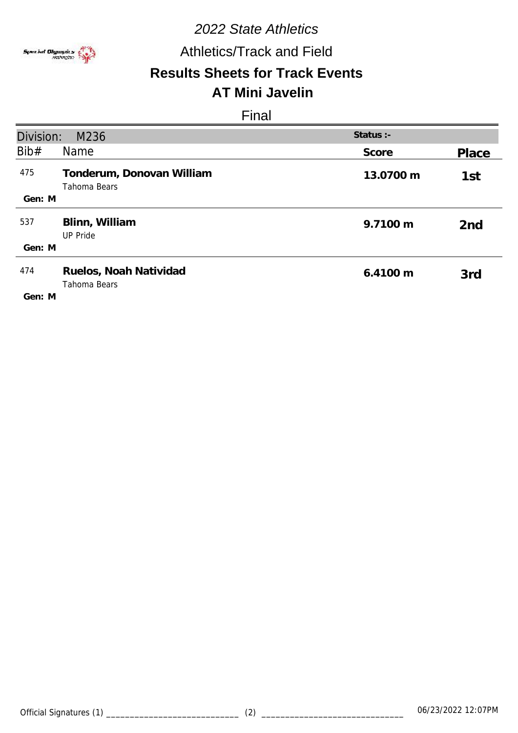*2022 State Athletics*

Athletics/Track and Field

**Results Sheets for Track Events**

**AT Mini Javelin**

Final

| Division: M236 | | Status :- | |
|---|---|---|---|
| Bib# | Name | Score | Place |
| 475<br>Gen: M | **Tonderum, Donovan William**<br>Tahoma Bears | **13.0700 m** | **1st** |
| 537<br>Gen: M | **Blinn, William**<br>UP Pride | **9.7100 m** | **2nd** |
| 474<br>Gen: M | **Ruelos, Noah Natividad**<br>Tahoma Bears | **6.4100 m** | **3rd** |

Official Signatures (1) ____________________________ (2) ______________________________ 06/23/2022 12:07PM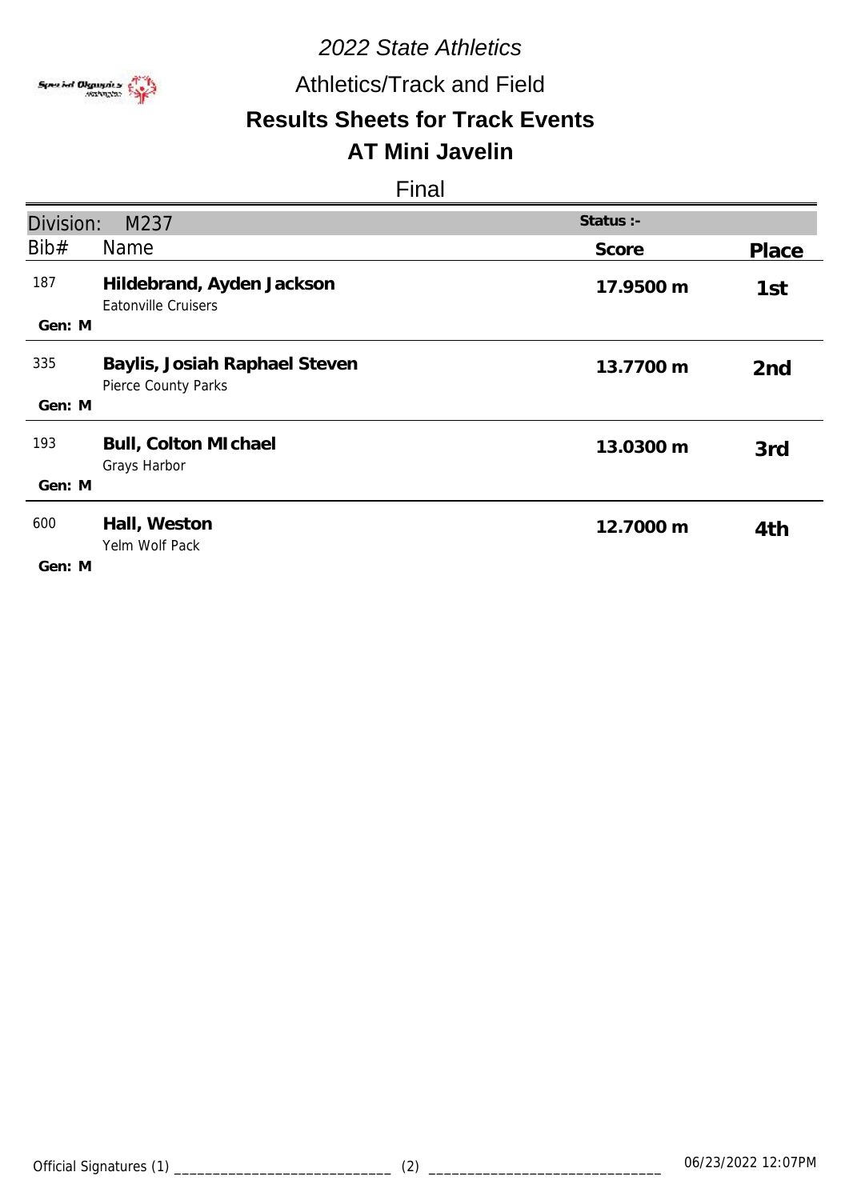*2022 State Athletics*

Athletics/Track and Field

## Results Sheets for Track Events

## AT Mini Javelin

Final

| Division: M237 | | Status :- | |
|---|---|---|---|
| Bib# | Name | Score | Place |
| 187<br>Gen: M | **Hildebrand, Ayden Jackson**<br>Eatonville Cruisers | **17.9500 m** | **1st** |
| 335<br>Gen: M | **Baylis, Josiah Raphael Steven**<br>Pierce County Parks | **13.7700 m** | **2nd** |
| 193<br>Gen: M | **Bull, Colton MIchael**<br>Grays Harbor | **13.0300 m** | **3rd** |
| 600<br>Gen: M | **Hall, Weston**<br>Yelm Wolf Pack | **12.7000 m** | **4th** |

Official Signatures (1) ____________________________ (2) ______________________________ 06/23/2022 12:07PM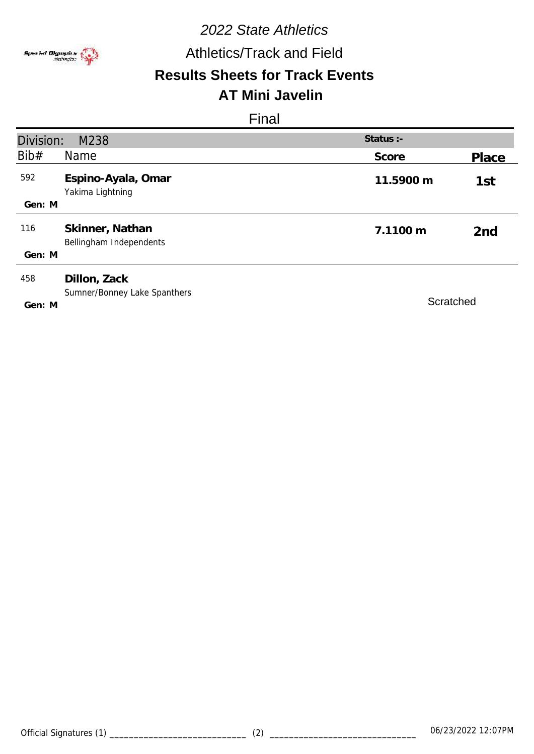*2022 State Athletics*

Athletics/Track and Field

## Results Sheets for Track Events

## AT Mini Javelin

Final

| Division: M238 | | Status :- | |
|---|---|---|---|
| Bib# | Name | Score | Place |
| 592<br>Gen: M | **Espino-Ayala, Omar**<br>Yakima Lightning | 11.5900 m | 1st |
| 116<br>Gen: M | **Skinner, Nathan**<br>Bellingham Independents | 7.1100 m | 2nd |
| 458<br>Gen: M | **Dillon, Zack**<br>Sumner/Bonney Lake Spanthers | Scratched | |

Official Signatures (1) ____________________________ (2) ______________________________ 06/23/2022 12:07PM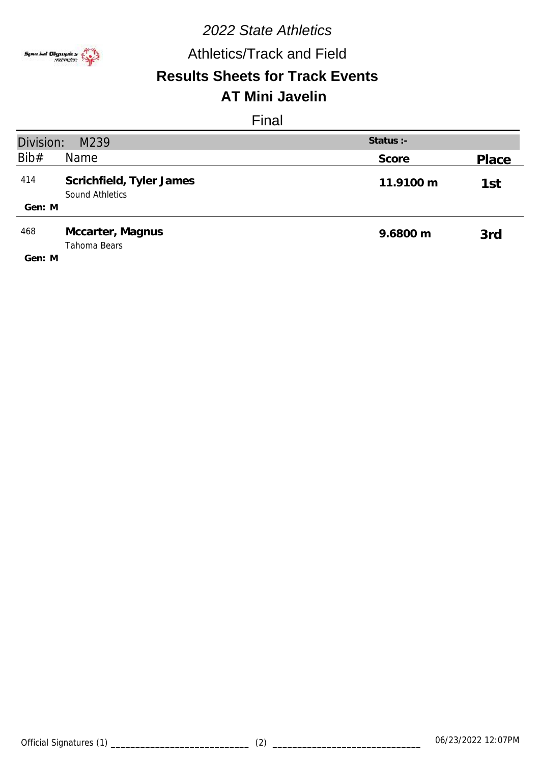*2022 State Athletics*

Athletics/Track and Field

## Results Sheets for Track Events

## AT Mini Javelin

Final

| Division: M239 | | Status :- | |
|---|---|---|---|
| Bib# | Name | Score | Place |
| 414 | **Scrichfield, Tyler James** Sound Athletics | **11.9100 m** | **1st** |
| Gen: M | | | |
| 468 | **Mccarter, Magnus** Tahoma Bears | **9.6800 m** | **3rd** |
| Gen: M | | | |

Official Signatures (1) ____________________________ (2) ______________________________ 06/23/2022 12:07PM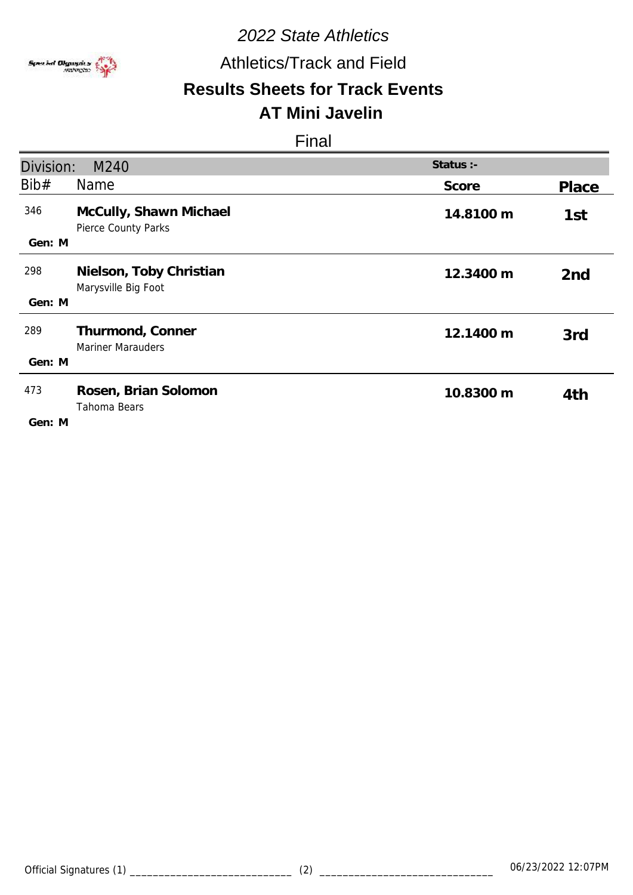*2022 State Athletics*

Athletics/Track and Field

## Results Sheets for Track Events

## AT Mini Javelin

Final

| Division: M240 | | Status :- | |
|---|---|---|---|
| Bib# | Name | Score | Place |
| 346<br>Gen: M | **McCully, Shawn Michael**<br>Pierce County Parks | **14.8100 m** | **1st** |
| 298<br>Gen: M | **Nielson, Toby Christian**<br>Marysville Big Foot | **12.3400 m** | **2nd** |
| 289<br>Gen: M | **Thurmond, Conner**<br>Mariner Marauders | **12.1400 m** | **3rd** |
| 473<br>Gen: M | **Rosen, Brian Solomon**<br>Tahoma Bears | **10.8300 m** | **4th** |

Official Signatures (1) ____________________________ (2) ______________________________ 06/23/2022 12:07PM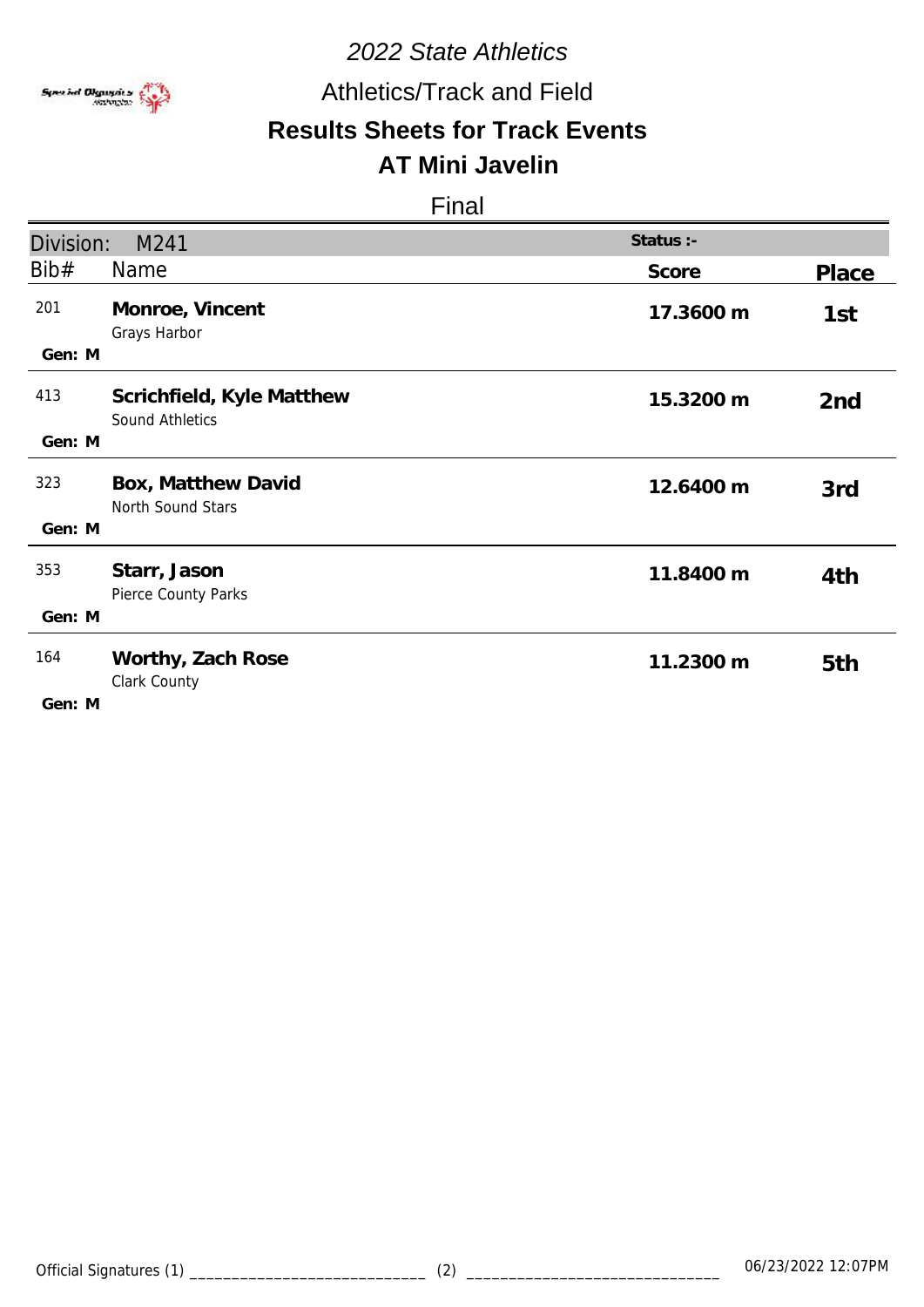*2022 State Athletics*

Athletics/Track and Field

## Results Sheets for Track Events

## AT Mini Javelin

Final

| Division: M241 | | Status :- | |
|---|---|---|---|
| Bib# | Name | Score | Place |
| 201<br>Gen: M | **Monroe, Vincent**<br>Grays Harbor | **17.3600 m** | **1st** |
| 413<br>Gen: M | **Scrichfield, Kyle Matthew**<br>Sound Athletics | **15.3200 m** | **2nd** |
| 323<br>Gen: M | **Box, Matthew David**<br>North Sound Stars | **12.6400 m** | **3rd** |
| 353<br>Gen: M | **Starr, Jason**<br>Pierce County Parks | **11.8400 m** | **4th** |
| 164<br>Gen: M | **Worthy, Zach Rose**<br>Clark County | **11.2300 m** | **5th** |

Official Signatures (1) ____________________________ (2) ______________________________ 06/23/2022 12:07PM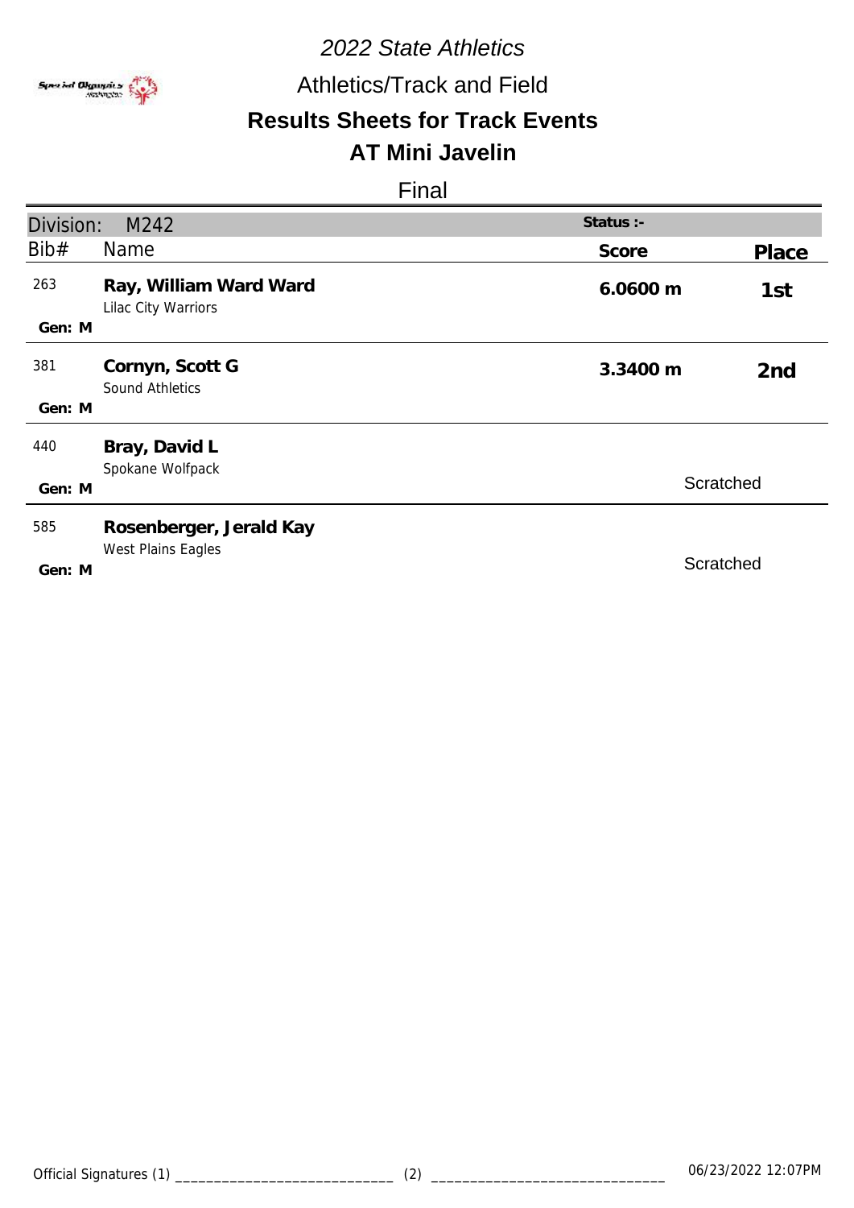*2022 State Athletics*

Athletics/Track and Field

**Results Sheets for Track Events**

**AT Mini Javelin**

Final

| Division: M242 | | Status :- | |
|---|---|---|---|
| **Bib#** | **Name** | **Score** | **Place** |
| 263<br>Gen: M | **Ray, William Ward Ward**<br>Lilac City Warriors | **6.0600 m** | **1st** |
| 381<br>Gen: M | **Cornyn, Scott G**<br>Sound Athletics | **3.3400 m** | **2nd** |
| 440<br>Gen: M | **Bray, David L**<br>Spokane Wolfpack | Scratched | |
| 585<br>Gen: M | **Rosenberger, Jerald Kay**<br>West Plains Eagles | Scratched | |

Official Signatures (1) ___________________________ (2) _____________________________ 06/23/2022 12:07PM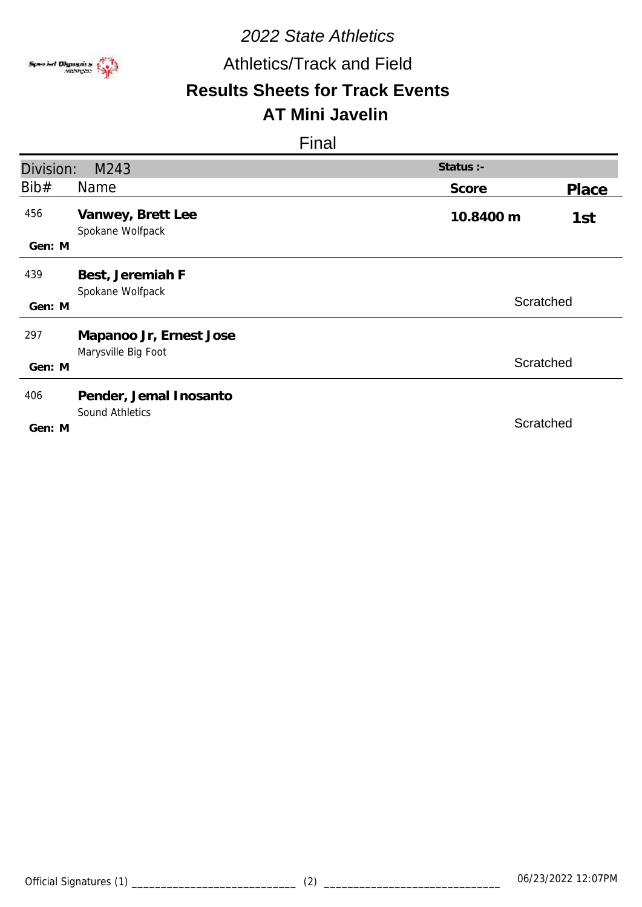*2022 State Athletics*

Athletics/Track and Field

## Results Sheets for Track Events

## AT Mini Javelin

Final

| Division: M243 | | Status :- | |
|---|---|---|---|
| **Bib#** | **Name** | **Score** | **Place** |
| 456<br>Gen: M | **Vanwey, Brett Lee**<br>Spokane Wolfpack | **10.8400 m** | **1st** |
| 439<br>Gen: M | **Best, Jeremiah F**<br>Spokane Wolfpack | Scratched | |
| 297<br>Gen: M | **Mapanoo Jr, Ernest Jose**<br>Marysville Big Foot | Scratched | |
| 406<br>Gen: M | **Pender, Jemal Inosanto**<br>Sound Athletics | Scratched | |

Official Signatures (1) ____________________________ (2) ______________________________ 06/23/2022 12:07PM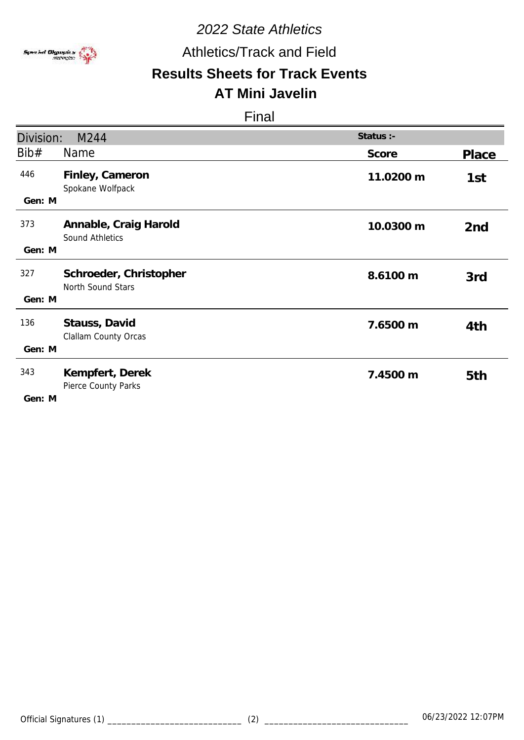*2022 State Athletics*

Athletics/Track and Field

**Results Sheets for Track Events**

**AT Mini Javelin**

Final

| Division: M244 | | Status :- | |
|---|---|---|---|
| Bib# | Name | Score | Place |
| 446<br>Gen: M | **Finley, Cameron**<br>Spokane Wolfpack | **11.0200 m** | **1st** |
| 373<br>Gen: M | **Annable, Craig Harold**<br>Sound Athletics | **10.0300 m** | **2nd** |
| 327<br>Gen: M | **Schroeder, Christopher**<br>North Sound Stars | **8.6100 m** | **3rd** |
| 136<br>Gen: M | **Stauss, David**<br>Clallam County Orcas | **7.6500 m** | **4th** |
| 343<br>Gen: M | **Kempfert, Derek**<br>Pierce County Parks | **7.4500 m** | **5th** |

Official Signatures (1) ____________________________ (2) ______________________________ 06/23/2022 12:07PM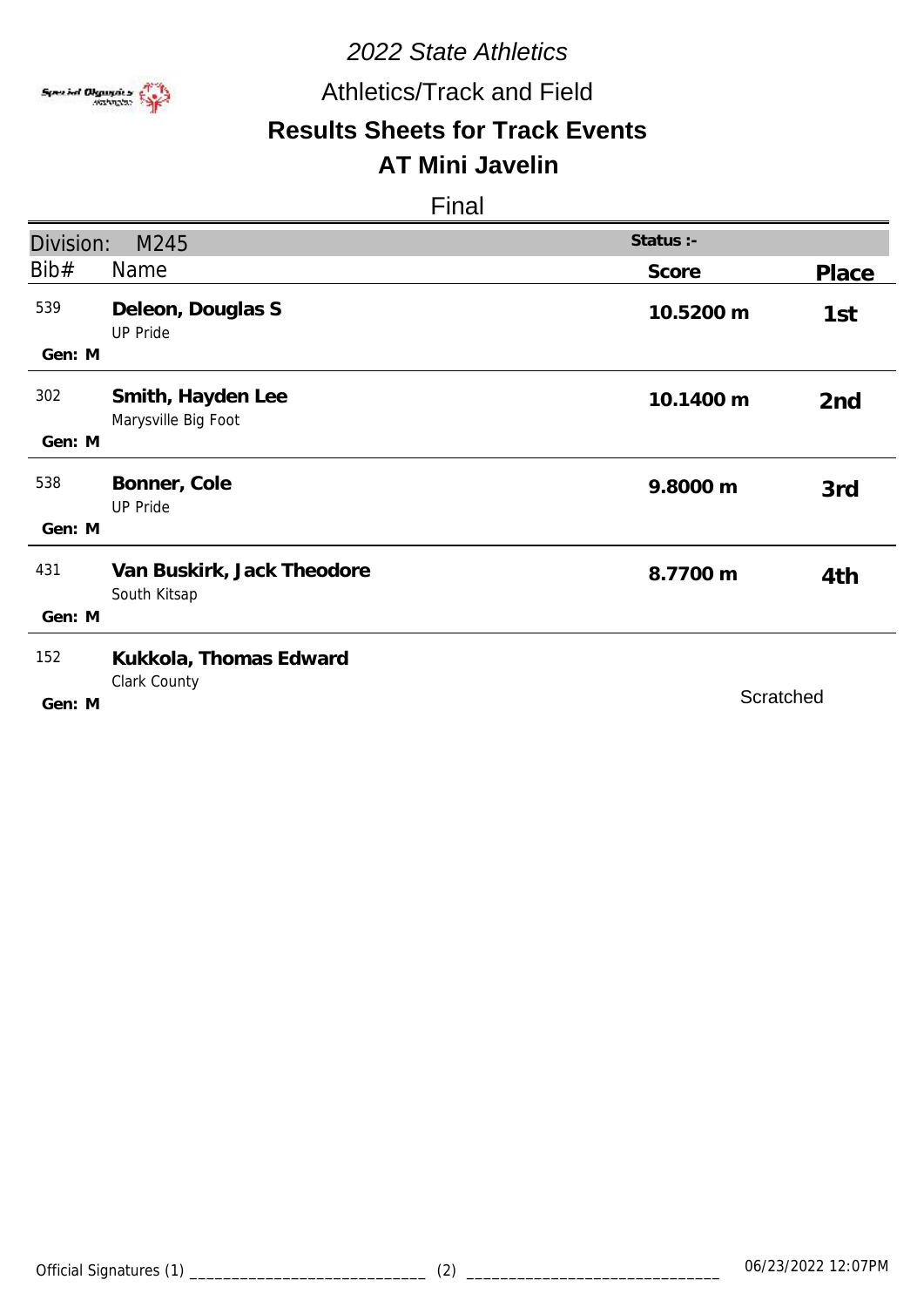# 2022 State Athletics

## Athletics/Track and Field

## Results Sheets for Track Events

## AT Mini Javelin

Final

Division: M245 — Status :-

| Bib# | Name | Score | Place |
|---|---|---|---|
| 539<br>Gen: M | **Deleon, Douglas S**<br>UP Pride | **10.5200 m** | **1st** |
| 302<br>Gen: M | **Smith, Hayden Lee**<br>Marysville Big Foot | **10.1400 m** | **2nd** |
| 538<br>Gen: M | **Bonner, Cole**<br>UP Pride | **9.8000 m** | **3rd** |
| 431<br>Gen: M | **Van Buskirk, Jack Theodore**<br>South Kitsap | **8.7700 m** | **4th** |
| 152<br>Gen: M | **Kukkola, Thomas Edward**<br>Clark County | Scratched | |

Official Signatures (1) ____________________________ (2) ______________________________ 06/23/2022 12:07PM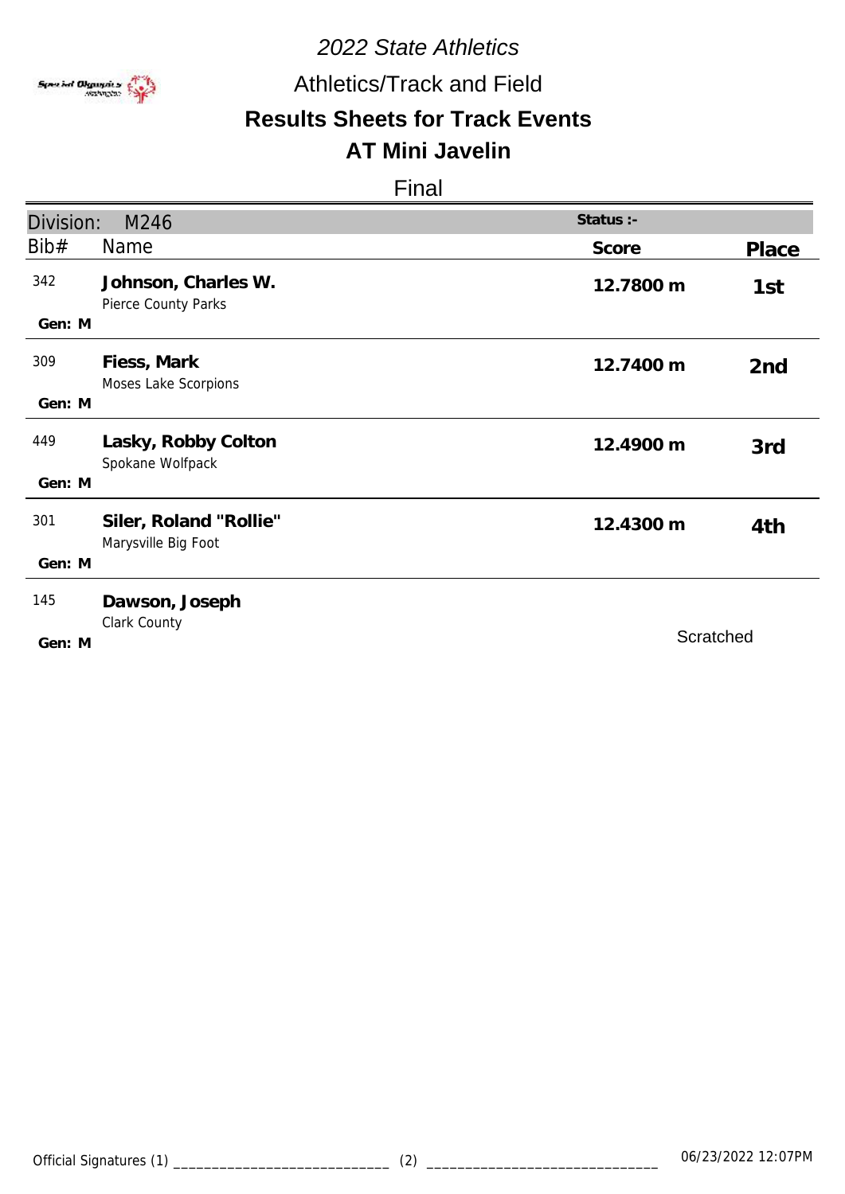# 2022 State Athletics

## Athletics/Track and Field

## Results Sheets for Track Events

## AT Mini Javelin

Final

| Division: M246 | | Status :- | |
|---|---|---|---|
| Bib# | Name | Score | Place |
| 342<br>Gen: M | **Johnson, Charles W.**<br>Pierce County Parks | 12.7800 m | 1st |
| 309<br>Gen: M | **Fiess, Mark**<br>Moses Lake Scorpions | 12.7400 m | 2nd |
| 449<br>Gen: M | **Lasky, Robby Colton**<br>Spokane Wolfpack | 12.4900 m | 3rd |
| 301<br>Gen: M | **Siler, Roland "Rollie"**<br>Marysville Big Foot | 12.4300 m | 4th |
| 145<br>Gen: M | **Dawson, Joseph**<br>Clark County | Scratched | |

Official Signatures (1) ____________________________ (2) ______________________________ 06/23/2022 12:07PM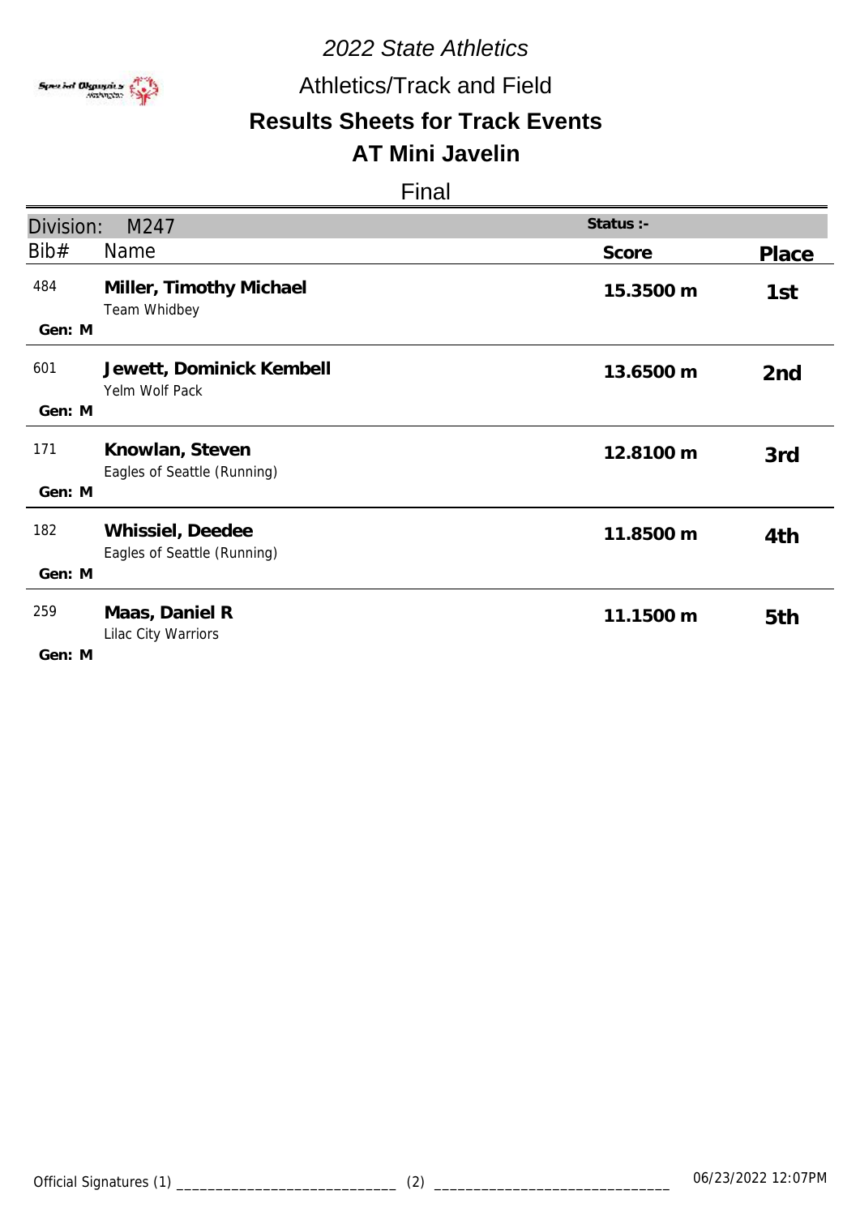# 2022 State Athletics

## Athletics/Track and Field

## Results Sheets for Track Events

## AT Mini Javelin

Final

| Division: M247 | | Status :- | |
|---|---|---|---|
| Bib# | Name | Score | Place |
| 484<br>Gen: M | **Miller, Timothy Michael**<br>Team Whidbey | **15.3500 m** | **1st** |
| 601<br>Gen: M | **Jewett, Dominick Kembell**<br>Yelm Wolf Pack | **13.6500 m** | **2nd** |
| 171<br>Gen: M | **Knowlan, Steven**<br>Eagles of Seattle (Running) | **12.8100 m** | **3rd** |
| 182<br>Gen: M | **Whissiel, Deedee**<br>Eagles of Seattle (Running) | **11.8500 m** | **4th** |
| 259<br>Gen: M | **Maas, Daniel R**<br>Lilac City Warriors | **11.1500 m** | **5th** |

Official Signatures (1) ____________________________ (2) ______________________________ 06/23/2022 12:07PM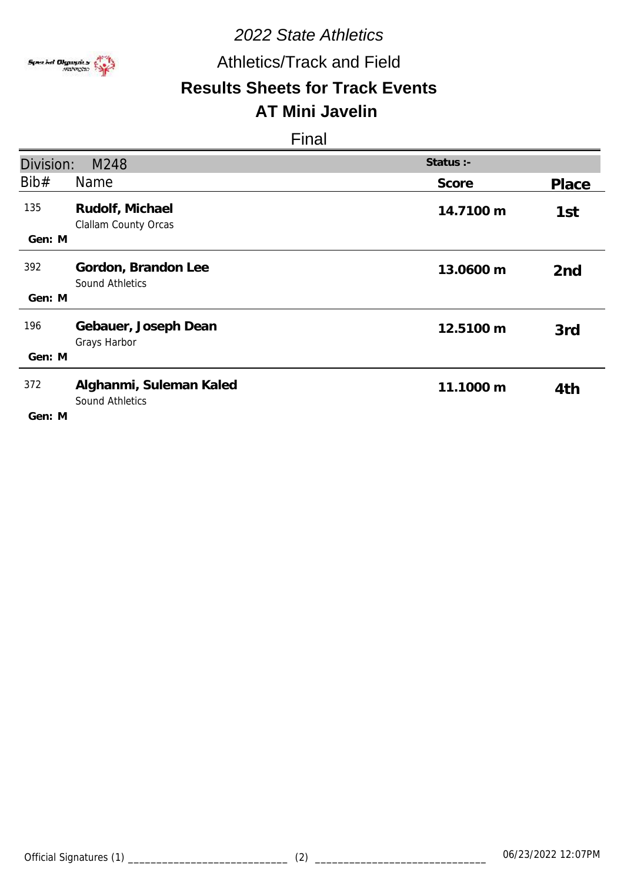*2022 State Athletics*

Athletics/Track and Field

## Results Sheets for Track Events

## AT Mini Javelin

Final

| Division: M248 | | Status :- | |
|---|---|---|---|
| Bib# | Name | Score | Place |
| 135<br>Gen: M | **Rudolf, Michael**<br>Clallam County Orcas | **14.7100 m** | **1st** |
| 392<br>Gen: M | **Gordon, Brandon Lee**<br>Sound Athletics | **13.0600 m** | **2nd** |
| 196<br>Gen: M | **Gebauer, Joseph Dean**<br>Grays Harbor | **12.5100 m** | **3rd** |
| 372<br>Gen: M | **Alghanmi, Suleman Kaled**<br>Sound Athletics | **11.1000 m** | **4th** |

Official Signatures (1) ____________________________ (2) ______________________________ 06/23/2022 12:07PM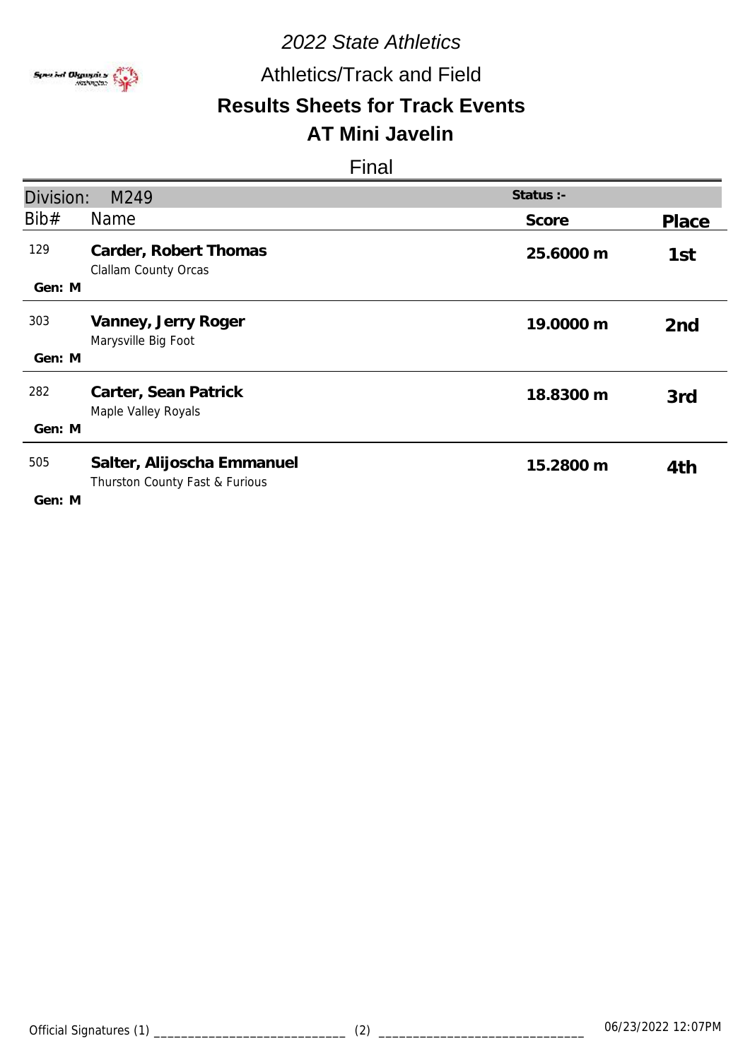# 2022 State Athletics

## Athletics/Track and Field

## Results Sheets for Track Events

## AT Mini Javelin

### Final

| Division: M249 | | Status :- | |
|---|---|---|---|
| Bib# | Name | Score | Place |
| 129<br>Gen: M | **Carder, Robert Thomas**<br>Clallam County Orcas | 25.6000 m | 1st |
| 303<br>Gen: M | **Vanney, Jerry Roger**<br>Marysville Big Foot | 19.0000 m | 2nd |
| 282<br>Gen: M | **Carter, Sean Patrick**<br>Maple Valley Royals | 18.8300 m | 3rd |
| 505<br>Gen: M | **Salter, Alijoscha Emmanuel**<br>Thurston County Fast & Furious | 15.2800 m | 4th |

Official Signatures (1) ____________________________ (2) ______________________________ 06/23/2022 12:07PM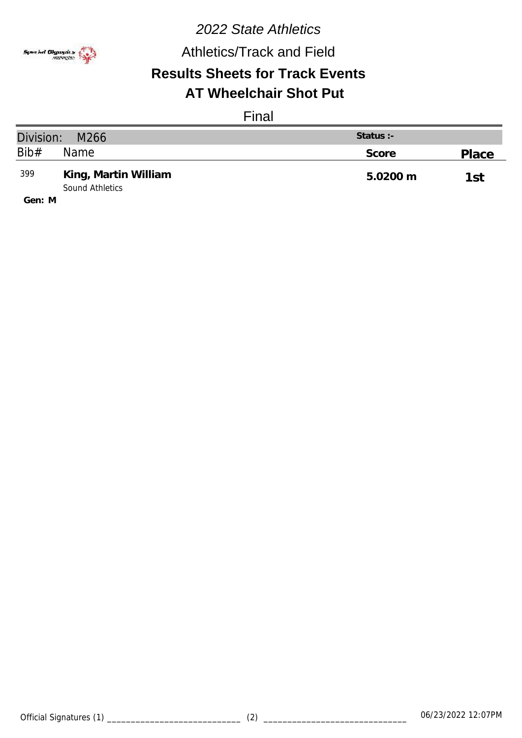*2022 State Athletics*

Athletics/Track and Field

## Results Sheets for Track Events

## AT Wheelchair Shot Put

Final

| Division: M266 | | Status :- | |
|---|---|---|---|
| Bib# | Name | Score | Place |
| 399 | **King, Martin William**<br>Sound Athletics | **5.0200 m** | **1st** |

**Gen: M**

Official Signatures (1) ____________________________ (2) ______________________________ 06/23/2022 12:07PM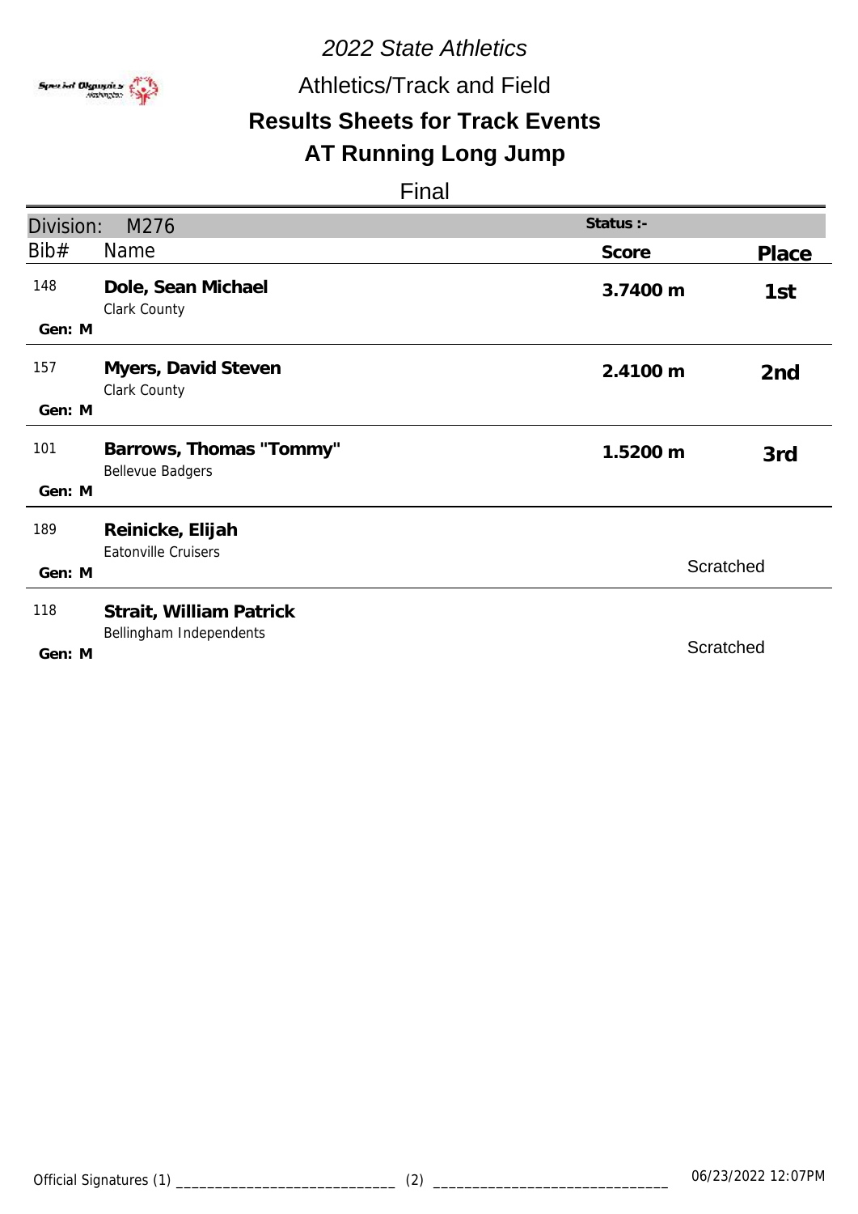*2022 State Athletics*

Athletics/Track and Field

## Results Sheets for Track Events

## AT Running Long Jump

Final

| Division: M276 | | Status :- | |
|---|---|---|---|
| **Bib#** | **Name** | **Score** | **Place** |
| 148 | **Dole, Sean Michael** Clark County | **3.7400 m** | **1st** |
| Gen: M | | | |
| 157 | **Myers, David Steven** Clark County | **2.4100 m** | **2nd** |
| Gen: M | | | |
| 101 | **Barrows, Thomas "Tommy"** Bellevue Badgers | **1.5200 m** | **3rd** |
| Gen: M | | | |
| 189 | **Reinicke, Elijah** Eatonville Cruisers | Scratched | |
| Gen: M | | | |
| 118 | **Strait, William Patrick** Bellingham Independents | Scratched | |
| Gen: M | | | |

Official Signatures (1) ____________________________ (2) ______________________________ 06/23/2022 12:07PM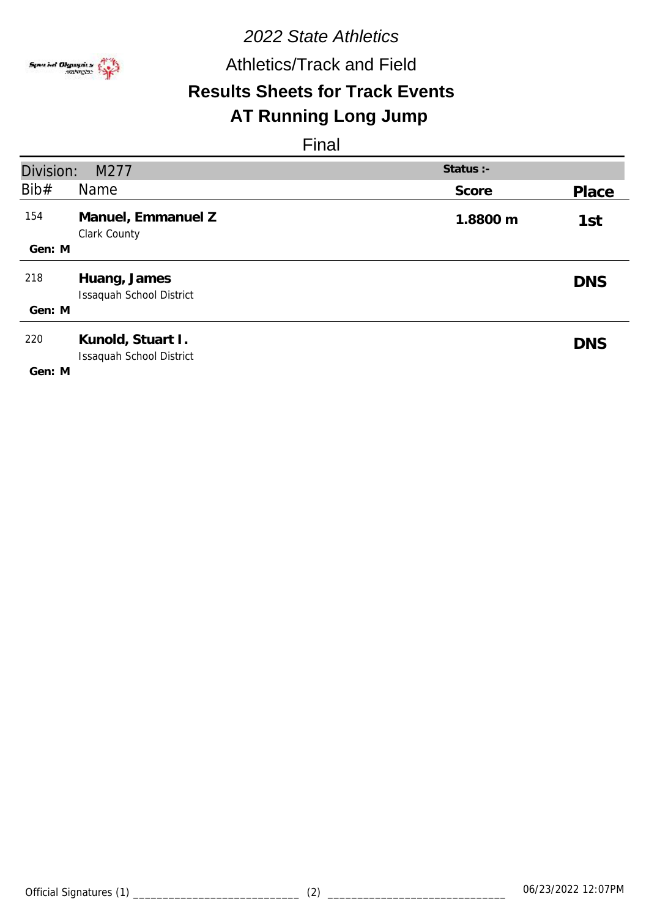*2022 State Athletics*

Athletics/Track and Field

## Results Sheets for Track Events

## AT Running Long Jump

Final

| Division: M277 | | Status :- | |
|---|---|---|---|
| Bib# | Name | Score | Place |
| 154<br>Gen: M | **Manuel, Emmanuel Z**<br>Clark County | **1.8800 m** | **1st** |
| 218<br>Gen: M | **Huang, James**<br>Issaquah School District | | **DNS** |
| 220<br>Gen: M | **Kunold, Stuart I.**<br>Issaquah School District | | **DNS** |

Official Signatures (1) ____________________________ (2) ______________________________ 06/23/2022 12:07PM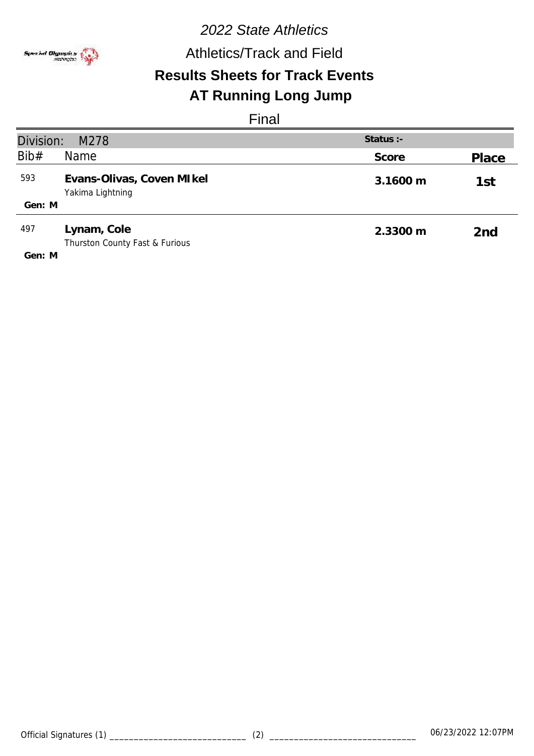*2022 State Athletics*

Athletics/Track and Field

## Results Sheets for Track Events

## AT Running Long Jump

Final

| Division: M278 | | Status :- | |
|---|---|---|---|
| Bib# | Name | Score | Place |
| 593<br>Gen: M | **Evans-Olivas, Coven MIkel**<br>Yakima Lightning | 3.1600 m | 1st |
| 497<br>Gen: M | **Lynam, Cole**<br>Thurston County Fast & Furious | 2.3300 m | 2nd |

Official Signatures (1) ____________________________ (2) ______________________________ 06/23/2022 12:07PM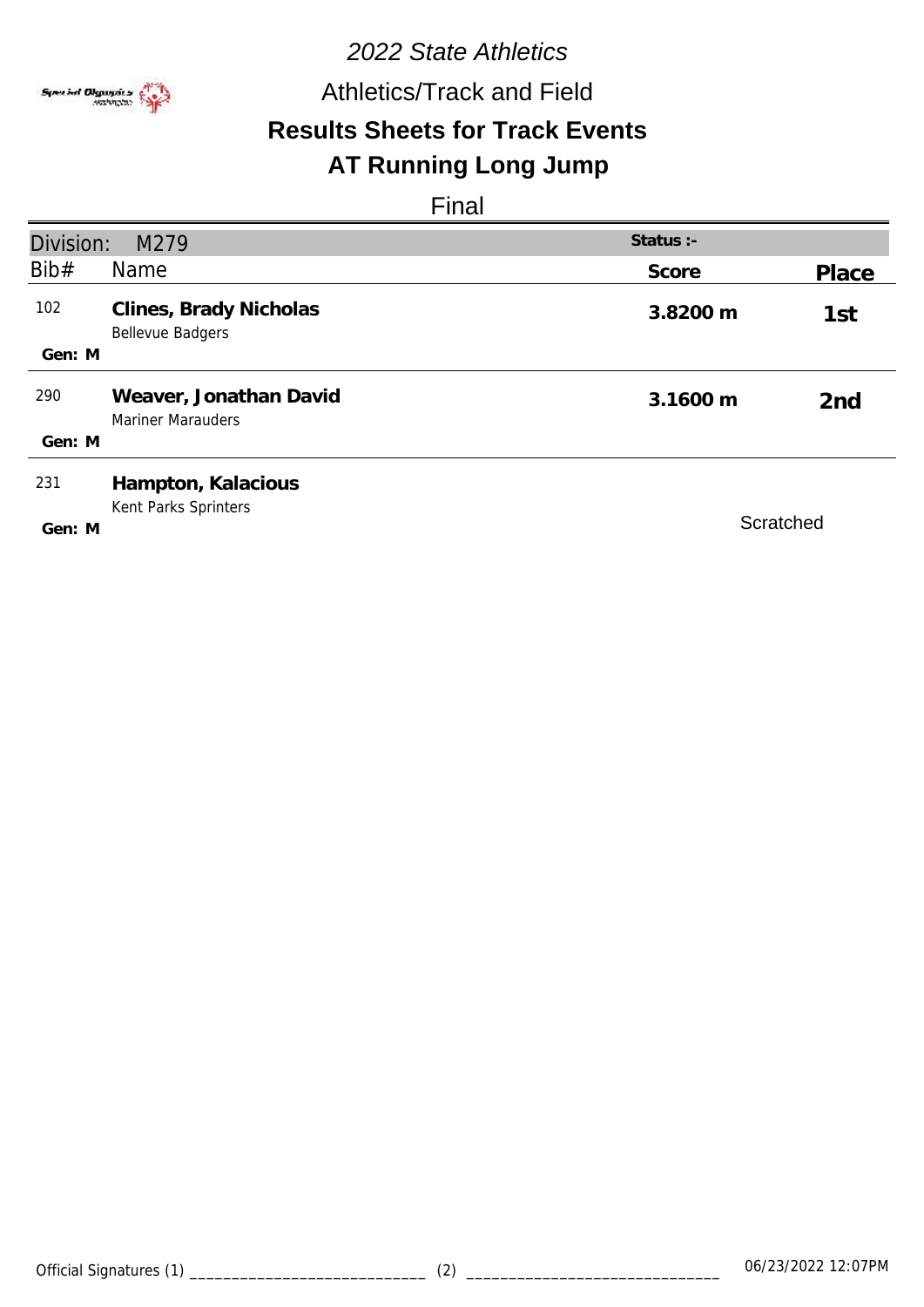*2022 State Athletics*

Athletics/Track and Field

## Results Sheets for Track Events

## AT Running Long Jump

Final

| Division: M279 | | Status :- | |
|---|---|---|---|
| Bib# | Name | Score | Place |
| 102<br>Gen: M | **Clines, Brady Nicholas**<br>Bellevue Badgers | **3.8200 m** | **1st** |
| 290<br>Gen: M | **Weaver, Jonathan David**<br>Mariner Marauders | **3.1600 m** | **2nd** |
| 231<br>Gen: M | **Hampton, Kalacious**<br>Kent Parks Sprinters | Scratched | |

Official Signatures (1) ____________________________ (2) ______________________________ 06/23/2022 12:07PM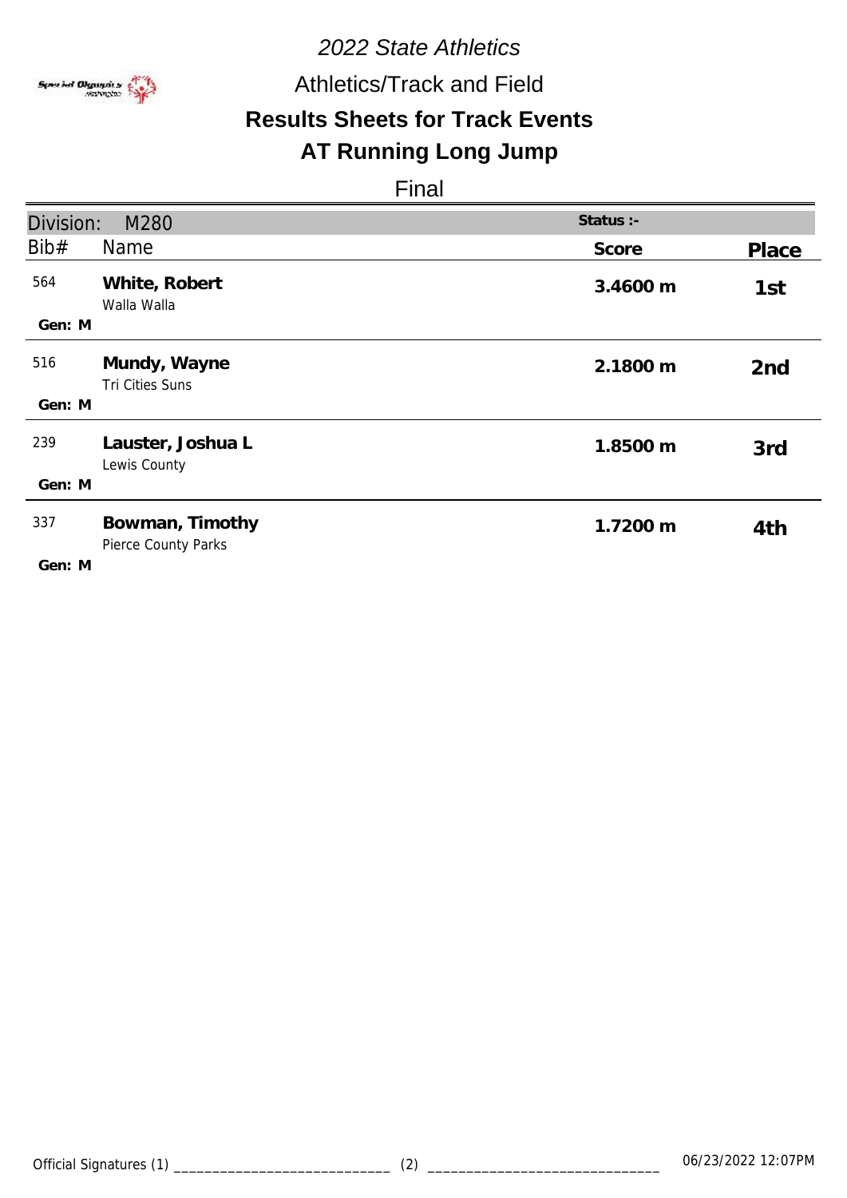*2022 State Athletics*

Athletics/Track and Field

## Results Sheets for Track Events

## AT Running Long Jump

Final

| Division: M280 | | Status :- | |
|---|---|---|---|
| Bib# | Name | Score | Place |
| 564 Gen: M | **White, Robert** Walla Walla | **3.4600 m** | 1st |
| 516 Gen: M | **Mundy, Wayne** Tri Cities Suns | **2.1800 m** | 2nd |
| 239 Gen: M | **Lauster, Joshua L** Lewis County | **1.8500 m** | 3rd |
| 337 Gen: M | **Bowman, Timothy** Pierce County Parks | **1.7200 m** | 4th |

Official Signatures (1) ___________________________ (2) _____________________________ 06/23/2022 12:07PM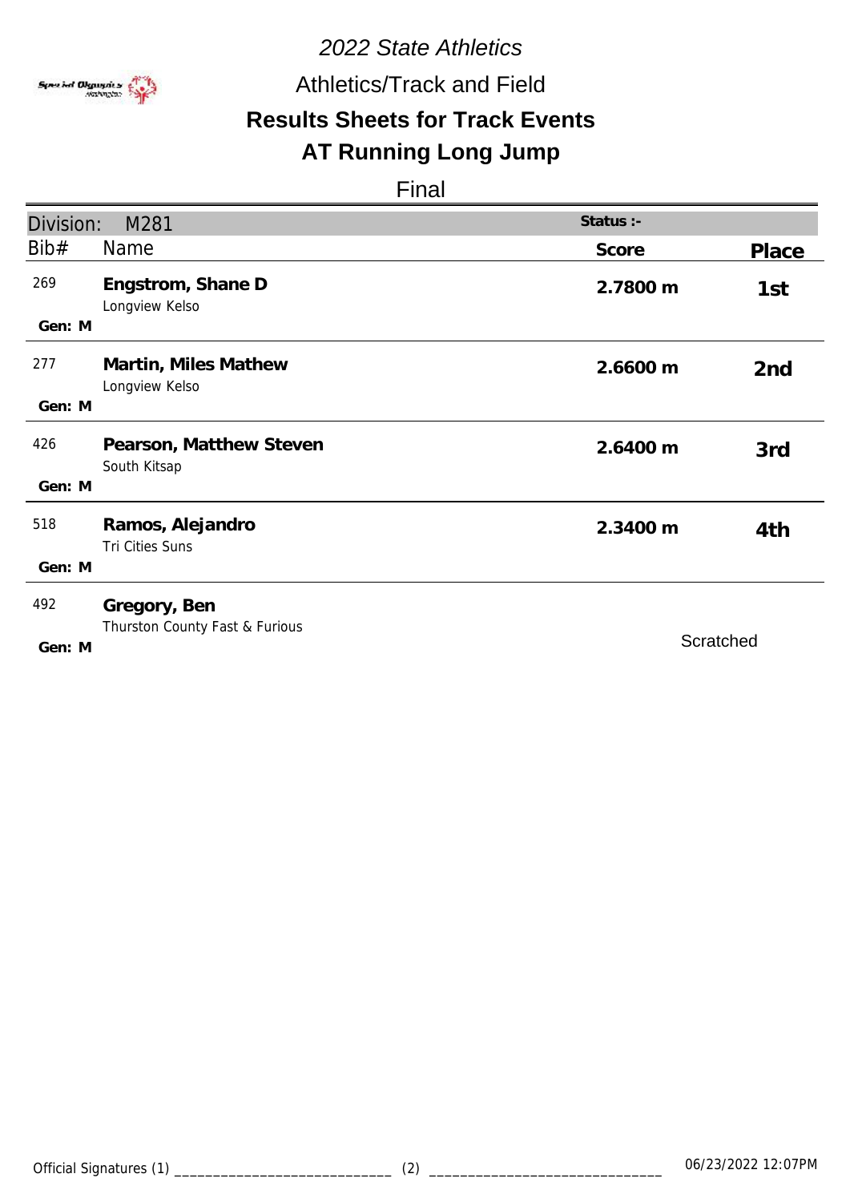*2022 State Athletics*

Athletics/Track and Field

## Results Sheets for Track Events

## AT Running Long Jump

Final

| Division: M281 | | Status :- | |
|---|---|---|---|
| Bib# | Name | Score | Place |
| 269<br>Gen: M | **Engstrom, Shane D**<br>Longview Kelso | **2.7800 m** | **1st** |
| 277<br>Gen: M | **Martin, Miles Mathew**<br>Longview Kelso | **2.6600 m** | **2nd** |
| 426<br>Gen: M | **Pearson, Matthew Steven**<br>South Kitsap | **2.6400 m** | **3rd** |
| 518<br>Gen: M | **Ramos, Alejandro**<br>Tri Cities Suns | **2.3400 m** | **4th** |
| 492<br>Gen: M | **Gregory, Ben**<br>Thurston County Fast & Furious | Scratched | |

Official Signatures (1) ____________________________ (2) ______________________________ 06/23/2022 12:07PM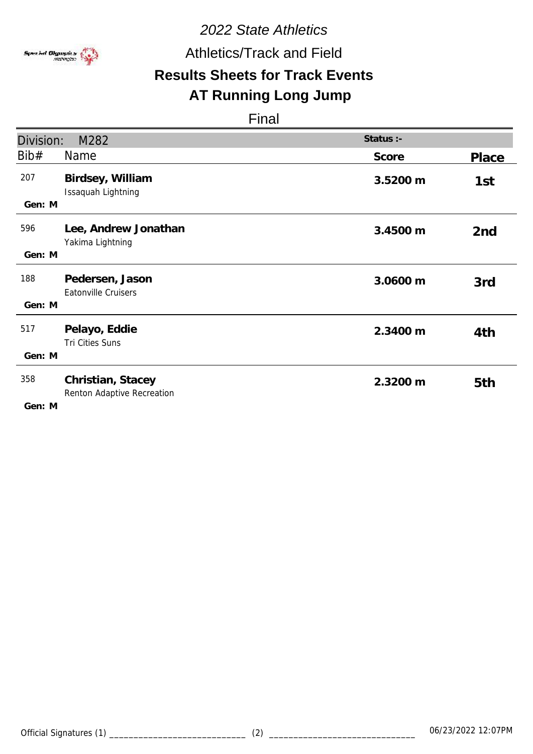*2022 State Athletics*

Athletics/Track and Field

## Results Sheets for Track Events

## AT Running Long Jump

Final

| Division: M282 | | Status :- | |
|---|---|---|---|
| Bib# | Name | Score | Place |
| 207<br>Gen: M | **Birdsey, William**<br>Issaquah Lightning | **3.5200 m** | **1st** |
| 596<br>Gen: M | **Lee, Andrew Jonathan**<br>Yakima Lightning | **3.4500 m** | **2nd** |
| 188<br>Gen: M | **Pedersen, Jason**<br>Eatonville Cruisers | **3.0600 m** | **3rd** |
| 517<br>Gen: M | **Pelayo, Eddie**<br>Tri Cities Suns | **2.3400 m** | **4th** |
| 358<br>Gen: M | **Christian, Stacey**<br>Renton Adaptive Recreation | **2.3200 m** | **5th** |

Official Signatures (1) ____________________________ (2) ______________________________ 06/23/2022 12:07PM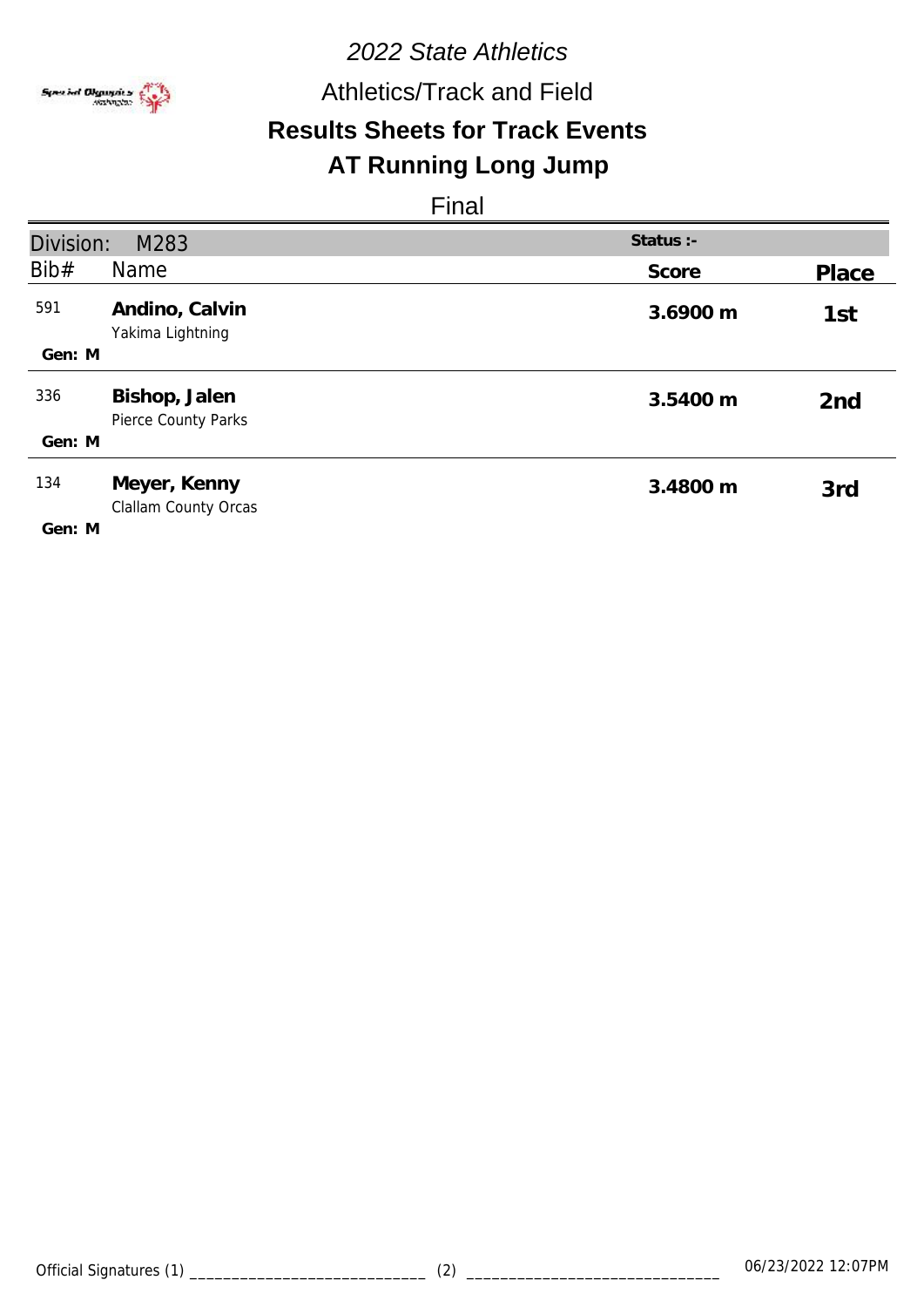*2022 State Athletics*

Athletics/Track and Field

## Results Sheets for Track Events

## AT Running Long Jump

Final

| Division: M283 | | Status :- | |
|---|---|---|---|
| Bib# | Name | Score | Place |
| 591<br>Gen: M | **Andino, Calvin**<br>Yakima Lightning | **3.6900 m** | 1st |
| 336<br>Gen: M | **Bishop, Jalen**<br>Pierce County Parks | **3.5400 m** | 2nd |
| 134<br>Gen: M | **Meyer, Kenny**<br>Clallam County Orcas | **3.4800 m** | 3rd |

Official Signatures (1) ____________________________ (2) ______________________________ 06/23/2022 12:07PM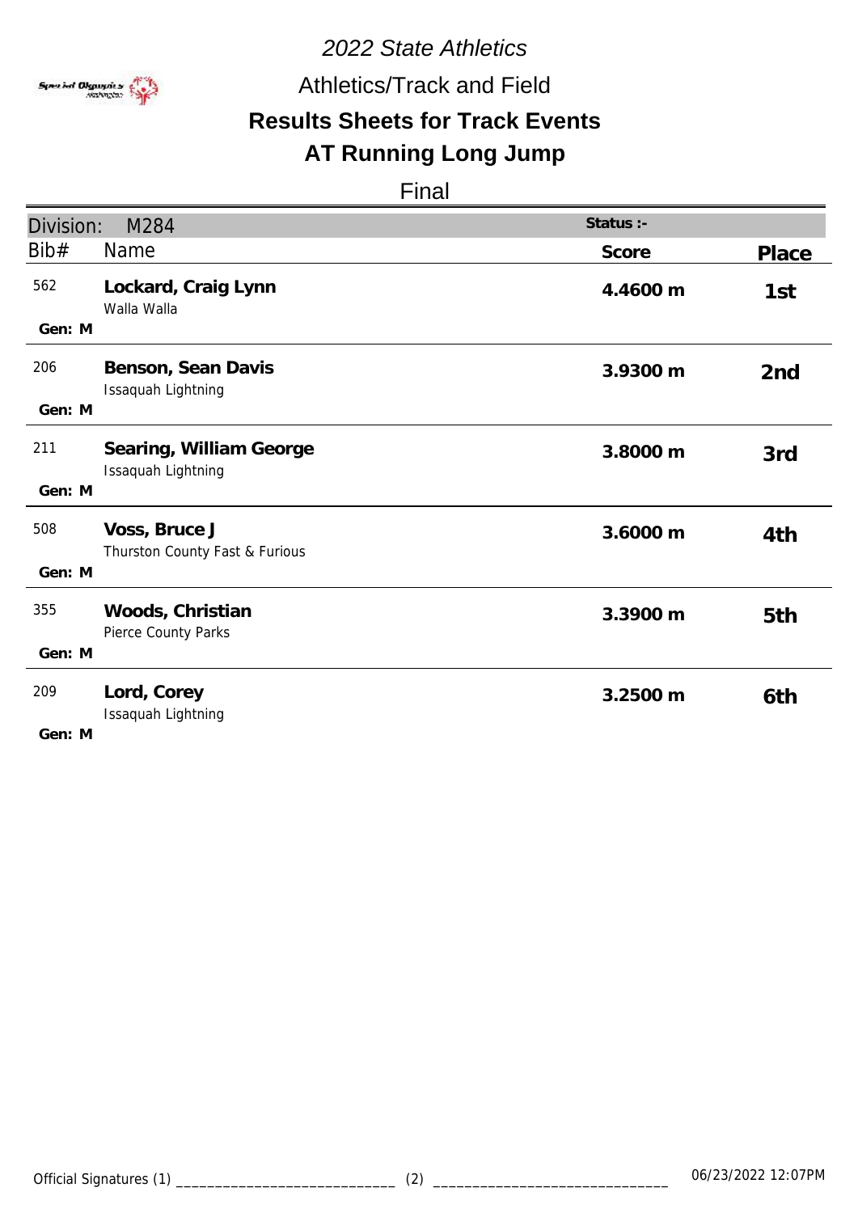# 2022 State Athletics

## Athletics/Track and Field

## Results Sheets for Track Events

## AT Running Long Jump

Final

Division: M284 Status :-

| Bib# | Name | Score | Place |
|---|---|---|---|
| 562<br>Gen: M | **Lockard, Craig Lynn**<br>Walla Walla | 4.4600 m | 1st |
| 206<br>Gen: M | **Benson, Sean Davis**<br>Issaquah Lightning | 3.9300 m | 2nd |
| 211<br>Gen: M | **Searing, William George**<br>Issaquah Lightning | 3.8000 m | 3rd |
| 508<br>Gen: M | **Voss, Bruce J**<br>Thurston County Fast & Furious | 3.6000 m | 4th |
| 355<br>Gen: M | **Woods, Christian**<br>Pierce County Parks | 3.3900 m | 5th |
| 209<br>Gen: M | **Lord, Corey**<br>Issaquah Lightning | 3.2500 m | 6th |

Official Signatures (1) ____________________________ (2) ______________________________ 06/23/2022 12:07PM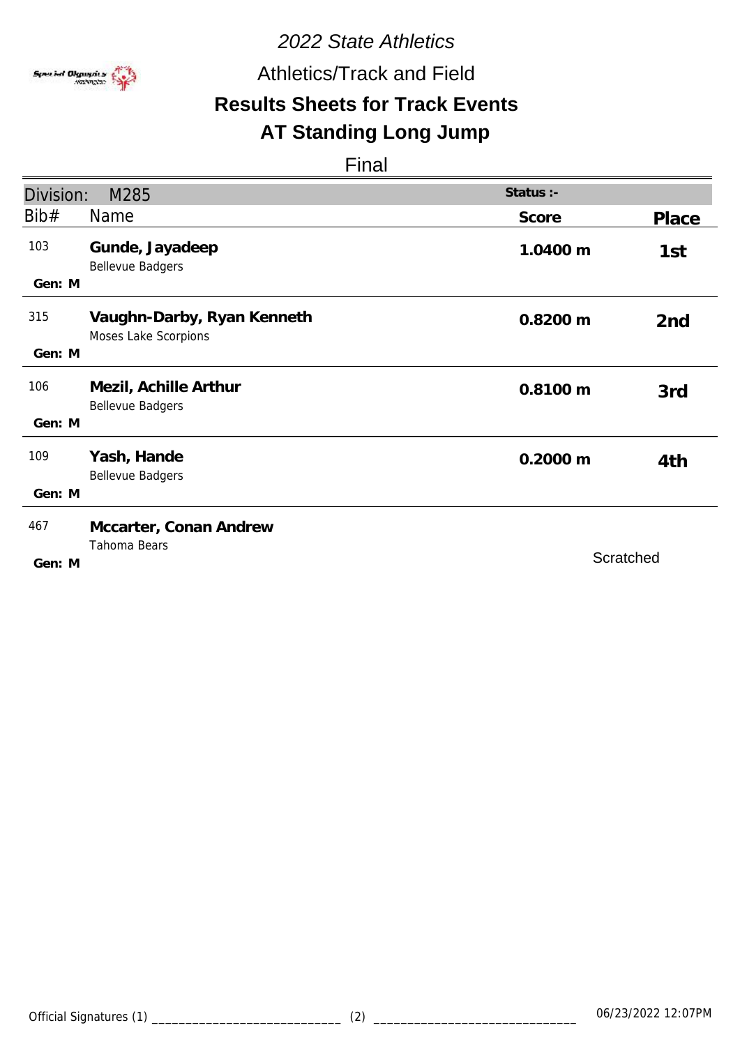# 2022 State Athletics

## Athletics/Track and Field

## Results Sheets for Track Events

## AT Standing Long Jump

### Final

| Division: M285 | | Status :- | |
|---|---|---|---|
| **Bib#** | **Name** | **Score** | **Place** |
| 103<br>Gen: M | **Gunde, Jayadeep**<br>Bellevue Badgers | **1.0400 m** | **1st** |
| 315<br>Gen: M | **Vaughn-Darby, Ryan Kenneth**<br>Moses Lake Scorpions | **0.8200 m** | **2nd** |
| 106<br>Gen: M | **Mezil, Achille Arthur**<br>Bellevue Badgers | **0.8100 m** | **3rd** |
| 109<br>Gen: M | **Yash, Hande**<br>Bellevue Badgers | **0.2000 m** | **4th** |
| 467<br>Gen: M | **Mccarter, Conan Andrew**<br>Tahoma Bears | Scratched | |

Official Signatures (1) ____________________________ (2) ______________________________ 06/23/2022 12:07PM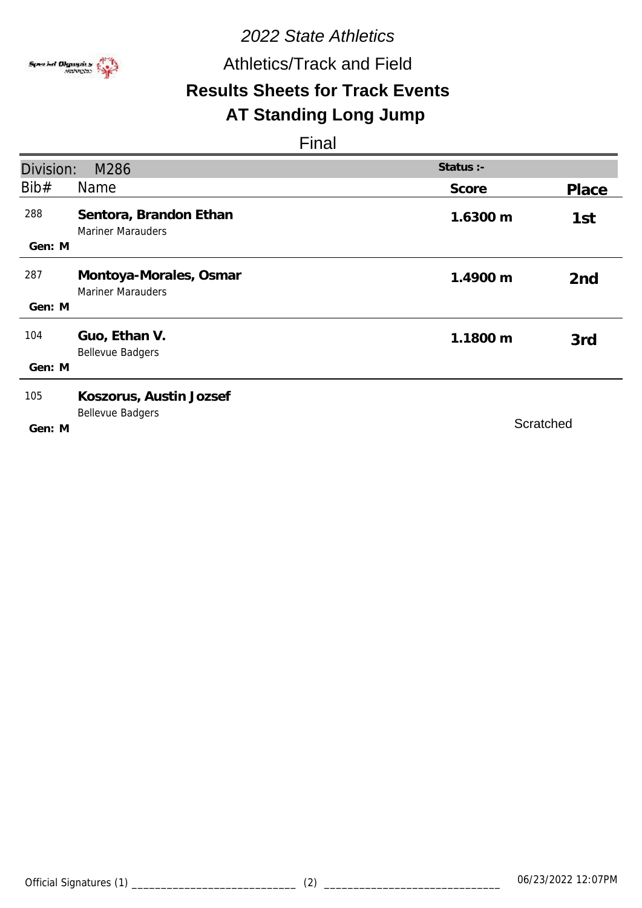*2022 State Athletics*

Athletics/Track and Field

## Results Sheets for Track Events

## AT Standing Long Jump

Final

| Division: M286 | | Status :- | |
|---|---|---|---|
| Bib# | Name | Score | Place |
| 288 | **Sentora, Brandon Ethan**<br>Mariner Marauders<br>Gen: M | 1.6300 m | 1st |
| 287 | **Montoya-Morales, Osmar**<br>Mariner Marauders<br>Gen: M | 1.4900 m | 2nd |
| 104 | **Guo, Ethan V.**<br>Bellevue Badgers<br>Gen: M | 1.1800 m | 3rd |
| 105 | **Koszorus, Austin Jozsef**<br>Bellevue Badgers<br>Gen: M | Scratched | |

Official Signatures (1) ____________________________ (2) ______________________________

06/23/2022 12:07PM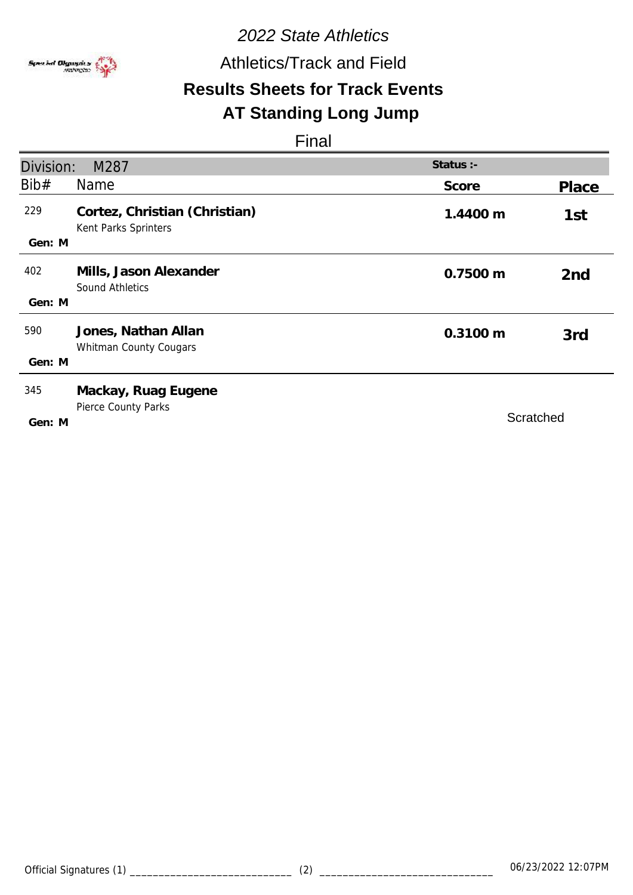*2022 State Athletics*

Athletics/Track and Field

## Results Sheets for Track Events

## AT Standing Long Jump

Final

| Division: M287 | | Status :- | |
|---|---|---|---|
| Bib# | Name | Score | Place |
| 229<br>Gen: M | **Cortez, Christian (Christian)**<br>Kent Parks Sprinters | **1.4400 m** | **1st** |
| 402<br>Gen: M | **Mills, Jason Alexander**<br>Sound Athletics | **0.7500 m** | **2nd** |
| 590<br>Gen: M | **Jones, Nathan Allan**<br>Whitman County Cougars | **0.3100 m** | **3rd** |
| 345<br>Gen: M | **Mackay, Ruag Eugene**<br>Pierce County Parks | Scratched | |

Official Signatures (1) ____________________________ (2) ______________________________ 06/23/2022 12:07PM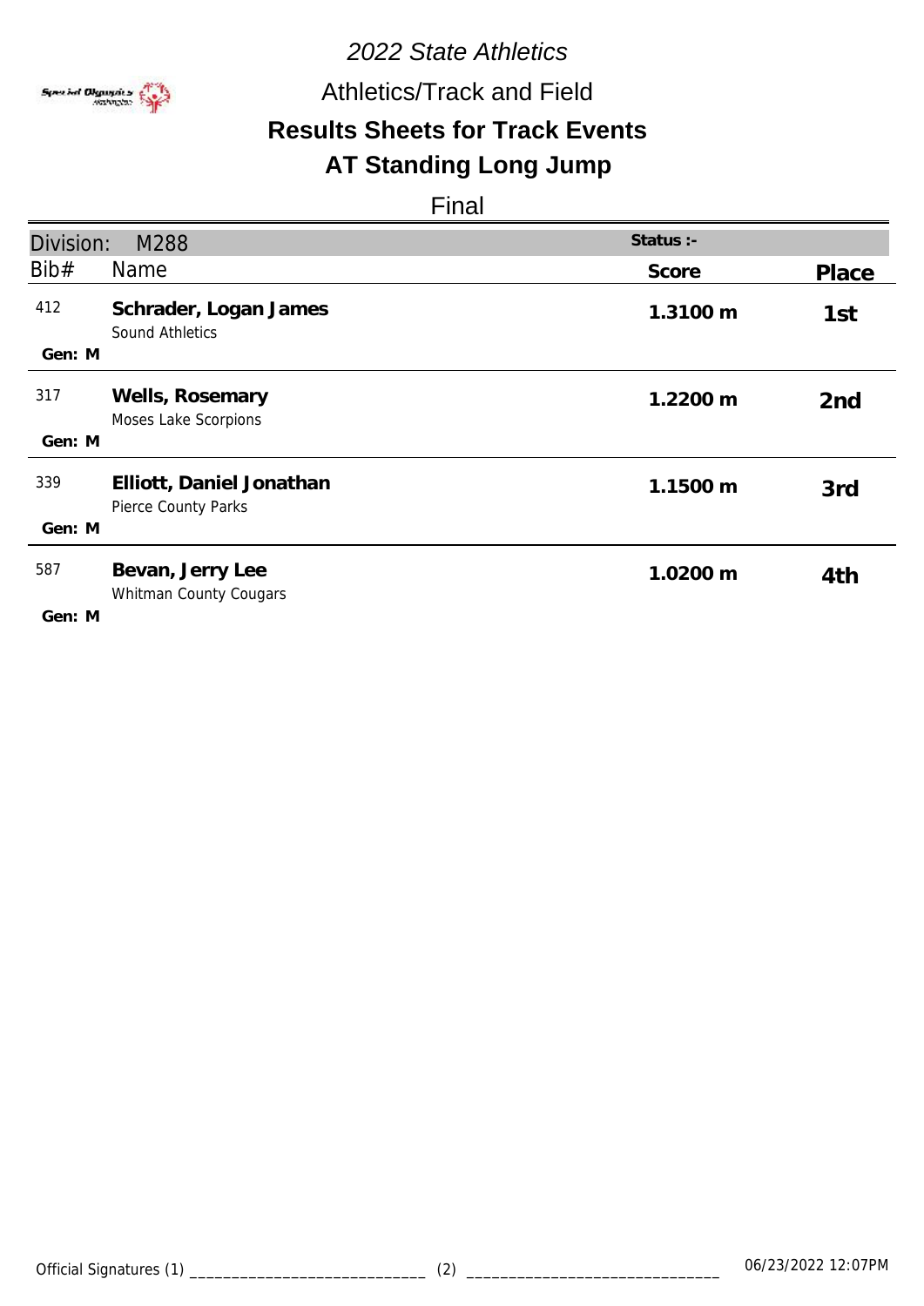*2022 State Athletics*

Athletics/Track and Field

## Results Sheets for Track Events

## AT Standing Long Jump

Final

| Division: M288 | | Status :- | |
|---|---|---|---|
| Bib# | Name | Score | Place |
| 412<br>Gen: M | **Schrader, Logan James**<br>Sound Athletics | **1.3100 m** | **1st** |
| 317<br>Gen: M | **Wells, Rosemary**<br>Moses Lake Scorpions | **1.2200 m** | **2nd** |
| 339<br>Gen: M | **Elliott, Daniel Jonathan**<br>Pierce County Parks | **1.1500 m** | **3rd** |
| 587<br>Gen: M | **Bevan, Jerry Lee**<br>Whitman County Cougars | **1.0200 m** | **4th** |

Official Signatures (1) ____________________________ (2) ______________________________ 06/23/2022 12:07PM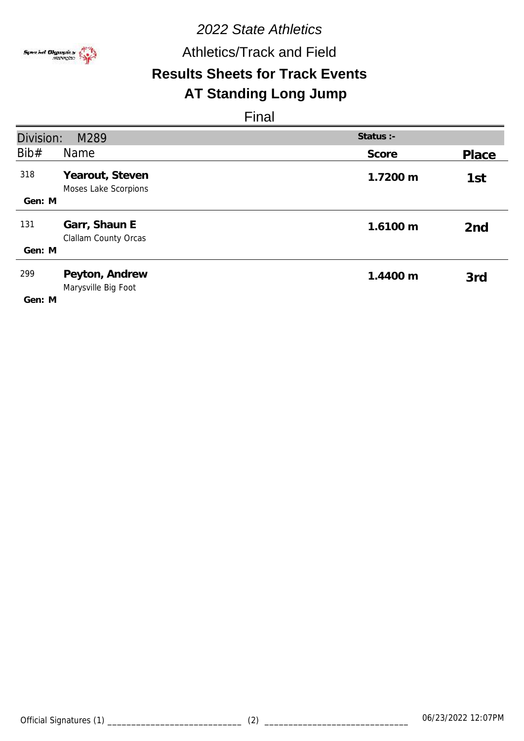*2022 State Athletics*

Athletics/Track and Field

## Results Sheets for Track Events

## AT Standing Long Jump

Final

| Division: M289 | | Status :- | |
|---|---|---|---|
| Bib# | Name | Score | Place |
| 318<br>Gen: M | **Yearout, Steven**<br>Moses Lake Scorpions | **1.7200 m** | 1st |
| 131<br>Gen: M | **Garr, Shaun E**<br>Clallam County Orcas | **1.6100 m** | 2nd |
| 299<br>Gen: M | **Peyton, Andrew**<br>Marysville Big Foot | **1.4400 m** | 3rd |

Official Signatures (1) ____________________________ (2) ______________________________ 06/23/2022 12:07PM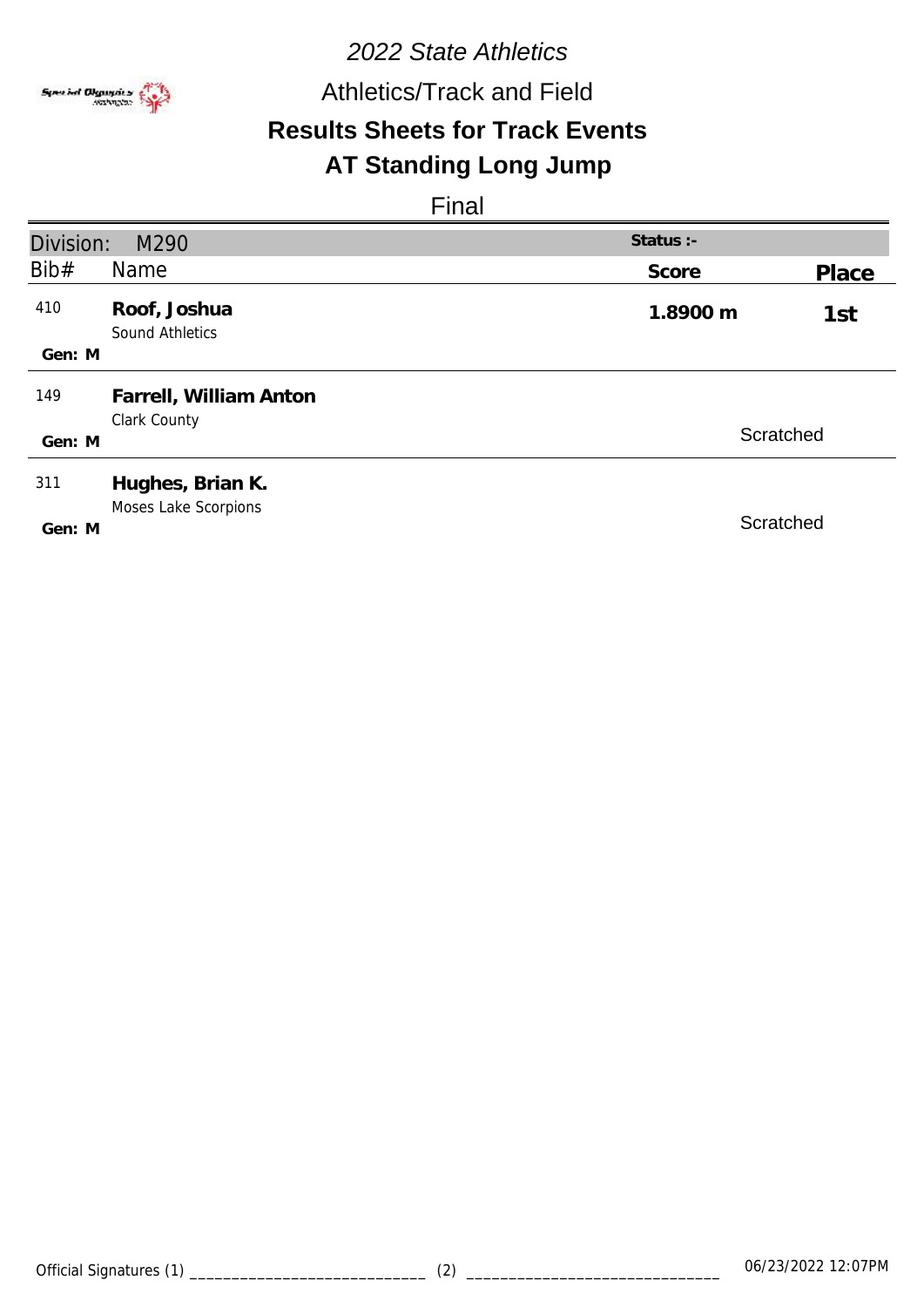# 2022 State Athletics

## Athletics/Track and Field

## Results Sheets for Track Events

## AT Standing Long Jump

Final

**Division:** M290 | **Status :-**

| Bib# | Name | Score | Place |
|---|---|---|---|
| 410<br>Gen: M | **Roof, Joshua**<br>Sound Athletics | 1.8900 m | 1st |
| 149<br>Gen: M | **Farrell, William Anton**<br>Clark County | Scratched | |
| 311<br>Gen: M | **Hughes, Brian K.**<br>Moses Lake Scorpions | Scratched | |

Official Signatures (1) ____________________________ (2) ______________________________

06/23/2022 12:07PM